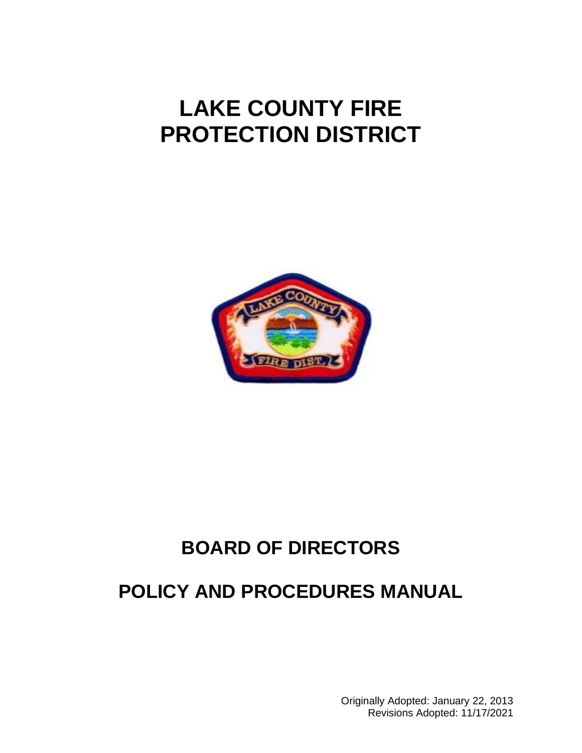# LAKE COUNTY FIRE PROTECTION DISTRICT

## BOARD OF DIRECTORS

## POLICY AND PROCEDURES MANUAL

Originally Adopted: January 22, 2013
Revisions Adopted: 11/17/2021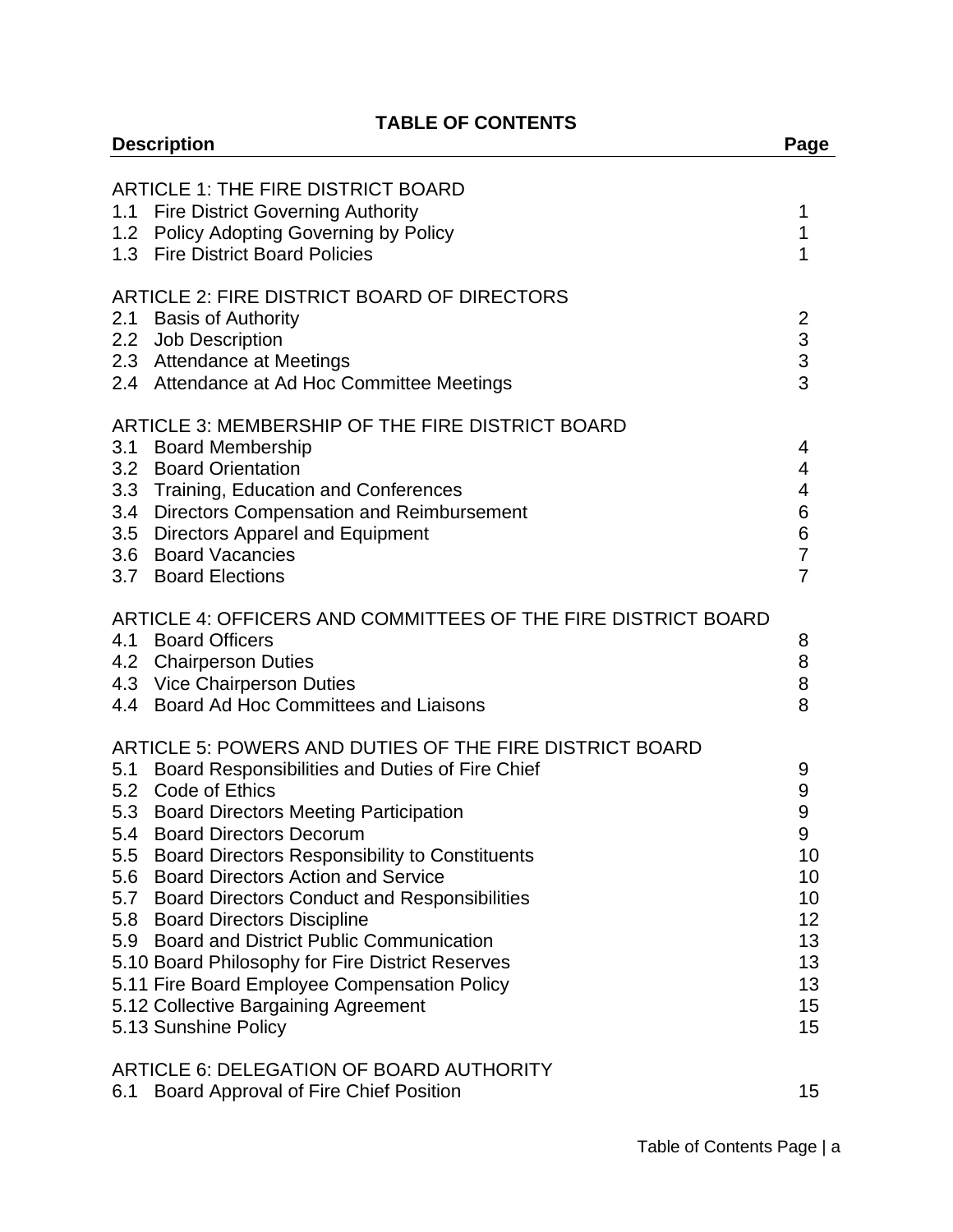# TABLE OF CONTENTS

| Description | Page |
| --- | --- |
| ARTICLE 1: THE FIRE DISTRICT BOARD | |
| 1.1 Fire District Governing Authority | 1 |
| 1.2 Policy Adopting Governing by Policy | 1 |
| 1.3 Fire District Board Policies | 1 |
| ARTICLE 2: FIRE DISTRICT BOARD OF DIRECTORS | |
| 2.1 Basis of Authority | 2 |
| 2.2 Job Description | 3 |
| 2.3 Attendance at Meetings | 3 |
| 2.4 Attendance at Ad Hoc Committee Meetings | 3 |
| ARTICLE 3: MEMBERSHIP OF THE FIRE DISTRICT BOARD | |
| 3.1 Board Membership | 4 |
| 3.2 Board Orientation | 4 |
| 3.3 Training, Education and Conferences | 4 |
| 3.4 Directors Compensation and Reimbursement | 6 |
| 3.5 Directors Apparel and Equipment | 6 |
| 3.6 Board Vacancies | 7 |
| 3.7 Board Elections | 7 |
| ARTICLE 4: OFFICERS AND COMMITTEES OF THE FIRE DISTRICT BOARD | |
| 4.1 Board Officers | 8 |
| 4.2 Chairperson Duties | 8 |
| 4.3 Vice Chairperson Duties | 8 |
| 4.4 Board Ad Hoc Committees and Liaisons | 8 |
| ARTICLE 5: POWERS AND DUTIES OF THE FIRE DISTRICT BOARD | |
| 5.1 Board Responsibilities and Duties of Fire Chief | 9 |
| 5.2 Code of Ethics | 9 |
| 5.3 Board Directors Meeting Participation | 9 |
| 5.4 Board Directors Decorum | 9 |
| 5.5 Board Directors Responsibility to Constituents | 10 |
| 5.6 Board Directors Action and Service | 10 |
| 5.7 Board Directors Conduct and Responsibilities | 10 |
| 5.8 Board Directors Discipline | 12 |
| 5.9 Board and District Public Communication | 13 |
| 5.10 Board Philosophy for Fire District Reserves | 13 |
| 5.11 Fire Board Employee Compensation Policy | 13 |
| 5.12 Collective Bargaining Agreement | 15 |
| 5.13 Sunshine Policy | 15 |
| ARTICLE 6: DELEGATION OF BOARD AUTHORITY | |
| 6.1 Board Approval of Fire Chief Position | 15 |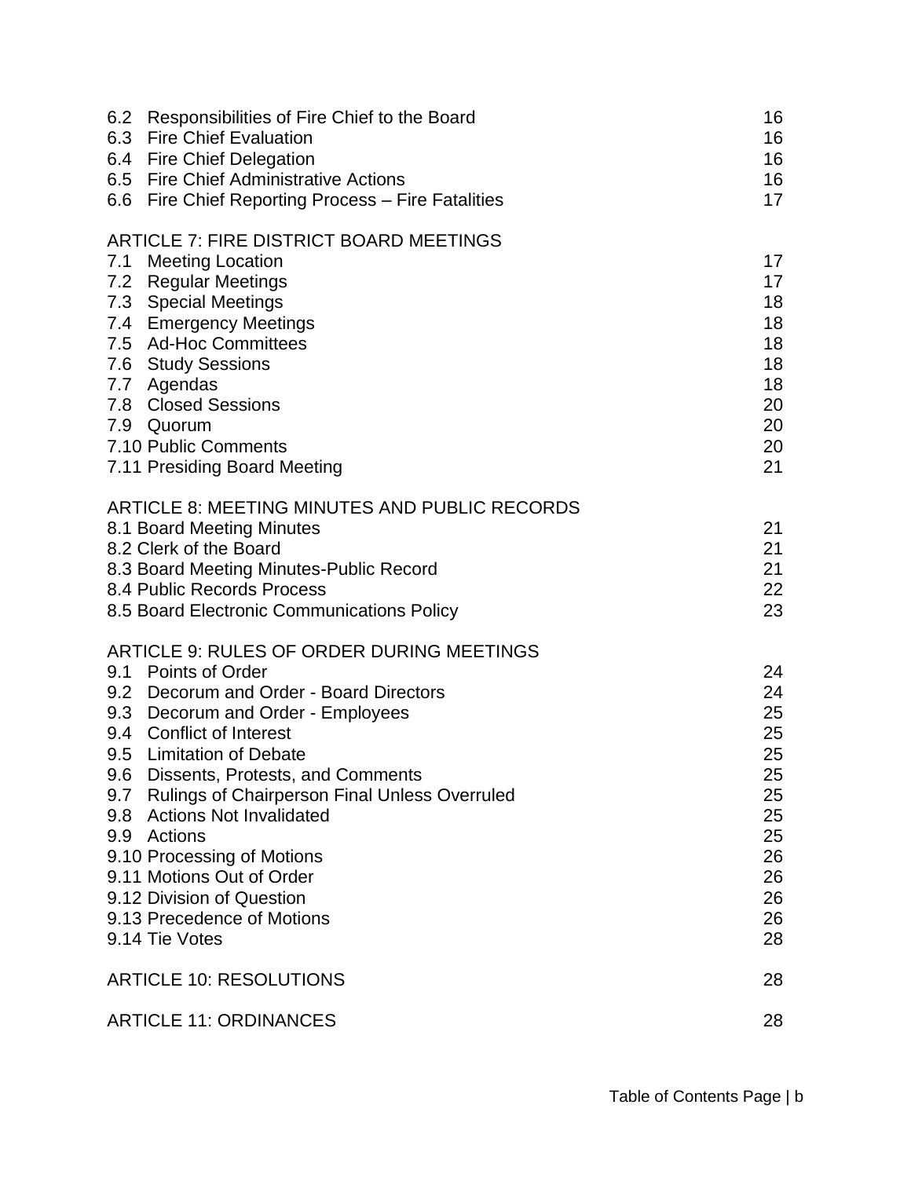| | |
|---|---|
| 6.2 Responsibilities of Fire Chief to the Board | 16 |
| 6.3 Fire Chief Evaluation | 16 |
| 6.4 Fire Chief Delegation | 16 |
| 6.5 Fire Chief Administrative Actions | 16 |
| 6.6 Fire Chief Reporting Process – Fire Fatalities | 17 |
| ARTICLE 7: FIRE DISTRICT BOARD MEETINGS | |
| 7.1 Meeting Location | 17 |
| 7.2 Regular Meetings | 17 |
| 7.3 Special Meetings | 18 |
| 7.4 Emergency Meetings | 18 |
| 7.5 Ad-Hoc Committees | 18 |
| 7.6 Study Sessions | 18 |
| 7.7 Agendas | 18 |
| 7.8 Closed Sessions | 20 |
| 7.9 Quorum | 20 |
| 7.10 Public Comments | 20 |
| 7.11 Presiding Board Meeting | 21 |
| ARTICLE 8: MEETING MINUTES AND PUBLIC RECORDS | |
| 8.1 Board Meeting Minutes | 21 |
| 8.2 Clerk of the Board | 21 |
| 8.3 Board Meeting Minutes-Public Record | 21 |
| 8.4 Public Records Process | 22 |
| 8.5 Board Electronic Communications Policy | 23 |
| ARTICLE 9: RULES OF ORDER DURING MEETINGS | |
| 9.1 Points of Order | 24 |
| 9.2 Decorum and Order - Board Directors | 24 |
| 9.3 Decorum and Order - Employees | 25 |
| 9.4 Conflict of Interest | 25 |
| 9.5 Limitation of Debate | 25 |
| 9.6 Dissents, Protests, and Comments | 25 |
| 9.7 Rulings of Chairperson Final Unless Overruled | 25 |
| 9.8 Actions Not Invalidated | 25 |
| 9.9 Actions | 25 |
| 9.10 Processing of Motions | 26 |
| 9.11 Motions Out of Order | 26 |
| 9.12 Division of Question | 26 |
| 9.13 Precedence of Motions | 26 |
| 9.14 Tie Votes | 28 |
| ARTICLE 10: RESOLUTIONS | 28 |
| ARTICLE 11: ORDINANCES | 28 |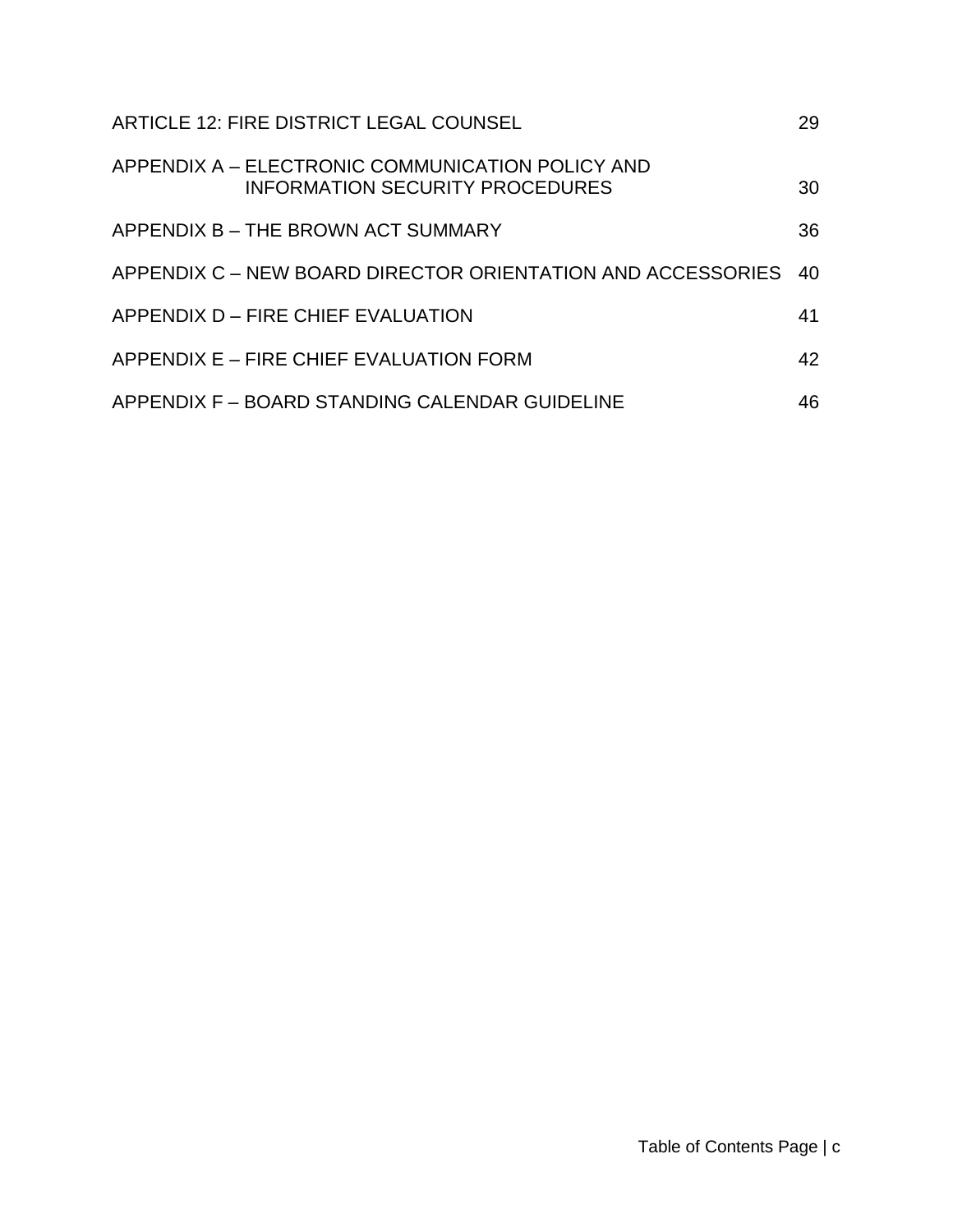| | |
|---|---|
| ARTICLE 12: FIRE DISTRICT LEGAL COUNSEL | 29 |
| APPENDIX A – ELECTRONIC COMMUNICATION POLICY AND INFORMATION SECURITY PROCEDURES | 30 |
| APPENDIX B – THE BROWN ACT SUMMARY | 36 |
| APPENDIX C – NEW BOARD DIRECTOR ORIENTATION AND ACCESSORIES | 40 |
| APPENDIX D – FIRE CHIEF EVALUATION | 41 |
| APPENDIX E – FIRE CHIEF EVALUATION FORM | 42 |
| APPENDIX F – BOARD STANDING CALENDAR GUIDELINE | 46 |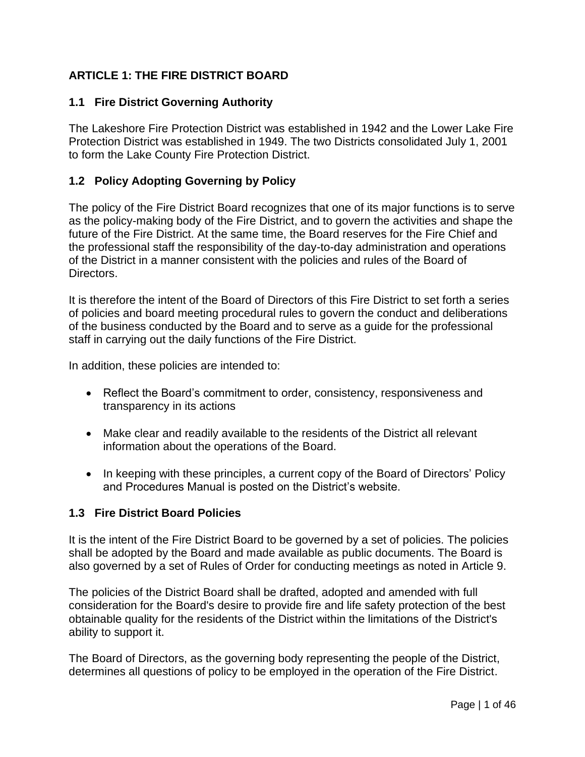## ARTICLE 1: THE FIRE DISTRICT BOARD

### 1.1 Fire District Governing Authority

The Lakeshore Fire Protection District was established in 1942 and the Lower Lake Fire Protection District was established in 1949. The two Districts consolidated July 1, 2001 to form the Lake County Fire Protection District.

### 1.2 Policy Adopting Governing by Policy

The policy of the Fire District Board recognizes that one of its major functions is to serve as the policy-making body of the Fire District, and to govern the activities and shape the future of the Fire District. At the same time, the Board reserves for the Fire Chief and the professional staff the responsibility of the day-to-day administration and operations of the District in a manner consistent with the policies and rules of the Board of Directors.

It is therefore the intent of the Board of Directors of this Fire District to set forth a series of policies and board meeting procedural rules to govern the conduct and deliberations of the business conducted by the Board and to serve as a guide for the professional staff in carrying out the daily functions of the Fire District.

In addition, these policies are intended to:

- Reflect the Board's commitment to order, consistency, responsiveness and transparency in its actions
- Make clear and readily available to the residents of the District all relevant information about the operations of the Board.
- In keeping with these principles, a current copy of the Board of Directors' Policy and Procedures Manual is posted on the District's website.

### 1.3 Fire District Board Policies

It is the intent of the Fire District Board to be governed by a set of policies. The policies shall be adopted by the Board and made available as public documents. The Board is also governed by a set of Rules of Order for conducting meetings as noted in Article 9.

The policies of the District Board shall be drafted, adopted and amended with full consideration for the Board's desire to provide fire and life safety protection of the best obtainable quality for the residents of the District within the limitations of the District's ability to support it.

The Board of Directors, as the governing body representing the people of the District, determines all questions of policy to be employed in the operation of the Fire District.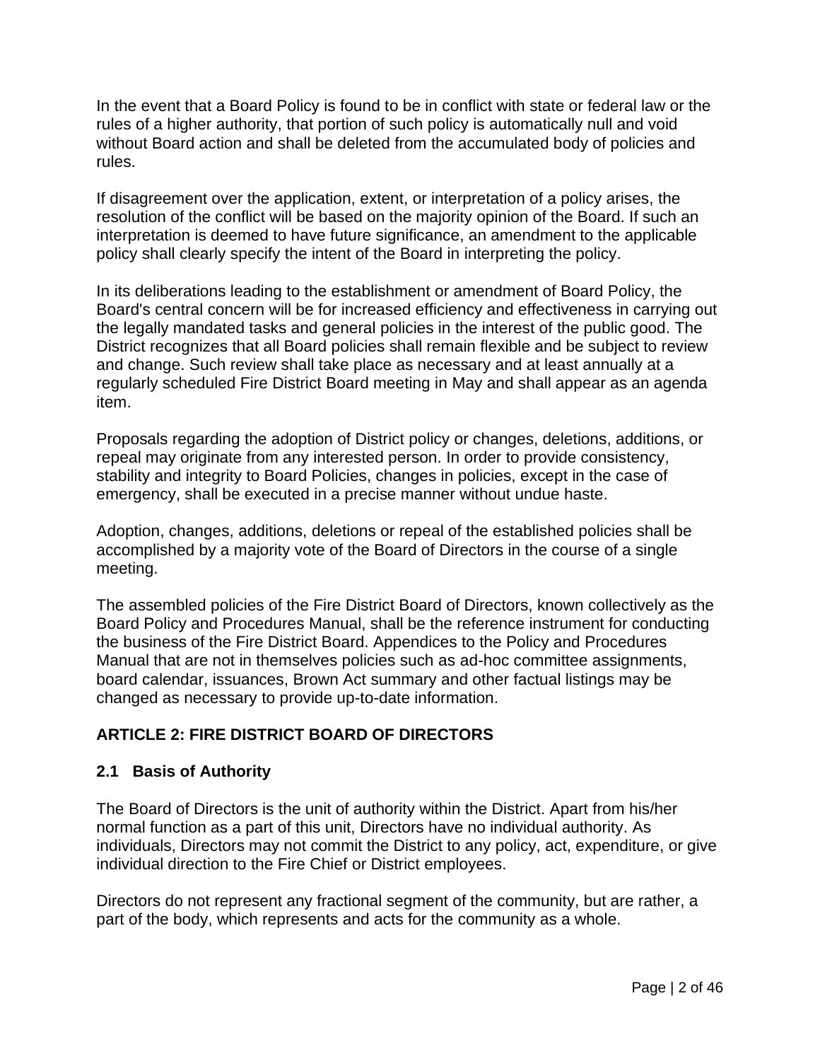In the event that a Board Policy is found to be in conflict with state or federal law or the rules of a higher authority, that portion of such policy is automatically null and void without Board action and shall be deleted from the accumulated body of policies and rules.

If disagreement over the application, extent, or interpretation of a policy arises, the resolution of the conflict will be based on the majority opinion of the Board. If such an interpretation is deemed to have future significance, an amendment to the applicable policy shall clearly specify the intent of the Board in interpreting the policy.

In its deliberations leading to the establishment or amendment of Board Policy, the Board's central concern will be for increased efficiency and effectiveness in carrying out the legally mandated tasks and general policies in the interest of the public good. The District recognizes that all Board policies shall remain flexible and be subject to review and change. Such review shall take place as necessary and at least annually at a regularly scheduled Fire District Board meeting in May and shall appear as an agenda item.

Proposals regarding the adoption of District policy or changes, deletions, additions, or repeal may originate from any interested person. In order to provide consistency, stability and integrity to Board Policies, changes in policies, except in the case of emergency, shall be executed in a precise manner without undue haste.

Adoption, changes, additions, deletions or repeal of the established policies shall be accomplished by a majority vote of the Board of Directors in the course of a single meeting.

The assembled policies of the Fire District Board of Directors, known collectively as the Board Policy and Procedures Manual, shall be the reference instrument for conducting the business of the Fire District Board. Appendices to the Policy and Procedures Manual that are not in themselves policies such as ad-hoc committee assignments, board calendar, issuances, Brown Act summary and other factual listings may be changed as necessary to provide up-to-date information.

## ARTICLE 2: FIRE DISTRICT BOARD OF DIRECTORS

### 2.1 Basis of Authority

The Board of Directors is the unit of authority within the District. Apart from his/her normal function as a part of this unit, Directors have no individual authority. As individuals, Directors may not commit the District to any policy, act, expenditure, or give individual direction to the Fire Chief or District employees.

Directors do not represent any fractional segment of the community, but are rather, a part of the body, which represents and acts for the community as a whole.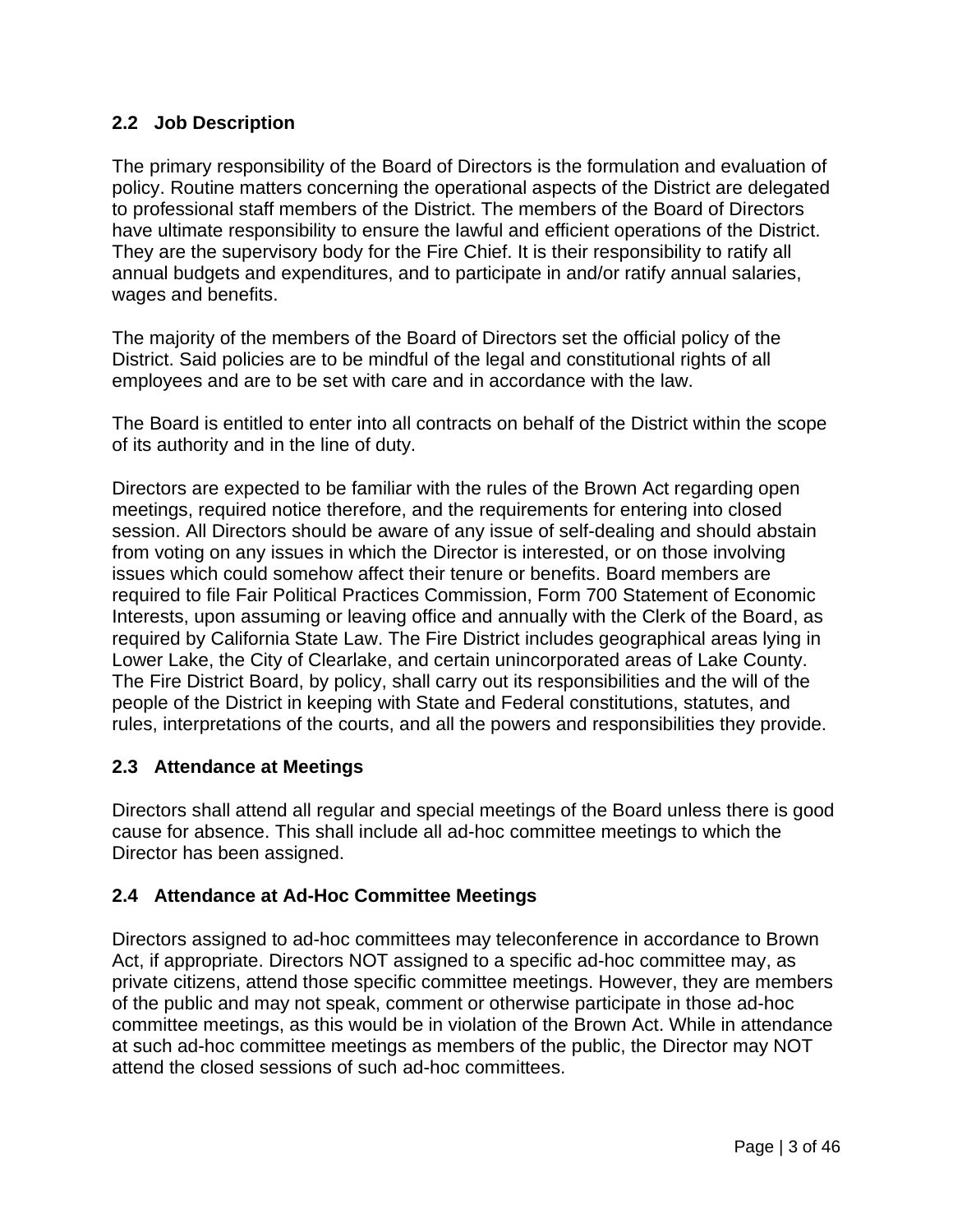### 2.2 Job Description

The primary responsibility of the Board of Directors is the formulation and evaluation of policy. Routine matters concerning the operational aspects of the District are delegated to professional staff members of the District. The members of the Board of Directors have ultimate responsibility to ensure the lawful and efficient operations of the District. They are the supervisory body for the Fire Chief. It is their responsibility to ratify all annual budgets and expenditures, and to participate in and/or ratify annual salaries, wages and benefits.

The majority of the members of the Board of Directors set the official policy of the District. Said policies are to be mindful of the legal and constitutional rights of all employees and are to be set with care and in accordance with the law.

The Board is entitled to enter into all contracts on behalf of the District within the scope of its authority and in the line of duty.

Directors are expected to be familiar with the rules of the Brown Act regarding open meetings, required notice therefore, and the requirements for entering into closed session. All Directors should be aware of any issue of self-dealing and should abstain from voting on any issues in which the Director is interested, or on those involving issues which could somehow affect their tenure or benefits. Board members are required to file Fair Political Practices Commission, Form 700 Statement of Economic Interests, upon assuming or leaving office and annually with the Clerk of the Board, as required by California State Law. The Fire District includes geographical areas lying in Lower Lake, the City of Clearlake, and certain unincorporated areas of Lake County. The Fire District Board, by policy, shall carry out its responsibilities and the will of the people of the District in keeping with State and Federal constitutions, statutes, and rules, interpretations of the courts, and all the powers and responsibilities they provide.

### 2.3 Attendance at Meetings

Directors shall attend all regular and special meetings of the Board unless there is good cause for absence. This shall include all ad-hoc committee meetings to which the Director has been assigned.

### 2.4 Attendance at Ad-Hoc Committee Meetings

Directors assigned to ad-hoc committees may teleconference in accordance to Brown Act, if appropriate. Directors NOT assigned to a specific ad-hoc committee may, as private citizens, attend those specific committee meetings. However, they are members of the public and may not speak, comment or otherwise participate in those ad-hoc committee meetings, as this would be in violation of the Brown Act. While in attendance at such ad-hoc committee meetings as members of the public, the Director may NOT attend the closed sessions of such ad-hoc committees.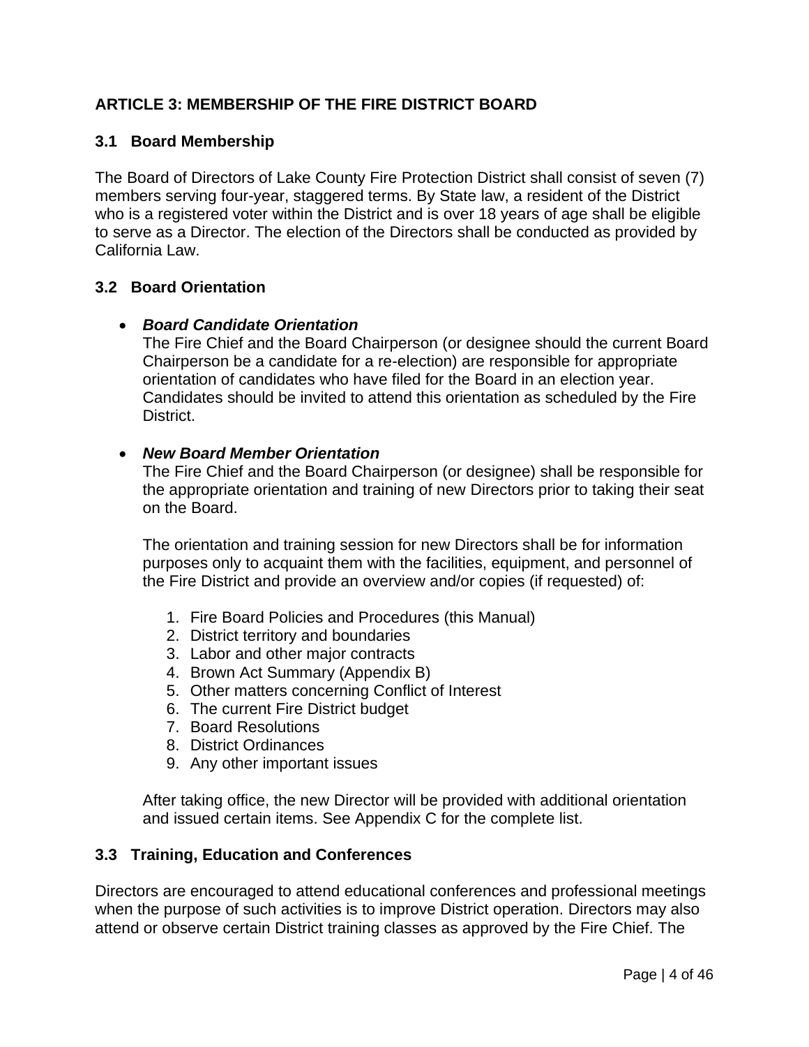## ARTICLE 3: MEMBERSHIP OF THE FIRE DISTRICT BOARD

### 3.1 Board Membership

The Board of Directors of Lake County Fire Protection District shall consist of seven (7) members serving four-year, staggered terms. By State law, a resident of the District who is a registered voter within the District and is over 18 years of age shall be eligible to serve as a Director. The election of the Directors shall be conducted as provided by California Law.

### 3.2 Board Orientation

- ***Board Candidate Orientation***
  The Fire Chief and the Board Chairperson (or designee should the current Board Chairperson be a candidate for a re-election) are responsible for appropriate orientation of candidates who have filed for the Board in an election year. Candidates should be invited to attend this orientation as scheduled by the Fire District.

- ***New Board Member Orientation***
  The Fire Chief and the Board Chairperson (or designee) shall be responsible for the appropriate orientation and training of new Directors prior to taking their seat on the Board.

  The orientation and training session for new Directors shall be for information purposes only to acquaint them with the facilities, equipment, and personnel of the Fire District and provide an overview and/or copies (if requested) of:

  1. Fire Board Policies and Procedures (this Manual)
  2. District territory and boundaries
  3. Labor and other major contracts
  4. Brown Act Summary (Appendix B)
  5. Other matters concerning Conflict of Interest
  6. The current Fire District budget
  7. Board Resolutions
  8. District Ordinances
  9. Any other important issues

  After taking office, the new Director will be provided with additional orientation and issued certain items. See Appendix C for the complete list.

### 3.3 Training, Education and Conferences

Directors are encouraged to attend educational conferences and professional meetings when the purpose of such activities is to improve District operation. Directors may also attend or observe certain District training classes as approved by the Fire Chief. The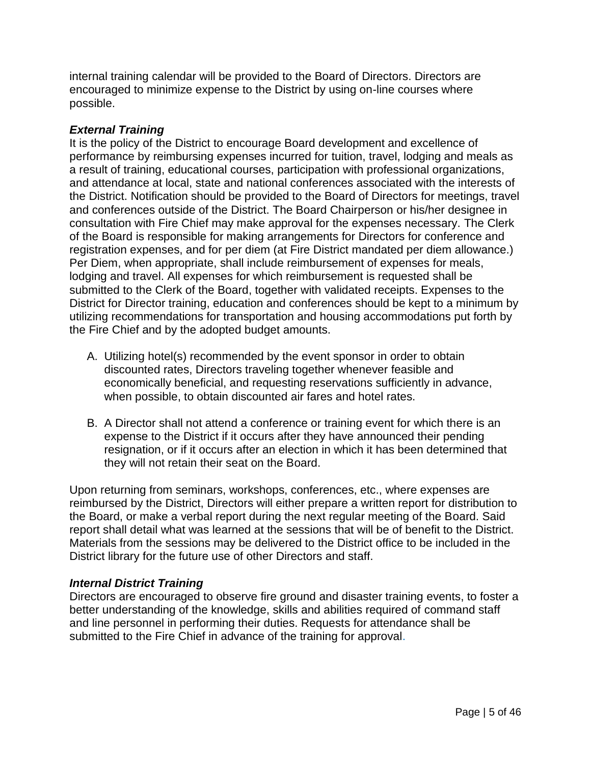internal training calendar will be provided to the Board of Directors. Directors are encouraged to minimize expense to the District by using on-line courses where possible.

***External Training***
It is the policy of the District to encourage Board development and excellence of performance by reimbursing expenses incurred for tuition, travel, lodging and meals as a result of training, educational courses, participation with professional organizations, and attendance at local, state and national conferences associated with the interests of the District. Notification should be provided to the Board of Directors for meetings, travel and conferences outside of the District. The Board Chairperson or his/her designee in consultation with Fire Chief may make approval for the expenses necessary. The Clerk of the Board is responsible for making arrangements for Directors for conference and registration expenses, and for per diem (at Fire District mandated per diem allowance.) Per Diem, when appropriate, shall include reimbursement of expenses for meals, lodging and travel. All expenses for which reimbursement is requested shall be submitted to the Clerk of the Board, together with validated receipts. Expenses to the District for Director training, education and conferences should be kept to a minimum by utilizing recommendations for transportation and housing accommodations put forth by the Fire Chief and by the adopted budget amounts.

A. Utilizing hotel(s) recommended by the event sponsor in order to obtain discounted rates, Directors traveling together whenever feasible and economically beneficial, and requesting reservations sufficiently in advance, when possible, to obtain discounted air fares and hotel rates.

B. A Director shall not attend a conference or training event for which there is an expense to the District if it occurs after they have announced their pending resignation, or if it occurs after an election in which it has been determined that they will not retain their seat on the Board.

Upon returning from seminars, workshops, conferences, etc., where expenses are reimbursed by the District, Directors will either prepare a written report for distribution to the Board, or make a verbal report during the next regular meeting of the Board. Said report shall detail what was learned at the sessions that will be of benefit to the District. Materials from the sessions may be delivered to the District office to be included in the District library for the future use of other Directors and staff.

***Internal District Training***
Directors are encouraged to observe fire ground and disaster training events, to foster a better understanding of the knowledge, skills and abilities required of command staff and line personnel in performing their duties. Requests for attendance shall be submitted to the Fire Chief in advance of the training for approval.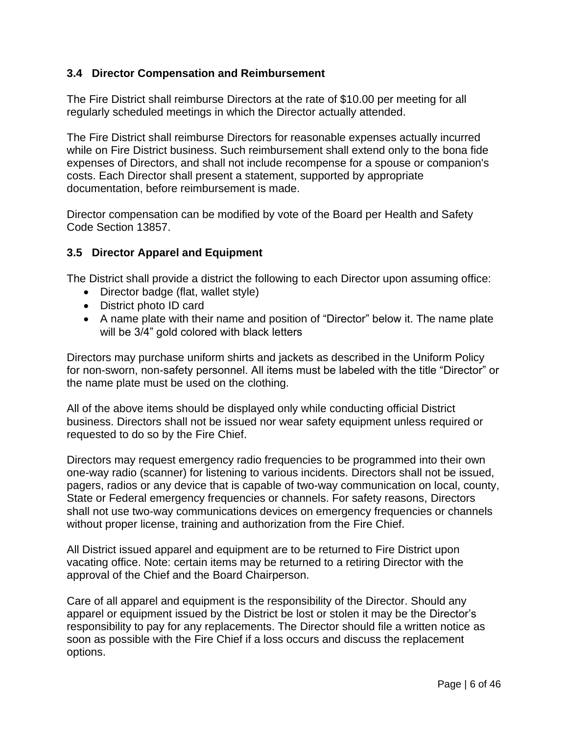### 3.4 Director Compensation and Reimbursement

The Fire District shall reimburse Directors at the rate of $10.00 per meeting for all regularly scheduled meetings in which the Director actually attended.

The Fire District shall reimburse Directors for reasonable expenses actually incurred while on Fire District business. Such reimbursement shall extend only to the bona fide expenses of Directors, and shall not include recompense for a spouse or companion's costs. Each Director shall present a statement, supported by appropriate documentation, before reimbursement is made.

Director compensation can be modified by vote of the Board per Health and Safety Code Section 13857.

### 3.5 Director Apparel and Equipment

The District shall provide a district the following to each Director upon assuming office:

- Director badge (flat, wallet style)
- District photo ID card
- A name plate with their name and position of "Director" below it. The name plate will be 3/4" gold colored with black letters

Directors may purchase uniform shirts and jackets as described in the Uniform Policy for non-sworn, non-safety personnel. All items must be labeled with the title "Director" or the name plate must be used on the clothing.

All of the above items should be displayed only while conducting official District business. Directors shall not be issued nor wear safety equipment unless required or requested to do so by the Fire Chief.

Directors may request emergency radio frequencies to be programmed into their own one-way radio (scanner) for listening to various incidents. Directors shall not be issued, pagers, radios or any device that is capable of two-way communication on local, county, State or Federal emergency frequencies or channels. For safety reasons, Directors shall not use two-way communications devices on emergency frequencies or channels without proper license, training and authorization from the Fire Chief.

All District issued apparel and equipment are to be returned to Fire District upon vacating office. Note: certain items may be returned to a retiring Director with the approval of the Chief and the Board Chairperson.

Care of all apparel and equipment is the responsibility of the Director. Should any apparel or equipment issued by the District be lost or stolen it may be the Director's responsibility to pay for any replacements. The Director should file a written notice as soon as possible with the Fire Chief if a loss occurs and discuss the replacement options.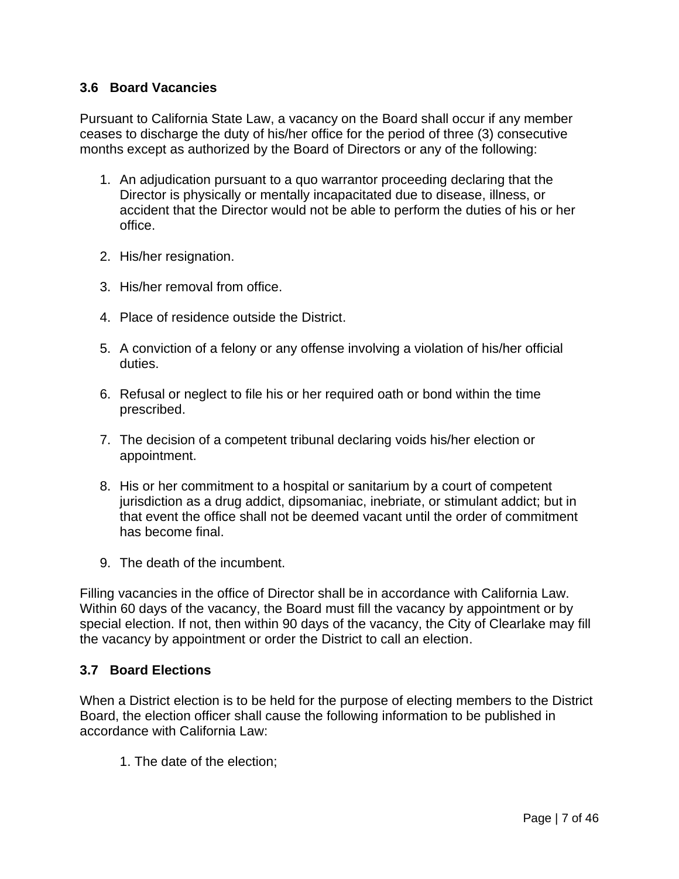### 3.6 Board Vacancies

Pursuant to California State Law, a vacancy on the Board shall occur if any member ceases to discharge the duty of his/her office for the period of three (3) consecutive months except as authorized by the Board of Directors or any of the following:

1. An adjudication pursuant to a quo warrantor proceeding declaring that the Director is physically or mentally incapacitated due to disease, illness, or accident that the Director would not be able to perform the duties of his or her office.

2. His/her resignation.

3. His/her removal from office.

4. Place of residence outside the District.

5. A conviction of a felony or any offense involving a violation of his/her official duties.

6. Refusal or neglect to file his or her required oath or bond within the time prescribed.

7. The decision of a competent tribunal declaring voids his/her election or appointment.

8. His or her commitment to a hospital or sanitarium by a court of competent jurisdiction as a drug addict, dipsomaniac, inebriate, or stimulant addict; but in that event the office shall not be deemed vacant until the order of commitment has become final.

9. The death of the incumbent.

Filling vacancies in the office of Director shall be in accordance with California Law. Within 60 days of the vacancy, the Board must fill the vacancy by appointment or by special election. If not, then within 90 days of the vacancy, the City of Clearlake may fill the vacancy by appointment or order the District to call an election.

### 3.7 Board Elections

When a District election is to be held for the purpose of electing members to the District Board, the election officer shall cause the following information to be published in accordance with California Law:

1. The date of the election;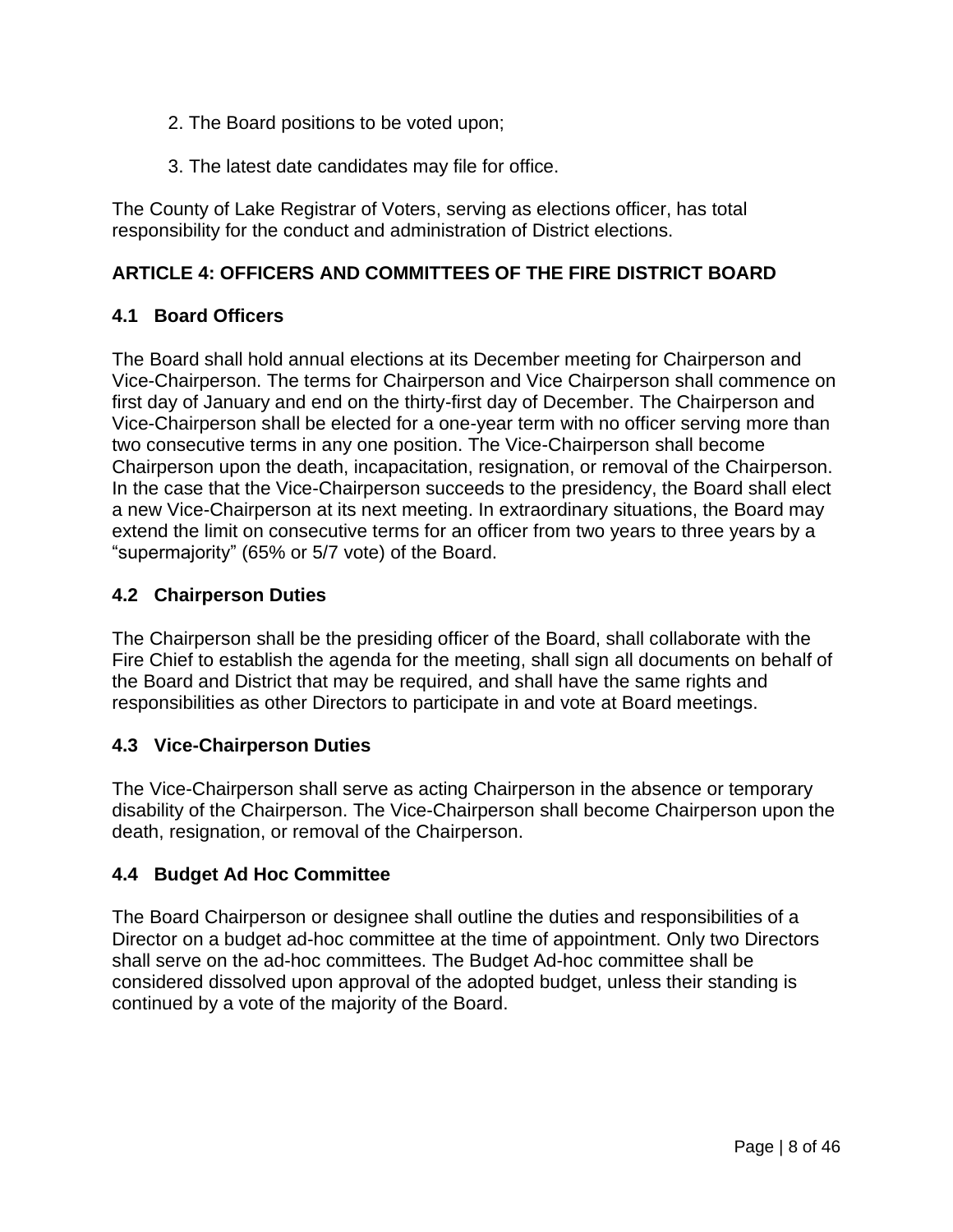2. The Board positions to be voted upon;

3. The latest date candidates may file for office.

The County of Lake Registrar of Voters, serving as elections officer, has total responsibility for the conduct and administration of District elections.

## ARTICLE 4: OFFICERS AND COMMITTEES OF THE FIRE DISTRICT BOARD

### 4.1 Board Officers

The Board shall hold annual elections at its December meeting for Chairperson and Vice-Chairperson. The terms for Chairperson and Vice Chairperson shall commence on first day of January and end on the thirty-first day of December. The Chairperson and Vice-Chairperson shall be elected for a one-year term with no officer serving more than two consecutive terms in any one position. The Vice-Chairperson shall become Chairperson upon the death, incapacitation, resignation, or removal of the Chairperson. In the case that the Vice-Chairperson succeeds to the presidency, the Board shall elect a new Vice-Chairperson at its next meeting. In extraordinary situations, the Board may extend the limit on consecutive terms for an officer from two years to three years by a "supermajority" (65% or 5/7 vote) of the Board.

### 4.2 Chairperson Duties

The Chairperson shall be the presiding officer of the Board, shall collaborate with the Fire Chief to establish the agenda for the meeting, shall sign all documents on behalf of the Board and District that may be required, and shall have the same rights and responsibilities as other Directors to participate in and vote at Board meetings.

### 4.3 Vice-Chairperson Duties

The Vice-Chairperson shall serve as acting Chairperson in the absence or temporary disability of the Chairperson. The Vice-Chairperson shall become Chairperson upon the death, resignation, or removal of the Chairperson.

### 4.4 Budget Ad Hoc Committee

The Board Chairperson or designee shall outline the duties and responsibilities of a Director on a budget ad-hoc committee at the time of appointment. Only two Directors shall serve on the ad-hoc committees. The Budget Ad-hoc committee shall be considered dissolved upon approval of the adopted budget, unless their standing is continued by a vote of the majority of the Board.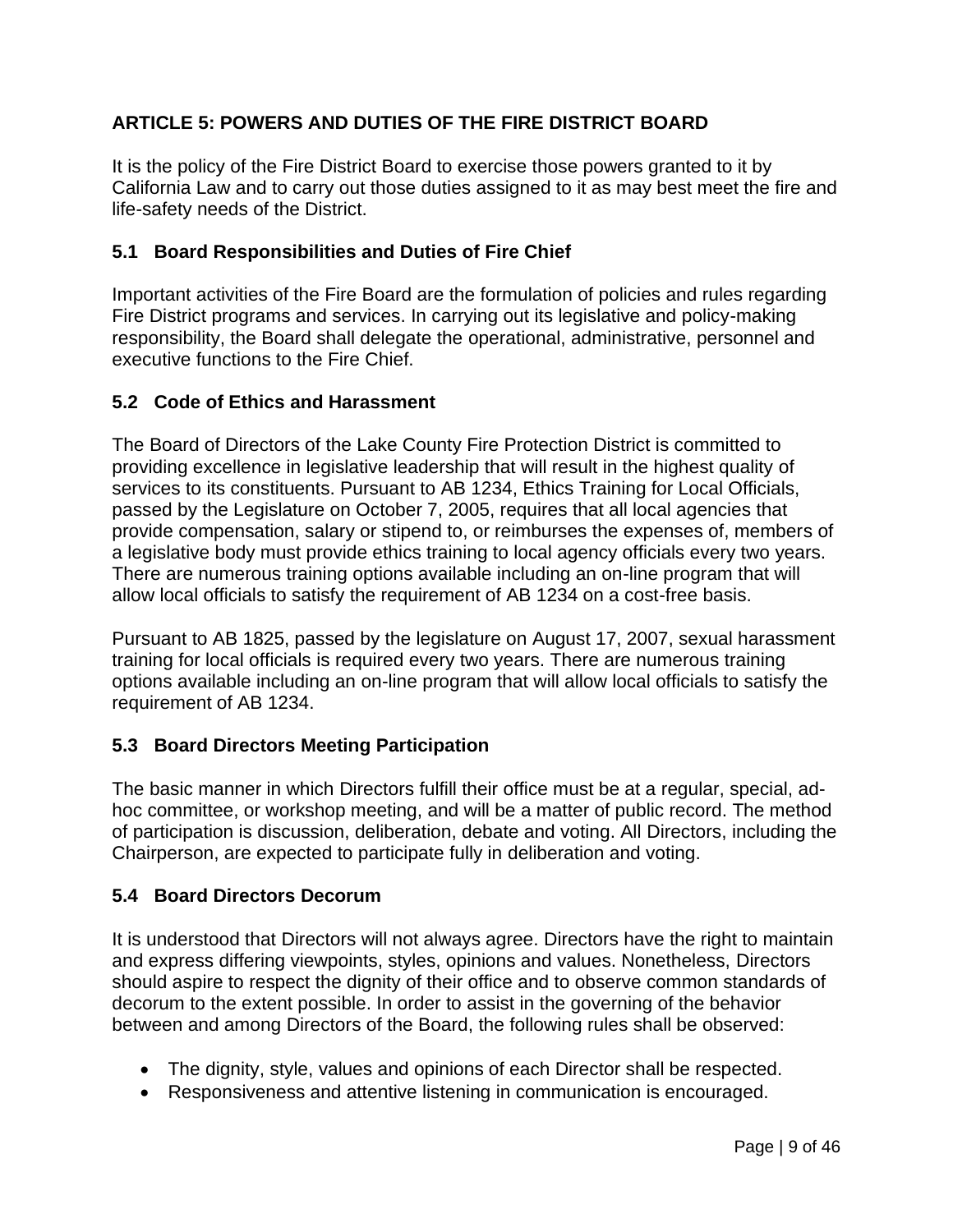## ARTICLE 5: POWERS AND DUTIES OF THE FIRE DISTRICT BOARD

It is the policy of the Fire District Board to exercise those powers granted to it by California Law and to carry out those duties assigned to it as may best meet the fire and life-safety needs of the District.

### 5.1 Board Responsibilities and Duties of Fire Chief

Important activities of the Fire Board are the formulation of policies and rules regarding Fire District programs and services. In carrying out its legislative and policy-making responsibility, the Board shall delegate the operational, administrative, personnel and executive functions to the Fire Chief.

### 5.2 Code of Ethics and Harassment

The Board of Directors of the Lake County Fire Protection District is committed to providing excellence in legislative leadership that will result in the highest quality of services to its constituents. Pursuant to AB 1234, Ethics Training for Local Officials, passed by the Legislature on October 7, 2005, requires that all local agencies that provide compensation, salary or stipend to, or reimburses the expenses of, members of a legislative body must provide ethics training to local agency officials every two years. There are numerous training options available including an on-line program that will allow local officials to satisfy the requirement of AB 1234 on a cost-free basis.

Pursuant to AB 1825, passed by the legislature on August 17, 2007, sexual harassment training for local officials is required every two years. There are numerous training options available including an on-line program that will allow local officials to satisfy the requirement of AB 1234.

### 5.3 Board Directors Meeting Participation

The basic manner in which Directors fulfill their office must be at a regular, special, ad-hoc committee, or workshop meeting, and will be a matter of public record. The method of participation is discussion, deliberation, debate and voting. All Directors, including the Chairperson, are expected to participate fully in deliberation and voting.

### 5.4 Board Directors Decorum

It is understood that Directors will not always agree. Directors have the right to maintain and express differing viewpoints, styles, opinions and values. Nonetheless, Directors should aspire to respect the dignity of their office and to observe common standards of decorum to the extent possible. In order to assist in the governing of the behavior between and among Directors of the Board, the following rules shall be observed:

- The dignity, style, values and opinions of each Director shall be respected.
- Responsiveness and attentive listening in communication is encouraged.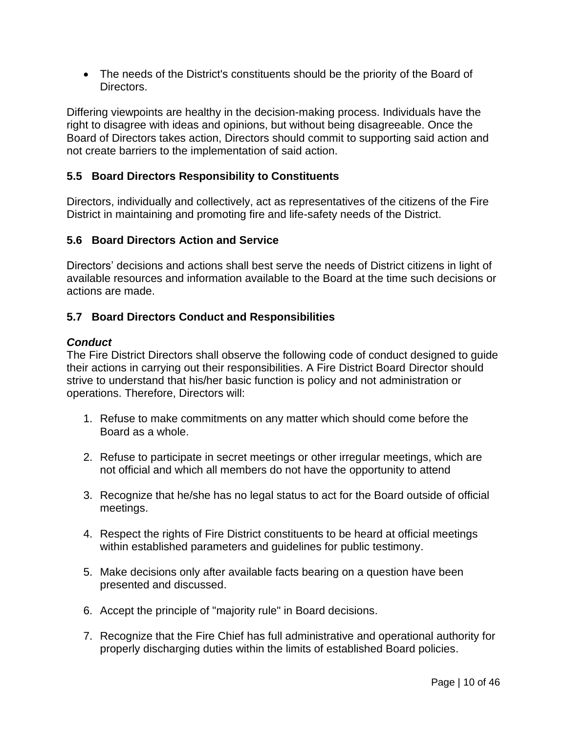- The needs of the District's constituents should be the priority of the Board of Directors.

Differing viewpoints are healthy in the decision-making process. Individuals have the right to disagree with ideas and opinions, but without being disagreeable. Once the Board of Directors takes action, Directors should commit to supporting said action and not create barriers to the implementation of said action.

### 5.5 Board Directors Responsibility to Constituents

Directors, individually and collectively, act as representatives of the citizens of the Fire District in maintaining and promoting fire and life-safety needs of the District.

### 5.6 Board Directors Action and Service

Directors' decisions and actions shall best serve the needs of District citizens in light of available resources and information available to the Board at the time such decisions or actions are made.

### 5.7 Board Directors Conduct and Responsibilities

***Conduct***

The Fire District Directors shall observe the following code of conduct designed to guide their actions in carrying out their responsibilities. A Fire District Board Director should strive to understand that his/her basic function is policy and not administration or operations. Therefore, Directors will:

1. Refuse to make commitments on any matter which should come before the Board as a whole.

2. Refuse to participate in secret meetings or other irregular meetings, which are not official and which all members do not have the opportunity to attend

3. Recognize that he/she has no legal status to act for the Board outside of official meetings.

4. Respect the rights of Fire District constituents to be heard at official meetings within established parameters and guidelines for public testimony.

5. Make decisions only after available facts bearing on a question have been presented and discussed.

6. Accept the principle of "majority rule" in Board decisions.

7. Recognize that the Fire Chief has full administrative and operational authority for properly discharging duties within the limits of established Board policies.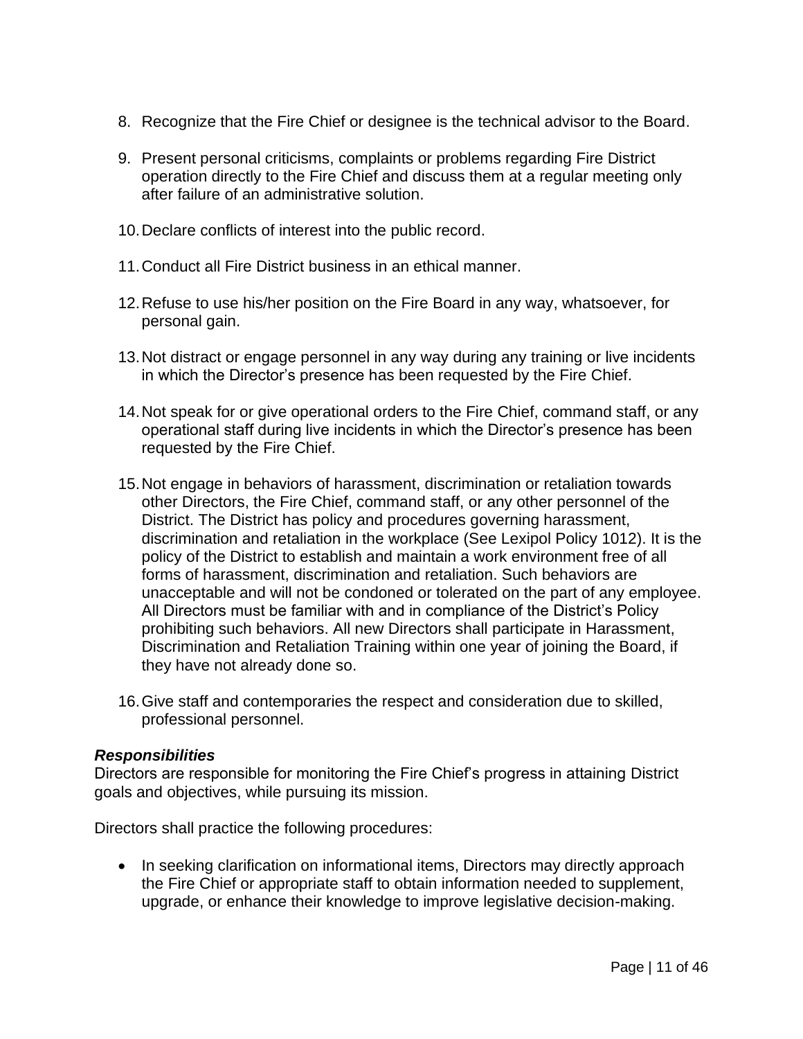8. Recognize that the Fire Chief or designee is the technical advisor to the Board.

9. Present personal criticisms, complaints or problems regarding Fire District operation directly to the Fire Chief and discuss them at a regular meeting only after failure of an administrative solution.

10. Declare conflicts of interest into the public record.

11. Conduct all Fire District business in an ethical manner.

12. Refuse to use his/her position on the Fire Board in any way, whatsoever, for personal gain.

13. Not distract or engage personnel in any way during any training or live incidents in which the Director's presence has been requested by the Fire Chief.

14. Not speak for or give operational orders to the Fire Chief, command staff, or any operational staff during live incidents in which the Director's presence has been requested by the Fire Chief.

15. Not engage in behaviors of harassment, discrimination or retaliation towards other Directors, the Fire Chief, command staff, or any other personnel of the District. The District has policy and procedures governing harassment, discrimination and retaliation in the workplace (See Lexipol Policy 1012). It is the policy of the District to establish and maintain a work environment free of all forms of harassment, discrimination and retaliation. Such behaviors are unacceptable and will not be condoned or tolerated on the part of any employee. All Directors must be familiar with and in compliance of the District's Policy prohibiting such behaviors. All new Directors shall participate in Harassment, Discrimination and Retaliation Training within one year of joining the Board, if they have not already done so.

16. Give staff and contemporaries the respect and consideration due to skilled, professional personnel.

***Responsibilities***

Directors are responsible for monitoring the Fire Chief's progress in attaining District goals and objectives, while pursuing its mission.

Directors shall practice the following procedures:

- In seeking clarification on informational items, Directors may directly approach the Fire Chief or appropriate staff to obtain information needed to supplement, upgrade, or enhance their knowledge to improve legislative decision-making.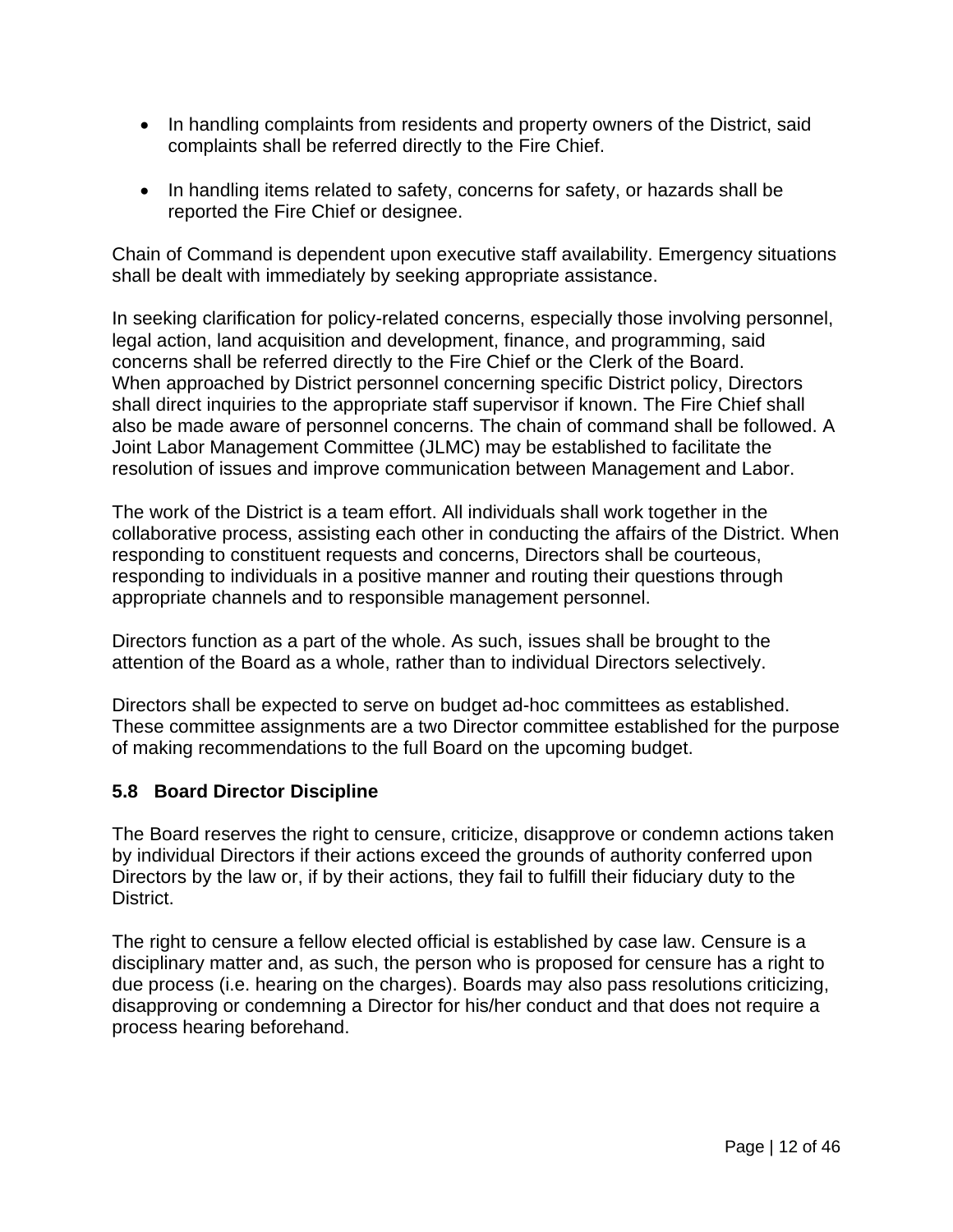- In handling complaints from residents and property owners of the District, said complaints shall be referred directly to the Fire Chief.

- In handling items related to safety, concerns for safety, or hazards shall be reported the Fire Chief or designee.

Chain of Command is dependent upon executive staff availability. Emergency situations shall be dealt with immediately by seeking appropriate assistance.

In seeking clarification for policy-related concerns, especially those involving personnel, legal action, land acquisition and development, finance, and programming, said concerns shall be referred directly to the Fire Chief or the Clerk of the Board. When approached by District personnel concerning specific District policy, Directors shall direct inquiries to the appropriate staff supervisor if known. The Fire Chief shall also be made aware of personnel concerns. The chain of command shall be followed. A Joint Labor Management Committee (JLMC) may be established to facilitate the resolution of issues and improve communication between Management and Labor.

The work of the District is a team effort. All individuals shall work together in the collaborative process, assisting each other in conducting the affairs of the District. When responding to constituent requests and concerns, Directors shall be courteous, responding to individuals in a positive manner and routing their questions through appropriate channels and to responsible management personnel.

Directors function as a part of the whole. As such, issues shall be brought to the attention of the Board as a whole, rather than to individual Directors selectively.

Directors shall be expected to serve on budget ad-hoc committees as established. These committee assignments are a two Director committee established for the purpose of making recommendations to the full Board on the upcoming budget.

### 5.8 Board Director Discipline

The Board reserves the right to censure, criticize, disapprove or condemn actions taken by individual Directors if their actions exceed the grounds of authority conferred upon Directors by the law or, if by their actions, they fail to fulfill their fiduciary duty to the District.

The right to censure a fellow elected official is established by case law. Censure is a disciplinary matter and, as such, the person who is proposed for censure has a right to due process (i.e. hearing on the charges). Boards may also pass resolutions criticizing, disapproving or condemning a Director for his/her conduct and that does not require a process hearing beforehand.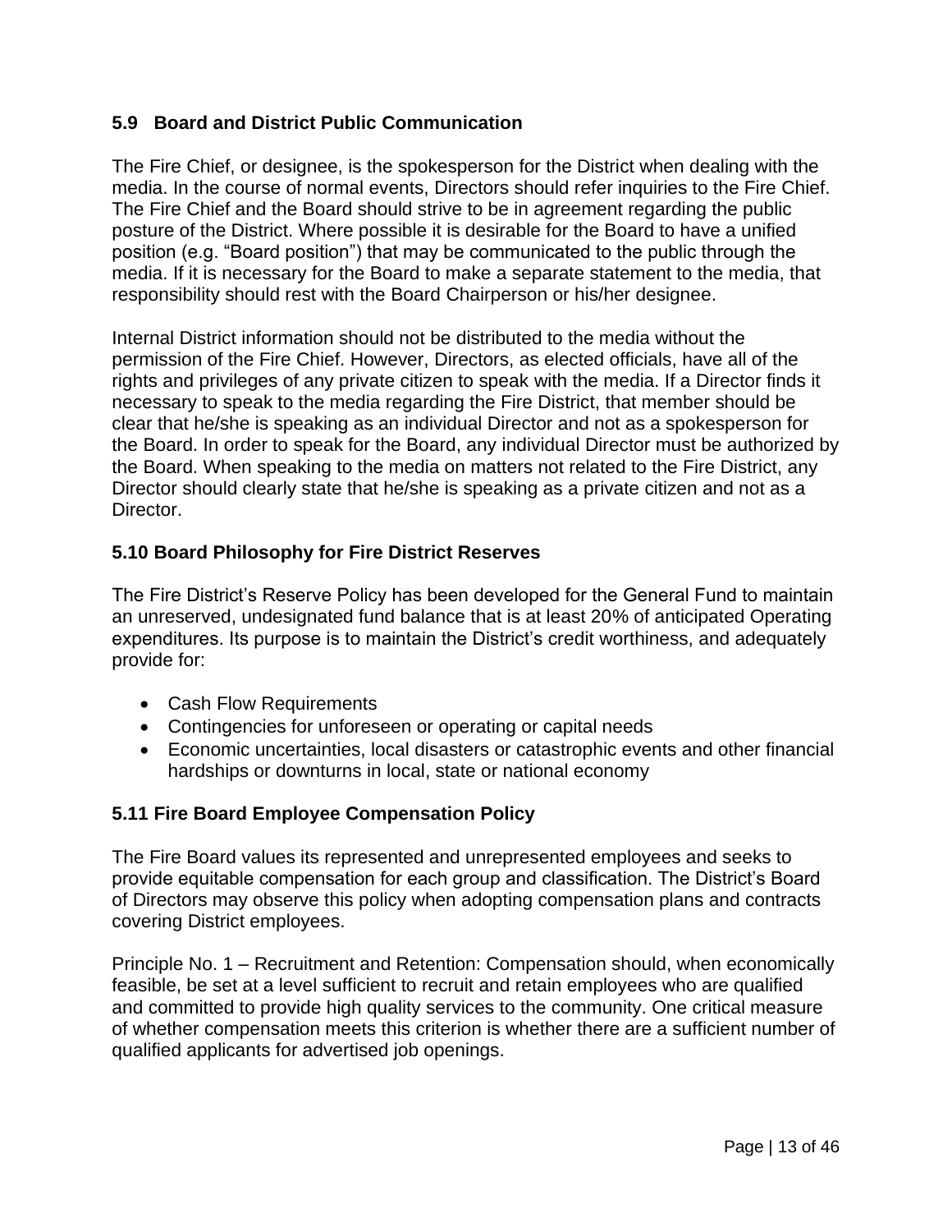## 5.9 Board and District Public Communication

The Fire Chief, or designee, is the spokesperson for the District when dealing with the media. In the course of normal events, Directors should refer inquiries to the Fire Chief. The Fire Chief and the Board should strive to be in agreement regarding the public posture of the District. Where possible it is desirable for the Board to have a unified position (e.g. "Board position") that may be communicated to the public through the media. If it is necessary for the Board to make a separate statement to the media, that responsibility should rest with the Board Chairperson or his/her designee.

Internal District information should not be distributed to the media without the permission of the Fire Chief. However, Directors, as elected officials, have all of the rights and privileges of any private citizen to speak with the media. If a Director finds it necessary to speak to the media regarding the Fire District, that member should be clear that he/she is speaking as an individual Director and not as a spokesperson for the Board. In order to speak for the Board, any individual Director must be authorized by the Board. When speaking to the media on matters not related to the Fire District, any Director should clearly state that he/she is speaking as a private citizen and not as a Director.

## 5.10 Board Philosophy for Fire District Reserves

The Fire District's Reserve Policy has been developed for the General Fund to maintain an unreserved, undesignated fund balance that is at least 20% of anticipated Operating expenditures. Its purpose is to maintain the District's credit worthiness, and adequately provide for:

- Cash Flow Requirements
- Contingencies for unforeseen or operating or capital needs
- Economic uncertainties, local disasters or catastrophic events and other financial hardships or downturns in local, state or national economy

## 5.11 Fire Board Employee Compensation Policy

The Fire Board values its represented and unrepresented employees and seeks to provide equitable compensation for each group and classification. The District's Board of Directors may observe this policy when adopting compensation plans and contracts covering District employees.

Principle No. 1 – Recruitment and Retention: Compensation should, when economically feasible, be set at a level sufficient to recruit and retain employees who are qualified and committed to provide high quality services to the community. One critical measure of whether compensation meets this criterion is whether there are a sufficient number of qualified applicants for advertised job openings.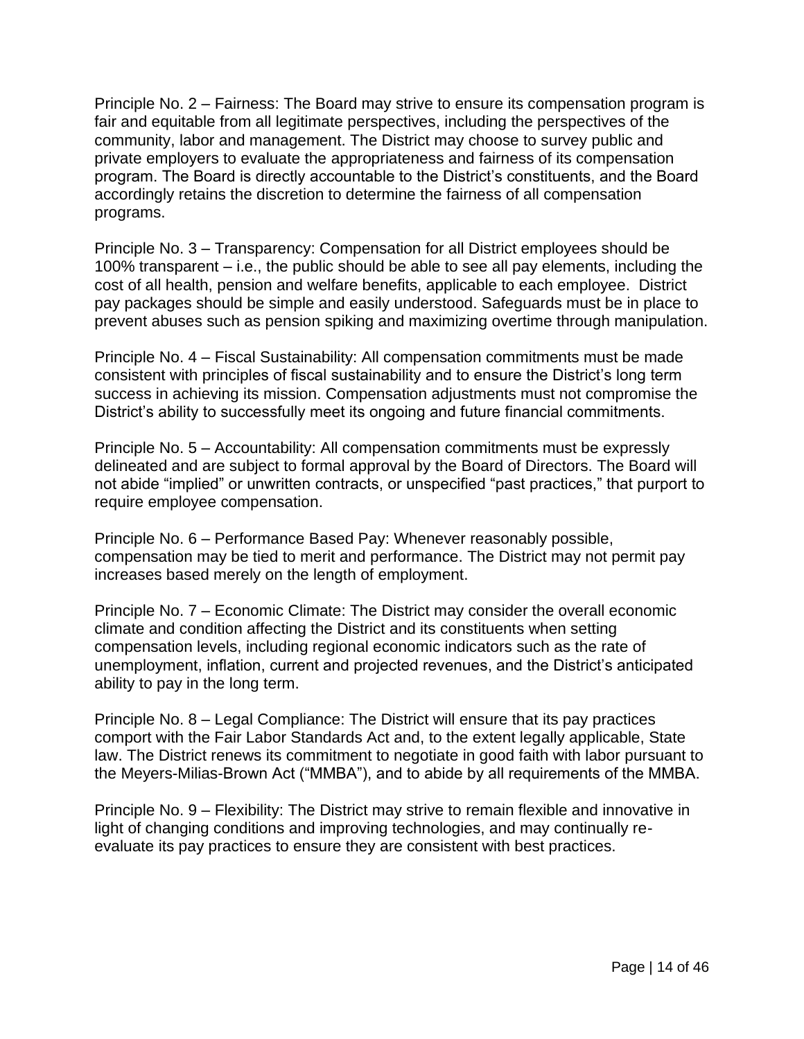Principle No. 2 – Fairness: The Board may strive to ensure its compensation program is fair and equitable from all legitimate perspectives, including the perspectives of the community, labor and management. The District may choose to survey public and private employers to evaluate the appropriateness and fairness of its compensation program. The Board is directly accountable to the District's constituents, and the Board accordingly retains the discretion to determine the fairness of all compensation programs.

Principle No. 3 – Transparency: Compensation for all District employees should be 100% transparent – i.e., the public should be able to see all pay elements, including the cost of all health, pension and welfare benefits, applicable to each employee. District pay packages should be simple and easily understood. Safeguards must be in place to prevent abuses such as pension spiking and maximizing overtime through manipulation.

Principle No. 4 – Fiscal Sustainability: All compensation commitments must be made consistent with principles of fiscal sustainability and to ensure the District's long term success in achieving its mission. Compensation adjustments must not compromise the District's ability to successfully meet its ongoing and future financial commitments.

Principle No. 5 – Accountability: All compensation commitments must be expressly delineated and are subject to formal approval by the Board of Directors. The Board will not abide "implied" or unwritten contracts, or unspecified "past practices," that purport to require employee compensation.

Principle No. 6 – Performance Based Pay: Whenever reasonably possible, compensation may be tied to merit and performance. The District may not permit pay increases based merely on the length of employment.

Principle No. 7 – Economic Climate: The District may consider the overall economic climate and condition affecting the District and its constituents when setting compensation levels, including regional economic indicators such as the rate of unemployment, inflation, current and projected revenues, and the District's anticipated ability to pay in the long term.

Principle No. 8 – Legal Compliance: The District will ensure that its pay practices comport with the Fair Labor Standards Act and, to the extent legally applicable, State law. The District renews its commitment to negotiate in good faith with labor pursuant to the Meyers-Milias-Brown Act ("MMBA"), and to abide by all requirements of the MMBA.

Principle No. 9 – Flexibility: The District may strive to remain flexible and innovative in light of changing conditions and improving technologies, and may continually re-evaluate its pay practices to ensure they are consistent with best practices.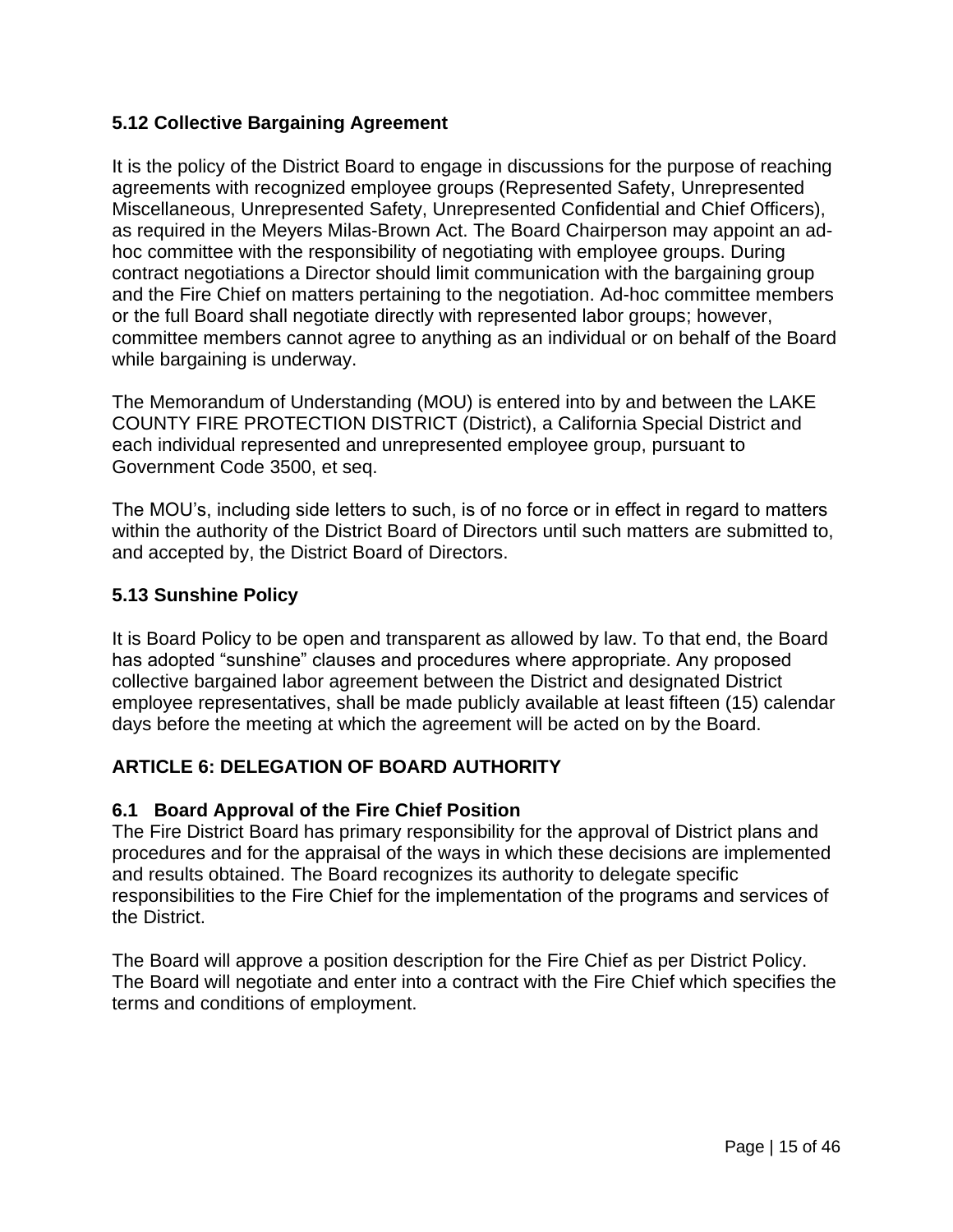### 5.12 Collective Bargaining Agreement

It is the policy of the District Board to engage in discussions for the purpose of reaching agreements with recognized employee groups (Represented Safety, Unrepresented Miscellaneous, Unrepresented Safety, Unrepresented Confidential and Chief Officers), as required in the Meyers Milas-Brown Act. The Board Chairperson may appoint an ad-hoc committee with the responsibility of negotiating with employee groups. During contract negotiations a Director should limit communication with the bargaining group and the Fire Chief on matters pertaining to the negotiation. Ad-hoc committee members or the full Board shall negotiate directly with represented labor groups; however, committee members cannot agree to anything as an individual or on behalf of the Board while bargaining is underway.

The Memorandum of Understanding (MOU) is entered into by and between the LAKE COUNTY FIRE PROTECTION DISTRICT (District), a California Special District and each individual represented and unrepresented employee group, pursuant to Government Code 3500, et seq.

The MOU's, including side letters to such, is of no force or in effect in regard to matters within the authority of the District Board of Directors until such matters are submitted to, and accepted by, the District Board of Directors.

### 5.13 Sunshine Policy

It is Board Policy to be open and transparent as allowed by law. To that end, the Board has adopted "sunshine" clauses and procedures where appropriate. Any proposed collective bargained labor agreement between the District and designated District employee representatives, shall be made publicly available at least fifteen (15) calendar days before the meeting at which the agreement will be acted on by the Board.

## ARTICLE 6: DELEGATION OF BOARD AUTHORITY

### 6.1 Board Approval of the Fire Chief Position

The Fire District Board has primary responsibility for the approval of District plans and procedures and for the appraisal of the ways in which these decisions are implemented and results obtained. The Board recognizes its authority to delegate specific responsibilities to the Fire Chief for the implementation of the programs and services of the District.

The Board will approve a position description for the Fire Chief as per District Policy. The Board will negotiate and enter into a contract with the Fire Chief which specifies the terms and conditions of employment.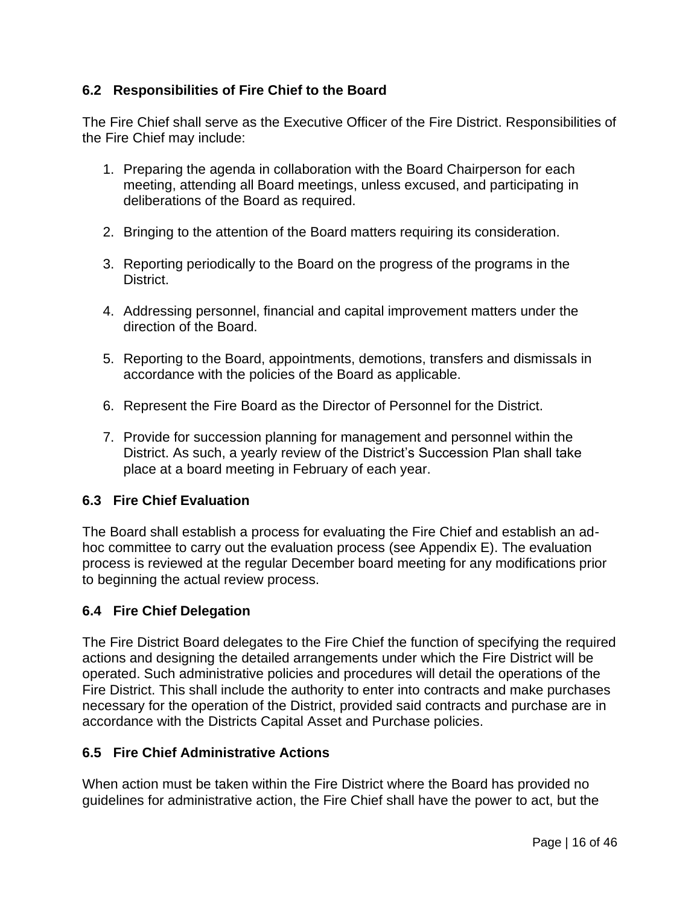### 6.2 Responsibilities of Fire Chief to the Board

The Fire Chief shall serve as the Executive Officer of the Fire District. Responsibilities of the Fire Chief may include:

1. Preparing the agenda in collaboration with the Board Chairperson for each meeting, attending all Board meetings, unless excused, and participating in deliberations of the Board as required.

2. Bringing to the attention of the Board matters requiring its consideration.

3. Reporting periodically to the Board on the progress of the programs in the District.

4. Addressing personnel, financial and capital improvement matters under the direction of the Board.

5. Reporting to the Board, appointments, demotions, transfers and dismissals in accordance with the policies of the Board as applicable.

6. Represent the Fire Board as the Director of Personnel for the District.

7. Provide for succession planning for management and personnel within the District. As such, a yearly review of the District's Succession Plan shall take place at a board meeting in February of each year.

### 6.3 Fire Chief Evaluation

The Board shall establish a process for evaluating the Fire Chief and establish an ad-hoc committee to carry out the evaluation process (see Appendix E). The evaluation process is reviewed at the regular December board meeting for any modifications prior to beginning the actual review process.

### 6.4 Fire Chief Delegation

The Fire District Board delegates to the Fire Chief the function of specifying the required actions and designing the detailed arrangements under which the Fire District will be operated. Such administrative policies and procedures will detail the operations of the Fire District. This shall include the authority to enter into contracts and make purchases necessary for the operation of the District, provided said contracts and purchase are in accordance with the Districts Capital Asset and Purchase policies.

### 6.5 Fire Chief Administrative Actions

When action must be taken within the Fire District where the Board has provided no guidelines for administrative action, the Fire Chief shall have the power to act, but the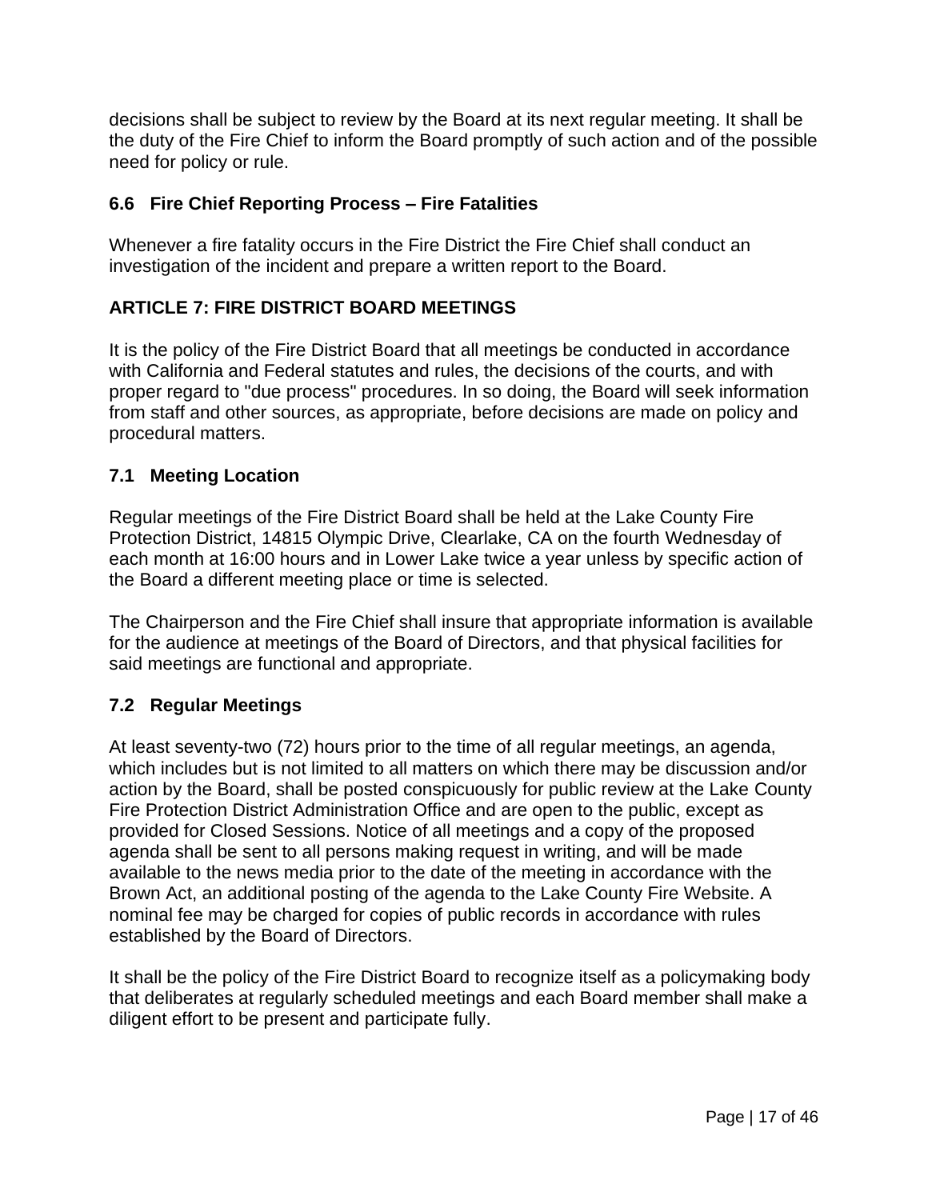decisions shall be subject to review by the Board at its next regular meeting. It shall be the duty of the Fire Chief to inform the Board promptly of such action and of the possible need for policy or rule.

### 6.6 Fire Chief Reporting Process – Fire Fatalities

Whenever a fire fatality occurs in the Fire District the Fire Chief shall conduct an investigation of the incident and prepare a written report to the Board.

## ARTICLE 7: FIRE DISTRICT BOARD MEETINGS

It is the policy of the Fire District Board that all meetings be conducted in accordance with California and Federal statutes and rules, the decisions of the courts, and with proper regard to "due process" procedures. In so doing, the Board will seek information from staff and other sources, as appropriate, before decisions are made on policy and procedural matters.

### 7.1 Meeting Location

Regular meetings of the Fire District Board shall be held at the Lake County Fire Protection District, 14815 Olympic Drive, Clearlake, CA on the fourth Wednesday of each month at 16:00 hours and in Lower Lake twice a year unless by specific action of the Board a different meeting place or time is selected.

The Chairperson and the Fire Chief shall insure that appropriate information is available for the audience at meetings of the Board of Directors, and that physical facilities for said meetings are functional and appropriate.

### 7.2 Regular Meetings

At least seventy-two (72) hours prior to the time of all regular meetings, an agenda, which includes but is not limited to all matters on which there may be discussion and/or action by the Board, shall be posted conspicuously for public review at the Lake County Fire Protection District Administration Office and are open to the public, except as provided for Closed Sessions. Notice of all meetings and a copy of the proposed agenda shall be sent to all persons making request in writing, and will be made available to the news media prior to the date of the meeting in accordance with the Brown Act, an additional posting of the agenda to the Lake County Fire Website. A nominal fee may be charged for copies of public records in accordance with rules established by the Board of Directors.

It shall be the policy of the Fire District Board to recognize itself as a policymaking body that deliberates at regularly scheduled meetings and each Board member shall make a diligent effort to be present and participate fully.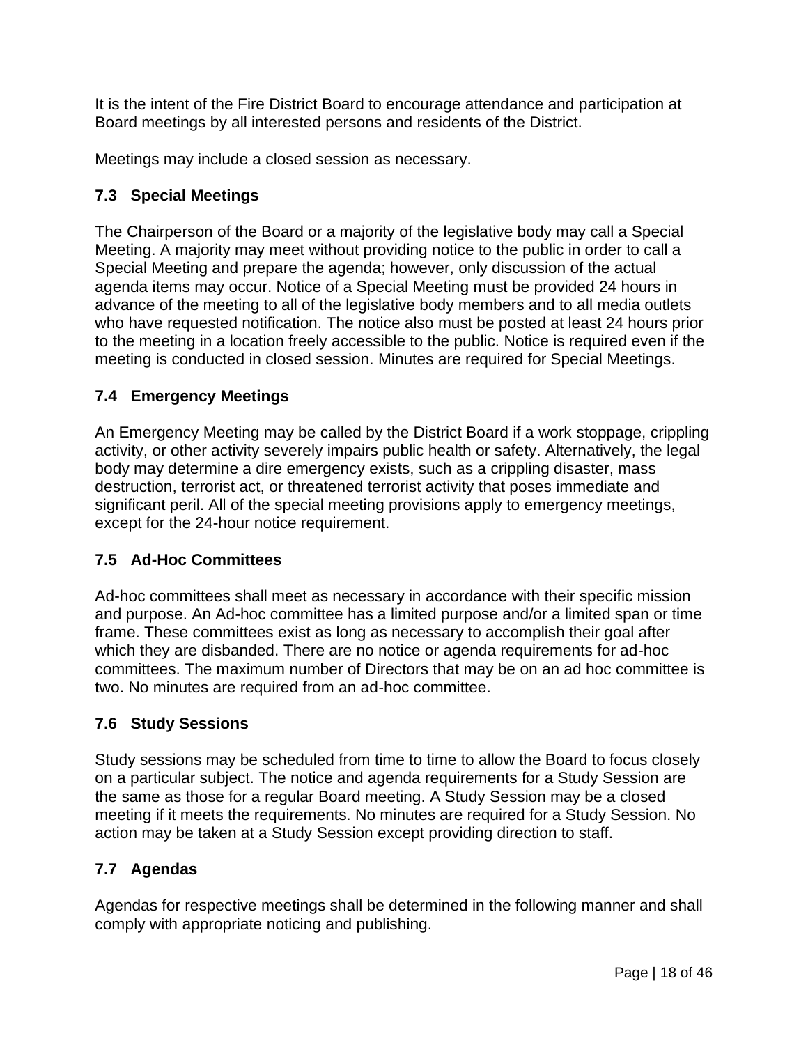It is the intent of the Fire District Board to encourage attendance and participation at Board meetings by all interested persons and residents of the District.

Meetings may include a closed session as necessary.

### 7.3 Special Meetings

The Chairperson of the Board or a majority of the legislative body may call a Special Meeting. A majority may meet without providing notice to the public in order to call a Special Meeting and prepare the agenda; however, only discussion of the actual agenda items may occur. Notice of a Special Meeting must be provided 24 hours in advance of the meeting to all of the legislative body members and to all media outlets who have requested notification. The notice also must be posted at least 24 hours prior to the meeting in a location freely accessible to the public. Notice is required even if the meeting is conducted in closed session. Minutes are required for Special Meetings.

### 7.4 Emergency Meetings

An Emergency Meeting may be called by the District Board if a work stoppage, crippling activity, or other activity severely impairs public health or safety. Alternatively, the legal body may determine a dire emergency exists, such as a crippling disaster, mass destruction, terrorist act, or threatened terrorist activity that poses immediate and significant peril. All of the special meeting provisions apply to emergency meetings, except for the 24-hour notice requirement.

### 7.5 Ad-Hoc Committees

Ad-hoc committees shall meet as necessary in accordance with their specific mission and purpose. An Ad-hoc committee has a limited purpose and/or a limited span or time frame. These committees exist as long as necessary to accomplish their goal after which they are disbanded. There are no notice or agenda requirements for ad-hoc committees. The maximum number of Directors that may be on an ad hoc committee is two. No minutes are required from an ad-hoc committee.

### 7.6 Study Sessions

Study sessions may be scheduled from time to time to allow the Board to focus closely on a particular subject. The notice and agenda requirements for a Study Session are the same as those for a regular Board meeting. A Study Session may be a closed meeting if it meets the requirements. No minutes are required for a Study Session. No action may be taken at a Study Session except providing direction to staff.

### 7.7 Agendas

Agendas for respective meetings shall be determined in the following manner and shall comply with appropriate noticing and publishing.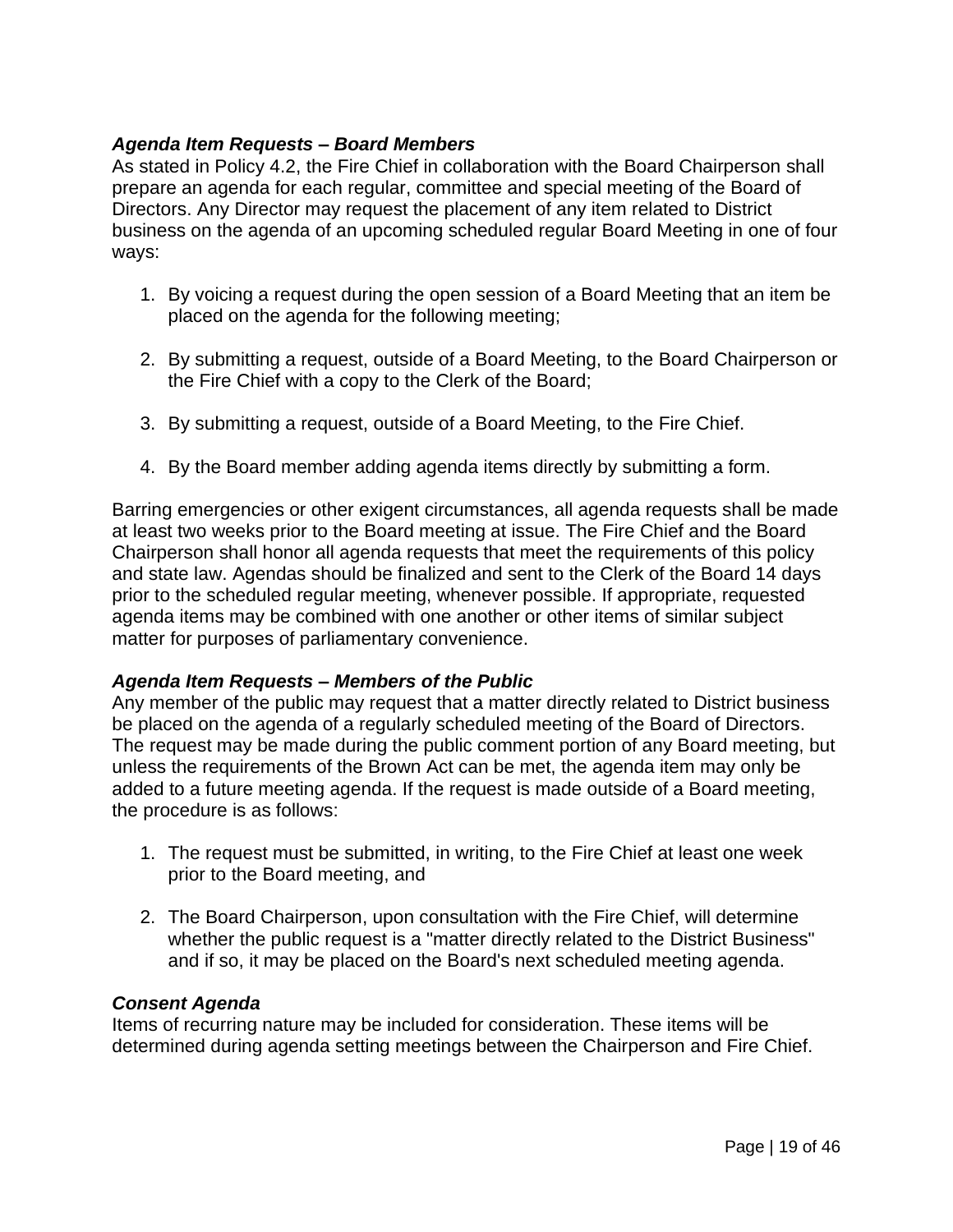***Agenda Item Requests – Board Members***

As stated in Policy 4.2, the Fire Chief in collaboration with the Board Chairperson shall prepare an agenda for each regular, committee and special meeting of the Board of Directors. Any Director may request the placement of any item related to District business on the agenda of an upcoming scheduled regular Board Meeting in one of four ways:

1. By voicing a request during the open session of a Board Meeting that an item be placed on the agenda for the following meeting;

2. By submitting a request, outside of a Board Meeting, to the Board Chairperson or the Fire Chief with a copy to the Clerk of the Board;

3. By submitting a request, outside of a Board Meeting, to the Fire Chief.

4. By the Board member adding agenda items directly by submitting a form.

Barring emergencies or other exigent circumstances, all agenda requests shall be made at least two weeks prior to the Board meeting at issue. The Fire Chief and the Board Chairperson shall honor all agenda requests that meet the requirements of this policy and state law. Agendas should be finalized and sent to the Clerk of the Board 14 days prior to the scheduled regular meeting, whenever possible. If appropriate, requested agenda items may be combined with one another or other items of similar subject matter for purposes of parliamentary convenience.

***Agenda Item Requests – Members of the Public***

Any member of the public may request that a matter directly related to District business be placed on the agenda of a regularly scheduled meeting of the Board of Directors. The request may be made during the public comment portion of any Board meeting, but unless the requirements of the Brown Act can be met, the agenda item may only be added to a future meeting agenda. If the request is made outside of a Board meeting, the procedure is as follows:

1. The request must be submitted, in writing, to the Fire Chief at least one week prior to the Board meeting, and

2. The Board Chairperson, upon consultation with the Fire Chief, will determine whether the public request is a "matter directly related to the District Business" and if so, it may be placed on the Board's next scheduled meeting agenda.

***Consent Agenda***

Items of recurring nature may be included for consideration. These items will be determined during agenda setting meetings between the Chairperson and Fire Chief.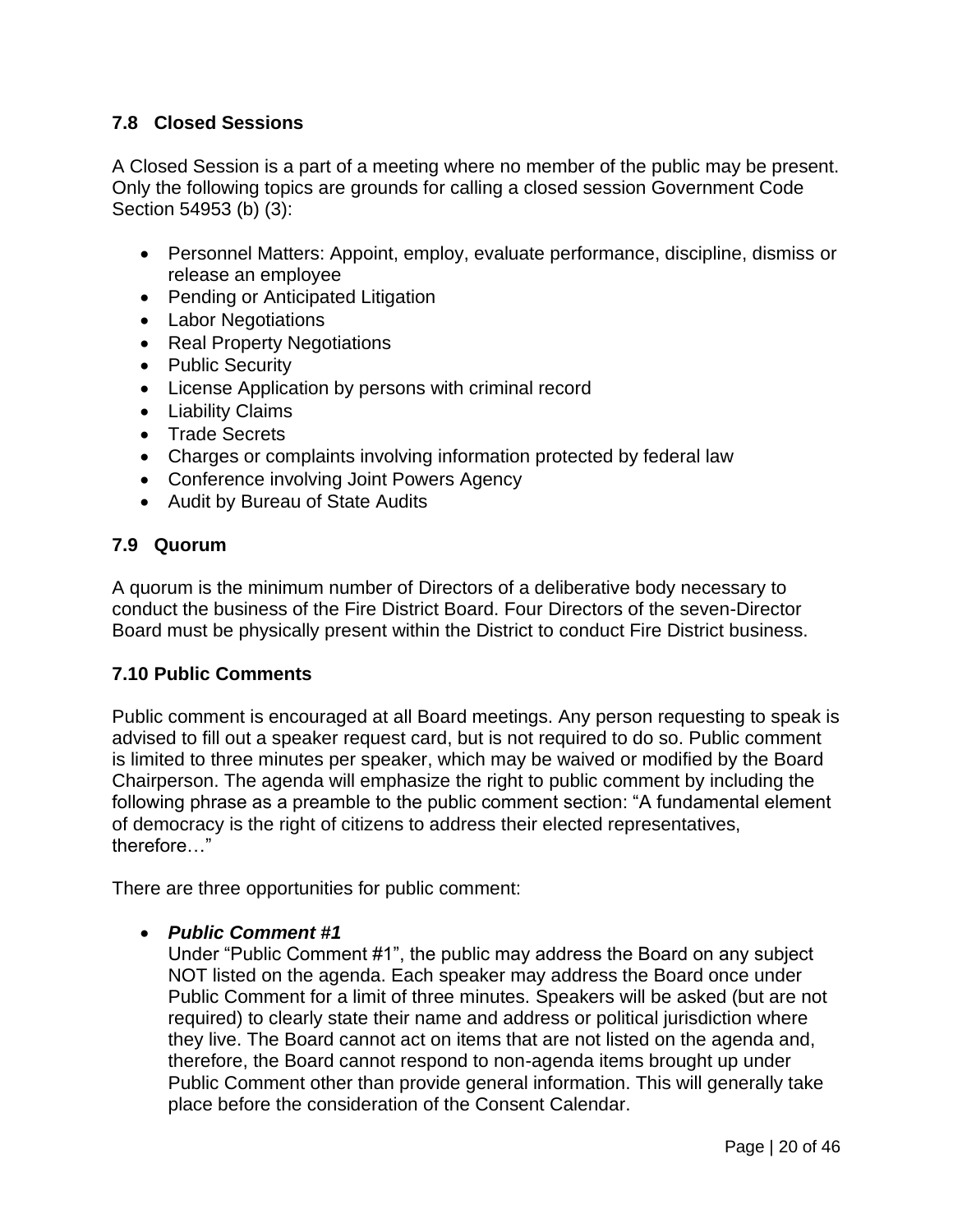### 7.8 Closed Sessions

A Closed Session is a part of a meeting where no member of the public may be present. Only the following topics are grounds for calling a closed session Government Code Section 54953 (b) (3):

- Personnel Matters: Appoint, employ, evaluate performance, discipline, dismiss or release an employee
- Pending or Anticipated Litigation
- Labor Negotiations
- Real Property Negotiations
- Public Security
- License Application by persons with criminal record
- Liability Claims
- Trade Secrets
- Charges or complaints involving information protected by federal law
- Conference involving Joint Powers Agency
- Audit by Bureau of State Audits

### 7.9 Quorum

A quorum is the minimum number of Directors of a deliberative body necessary to conduct the business of the Fire District Board. Four Directors of the seven-Director Board must be physically present within the District to conduct Fire District business.

### 7.10 Public Comments

Public comment is encouraged at all Board meetings. Any person requesting to speak is advised to fill out a speaker request card, but is not required to do so. Public comment is limited to three minutes per speaker, which may be waived or modified by the Board Chairperson. The agenda will emphasize the right to public comment by including the following phrase as a preamble to the public comment section: "A fundamental element of democracy is the right of citizens to address their elected representatives, therefore…"

There are three opportunities for public comment:

- ***Public Comment #1***
  Under "Public Comment #1", the public may address the Board on any subject NOT listed on the agenda. Each speaker may address the Board once under Public Comment for a limit of three minutes. Speakers will be asked (but are not required) to clearly state their name and address or political jurisdiction where they live. The Board cannot act on items that are not listed on the agenda and, therefore, the Board cannot respond to non-agenda items brought up under Public Comment other than provide general information. This will generally take place before the consideration of the Consent Calendar.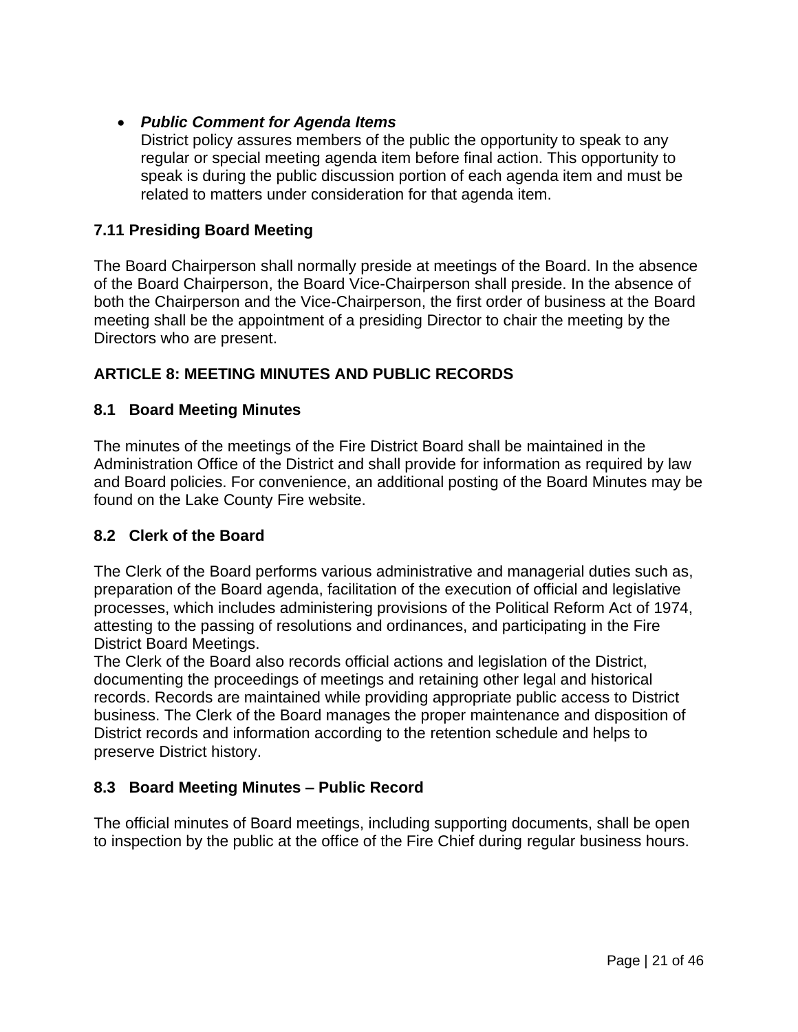- ***Public Comment for Agenda Items***
  District policy assures members of the public the opportunity to speak to any regular or special meeting agenda item before final action. This opportunity to speak is during the public discussion portion of each agenda item and must be related to matters under consideration for that agenda item.

### 7.11 Presiding Board Meeting

The Board Chairperson shall normally preside at meetings of the Board. In the absence of the Board Chairperson, the Board Vice-Chairperson shall preside. In the absence of both the Chairperson and the Vice-Chairperson, the first order of business at the Board meeting shall be the appointment of a presiding Director to chair the meeting by the Directors who are present.

## ARTICLE 8: MEETING MINUTES AND PUBLIC RECORDS

### 8.1 Board Meeting Minutes

The minutes of the meetings of the Fire District Board shall be maintained in the Administration Office of the District and shall provide for information as required by law and Board policies. For convenience, an additional posting of the Board Minutes may be found on the Lake County Fire website.

### 8.2 Clerk of the Board

The Clerk of the Board performs various administrative and managerial duties such as, preparation of the Board agenda, facilitation of the execution of official and legislative processes, which includes administering provisions of the Political Reform Act of 1974, attesting to the passing of resolutions and ordinances, and participating in the Fire District Board Meetings.
The Clerk of the Board also records official actions and legislation of the District, documenting the proceedings of meetings and retaining other legal and historical records. Records are maintained while providing appropriate public access to District business. The Clerk of the Board manages the proper maintenance and disposition of District records and information according to the retention schedule and helps to preserve District history.

### 8.3 Board Meeting Minutes – Public Record

The official minutes of Board meetings, including supporting documents, shall be open to inspection by the public at the office of the Fire Chief during regular business hours.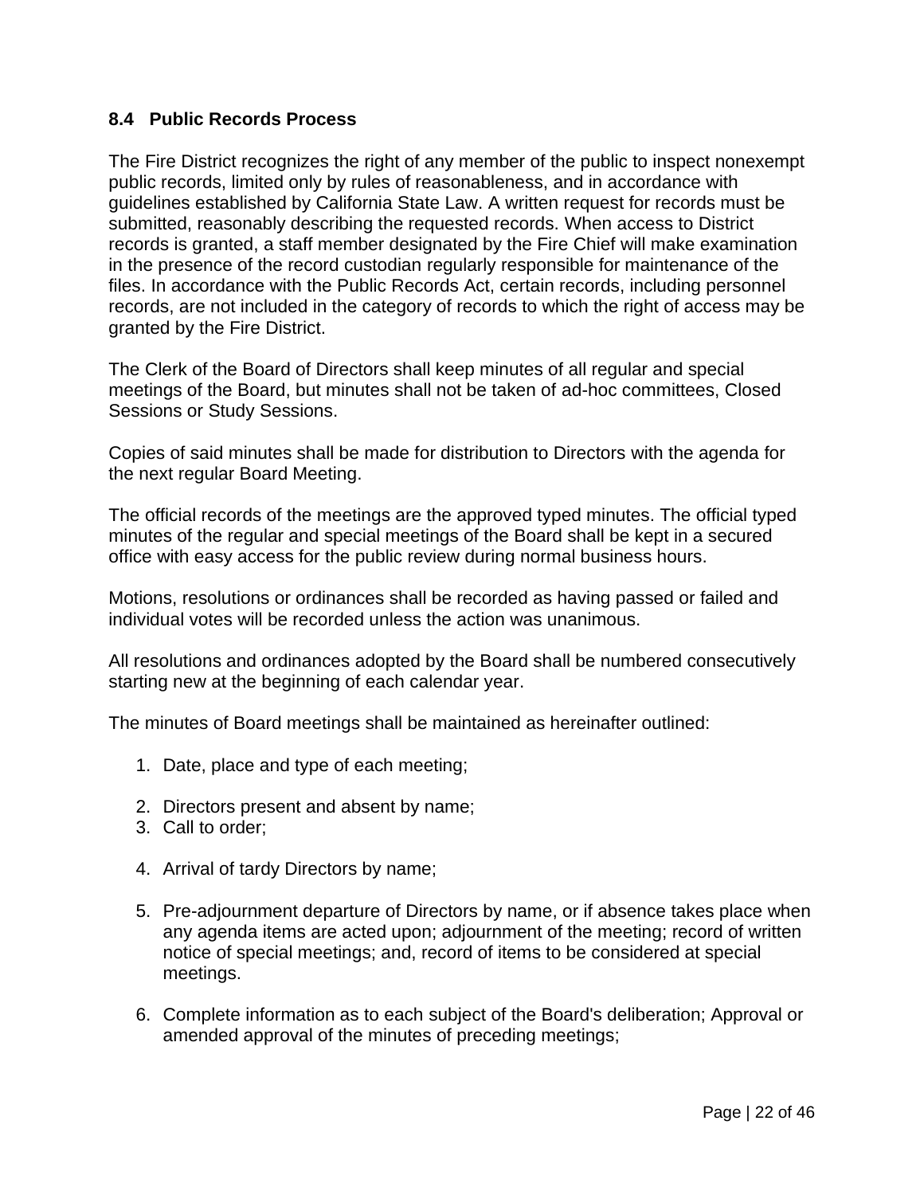### 8.4 Public Records Process

The Fire District recognizes the right of any member of the public to inspect nonexempt public records, limited only by rules of reasonableness, and in accordance with guidelines established by California State Law. A written request for records must be submitted, reasonably describing the requested records. When access to District records is granted, a staff member designated by the Fire Chief will make examination in the presence of the record custodian regularly responsible for maintenance of the files. In accordance with the Public Records Act, certain records, including personnel records, are not included in the category of records to which the right of access may be granted by the Fire District.

The Clerk of the Board of Directors shall keep minutes of all regular and special meetings of the Board, but minutes shall not be taken of ad-hoc committees, Closed Sessions or Study Sessions.

Copies of said minutes shall be made for distribution to Directors with the agenda for the next regular Board Meeting.

The official records of the meetings are the approved typed minutes. The official typed minutes of the regular and special meetings of the Board shall be kept in a secured office with easy access for the public review during normal business hours.

Motions, resolutions or ordinances shall be recorded as having passed or failed and individual votes will be recorded unless the action was unanimous.

All resolutions and ordinances adopted by the Board shall be numbered consecutively starting new at the beginning of each calendar year.

The minutes of Board meetings shall be maintained as hereinafter outlined:

1. Date, place and type of each meeting;
2. Directors present and absent by name;
3. Call to order;
4. Arrival of tardy Directors by name;
5. Pre-adjournment departure of Directors by name, or if absence takes place when any agenda items are acted upon; adjournment of the meeting; record of written notice of special meetings; and, record of items to be considered at special meetings.
6. Complete information as to each subject of the Board's deliberation; Approval or amended approval of the minutes of preceding meetings;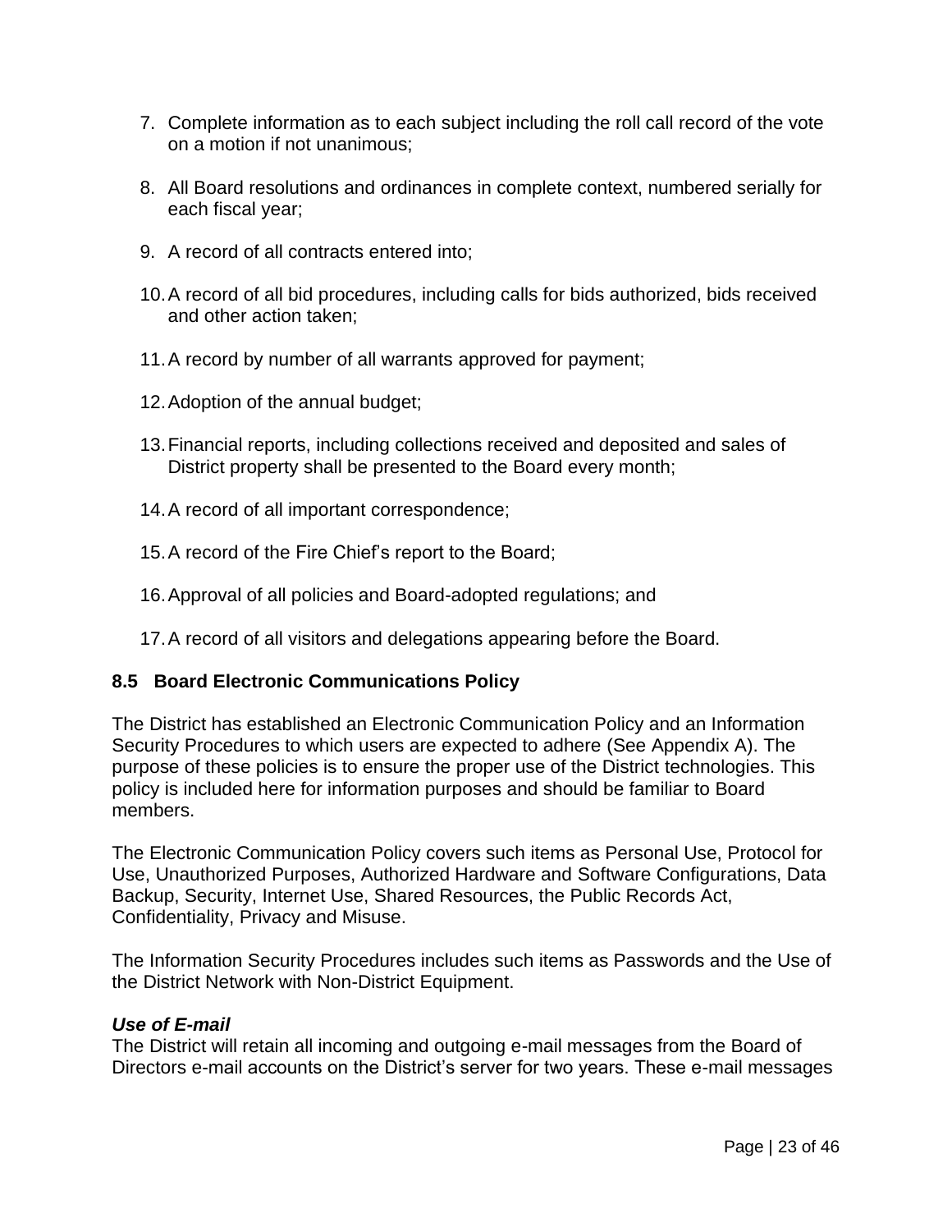7. Complete information as to each subject including the roll call record of the vote on a motion if not unanimous;

8. All Board resolutions and ordinances in complete context, numbered serially for each fiscal year;

9. A record of all contracts entered into;

10. A record of all bid procedures, including calls for bids authorized, bids received and other action taken;

11. A record by number of all warrants approved for payment;

12. Adoption of the annual budget;

13. Financial reports, including collections received and deposited and sales of District property shall be presented to the Board every month;

14. A record of all important correspondence;

15. A record of the Fire Chief's report to the Board;

16. Approval of all policies and Board-adopted regulations; and

17. A record of all visitors and delegations appearing before the Board.

### 8.5 Board Electronic Communications Policy

The District has established an Electronic Communication Policy and an Information Security Procedures to which users are expected to adhere (See Appendix A). The purpose of these policies is to ensure the proper use of the District technologies. This policy is included here for information purposes and should be familiar to Board members.

The Electronic Communication Policy covers such items as Personal Use, Protocol for Use, Unauthorized Purposes, Authorized Hardware and Software Configurations, Data Backup, Security, Internet Use, Shared Resources, the Public Records Act, Confidentiality, Privacy and Misuse.

The Information Security Procedures includes such items as Passwords and the Use of the District Network with Non-District Equipment.

***Use of E-mail***
The District will retain all incoming and outgoing e-mail messages from the Board of Directors e-mail accounts on the District's server for two years. These e-mail messages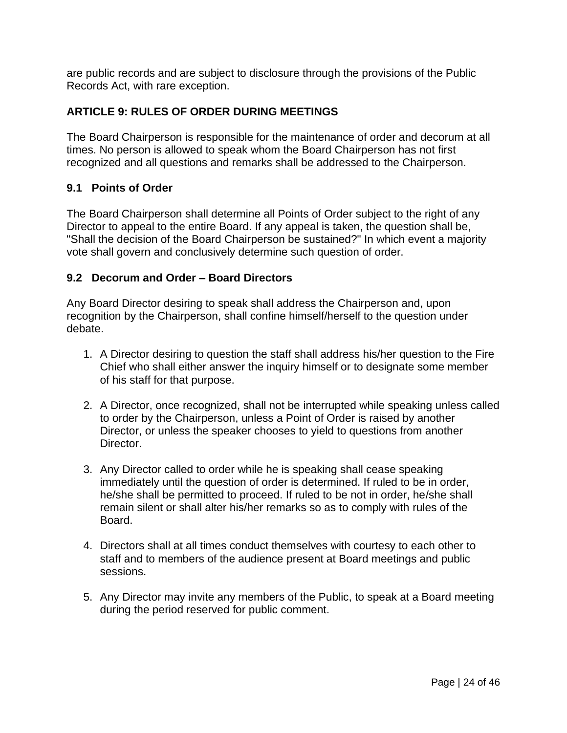are public records and are subject to disclosure through the provisions of the Public Records Act, with rare exception.

## ARTICLE 9: RULES OF ORDER DURING MEETINGS

The Board Chairperson is responsible for the maintenance of order and decorum at all times. No person is allowed to speak whom the Board Chairperson has not first recognized and all questions and remarks shall be addressed to the Chairperson.

### 9.1 Points of Order

The Board Chairperson shall determine all Points of Order subject to the right of any Director to appeal to the entire Board. If any appeal is taken, the question shall be, "Shall the decision of the Board Chairperson be sustained?" In which event a majority vote shall govern and conclusively determine such question of order.

### 9.2 Decorum and Order – Board Directors

Any Board Director desiring to speak shall address the Chairperson and, upon recognition by the Chairperson, shall confine himself/herself to the question under debate.

1. A Director desiring to question the staff shall address his/her question to the Fire Chief who shall either answer the inquiry himself or to designate some member of his staff for that purpose.

2. A Director, once recognized, shall not be interrupted while speaking unless called to order by the Chairperson, unless a Point of Order is raised by another Director, or unless the speaker chooses to yield to questions from another Director.

3. Any Director called to order while he is speaking shall cease speaking immediately until the question of order is determined. If ruled to be in order, he/she shall be permitted to proceed. If ruled to be not in order, he/she shall remain silent or shall alter his/her remarks so as to comply with rules of the Board.

4. Directors shall at all times conduct themselves with courtesy to each other to staff and to members of the audience present at Board meetings and public sessions.

5. Any Director may invite any members of the Public, to speak at a Board meeting during the period reserved for public comment.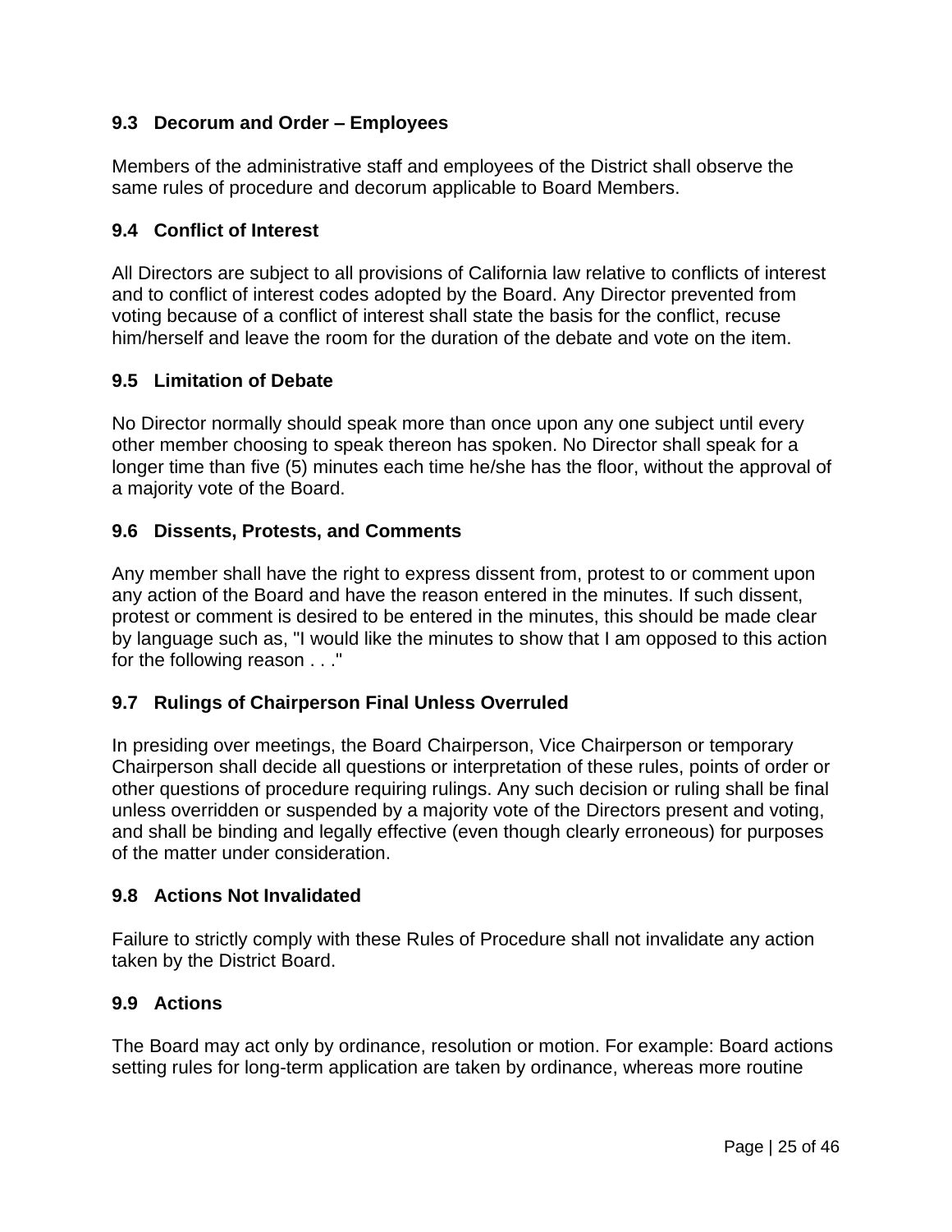### 9.3 Decorum and Order – Employees

Members of the administrative staff and employees of the District shall observe the same rules of procedure and decorum applicable to Board Members.

### 9.4 Conflict of Interest

All Directors are subject to all provisions of California law relative to conflicts of interest and to conflict of interest codes adopted by the Board. Any Director prevented from voting because of a conflict of interest shall state the basis for the conflict, recuse him/herself and leave the room for the duration of the debate and vote on the item.

### 9.5 Limitation of Debate

No Director normally should speak more than once upon any one subject until every other member choosing to speak thereon has spoken. No Director shall speak for a longer time than five (5) minutes each time he/she has the floor, without the approval of a majority vote of the Board.

### 9.6 Dissents, Protests, and Comments

Any member shall have the right to express dissent from, protest to or comment upon any action of the Board and have the reason entered in the minutes. If such dissent, protest or comment is desired to be entered in the minutes, this should be made clear by language such as, "I would like the minutes to show that I am opposed to this action for the following reason . . ."

### 9.7 Rulings of Chairperson Final Unless Overruled

In presiding over meetings, the Board Chairperson, Vice Chairperson or temporary Chairperson shall decide all questions or interpretation of these rules, points of order or other questions of procedure requiring rulings. Any such decision or ruling shall be final unless overridden or suspended by a majority vote of the Directors present and voting, and shall be binding and legally effective (even though clearly erroneous) for purposes of the matter under consideration.

### 9.8 Actions Not Invalidated

Failure to strictly comply with these Rules of Procedure shall not invalidate any action taken by the District Board.

### 9.9 Actions

The Board may act only by ordinance, resolution or motion. For example: Board actions setting rules for long-term application are taken by ordinance, whereas more routine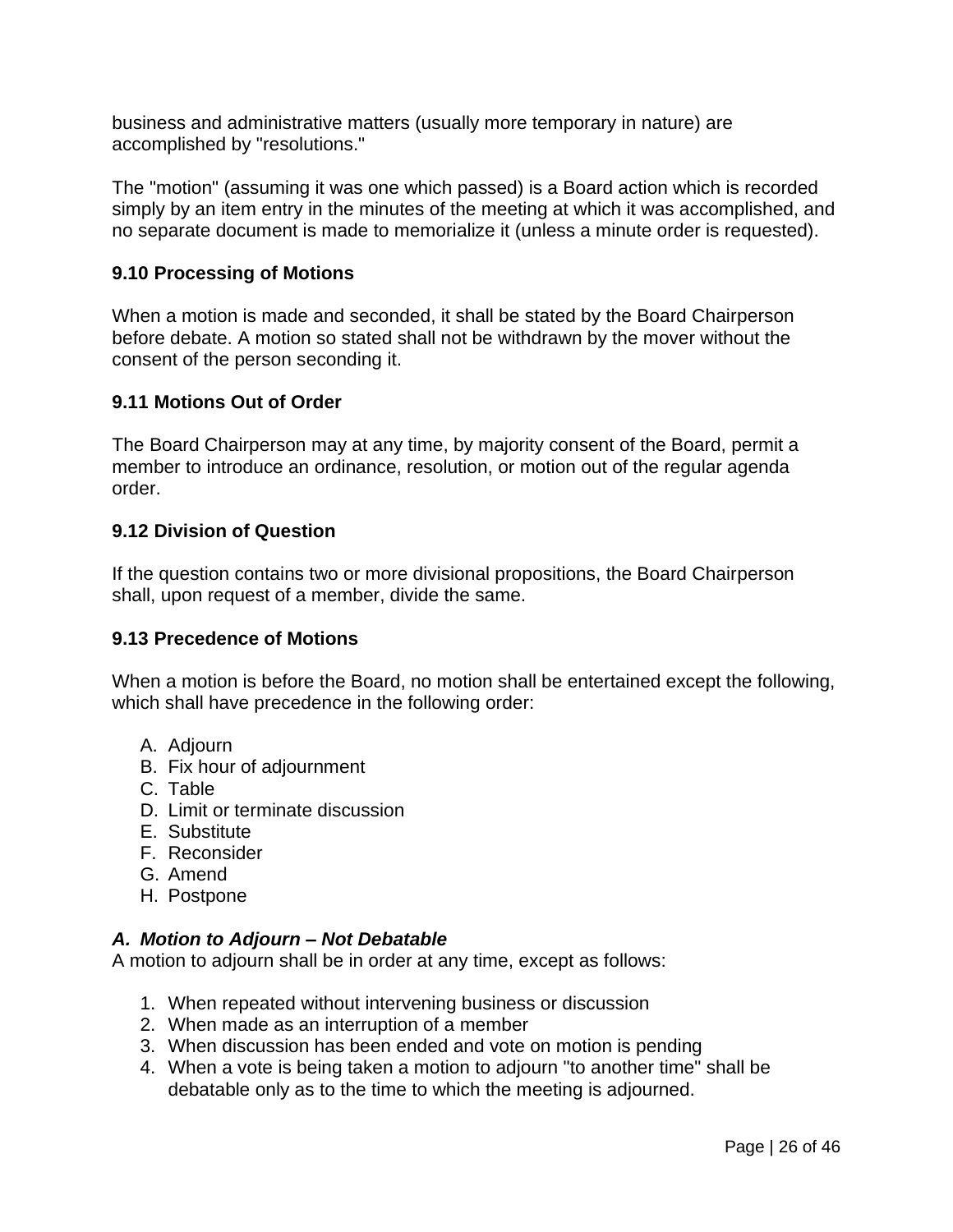business and administrative matters (usually more temporary in nature) are accomplished by "resolutions."

The "motion" (assuming it was one which passed) is a Board action which is recorded simply by an item entry in the minutes of the meeting at which it was accomplished, and no separate document is made to memorialize it (unless a minute order is requested).

### 9.10 Processing of Motions

When a motion is made and seconded, it shall be stated by the Board Chairperson before debate. A motion so stated shall not be withdrawn by the mover without the consent of the person seconding it.

### 9.11 Motions Out of Order

The Board Chairperson may at any time, by majority consent of the Board, permit a member to introduce an ordinance, resolution, or motion out of the regular agenda order.

### 9.12 Division of Question

If the question contains two or more divisional propositions, the Board Chairperson shall, upon request of a member, divide the same.

### 9.13 Precedence of Motions

When a motion is before the Board, no motion shall be entertained except the following, which shall have precedence in the following order:

A. Adjourn
B. Fix hour of adjournment
C. Table
D. Limit or terminate discussion
E. Substitute
F. Reconsider
G. Amend
H. Postpone

***A. Motion to Adjourn – Not Debatable***

A motion to adjourn shall be in order at any time, except as follows:

1. When repeated without intervening business or discussion
2. When made as an interruption of a member
3. When discussion has been ended and vote on motion is pending
4. When a vote is being taken a motion to adjourn "to another time" shall be debatable only as to the time to which the meeting is adjourned.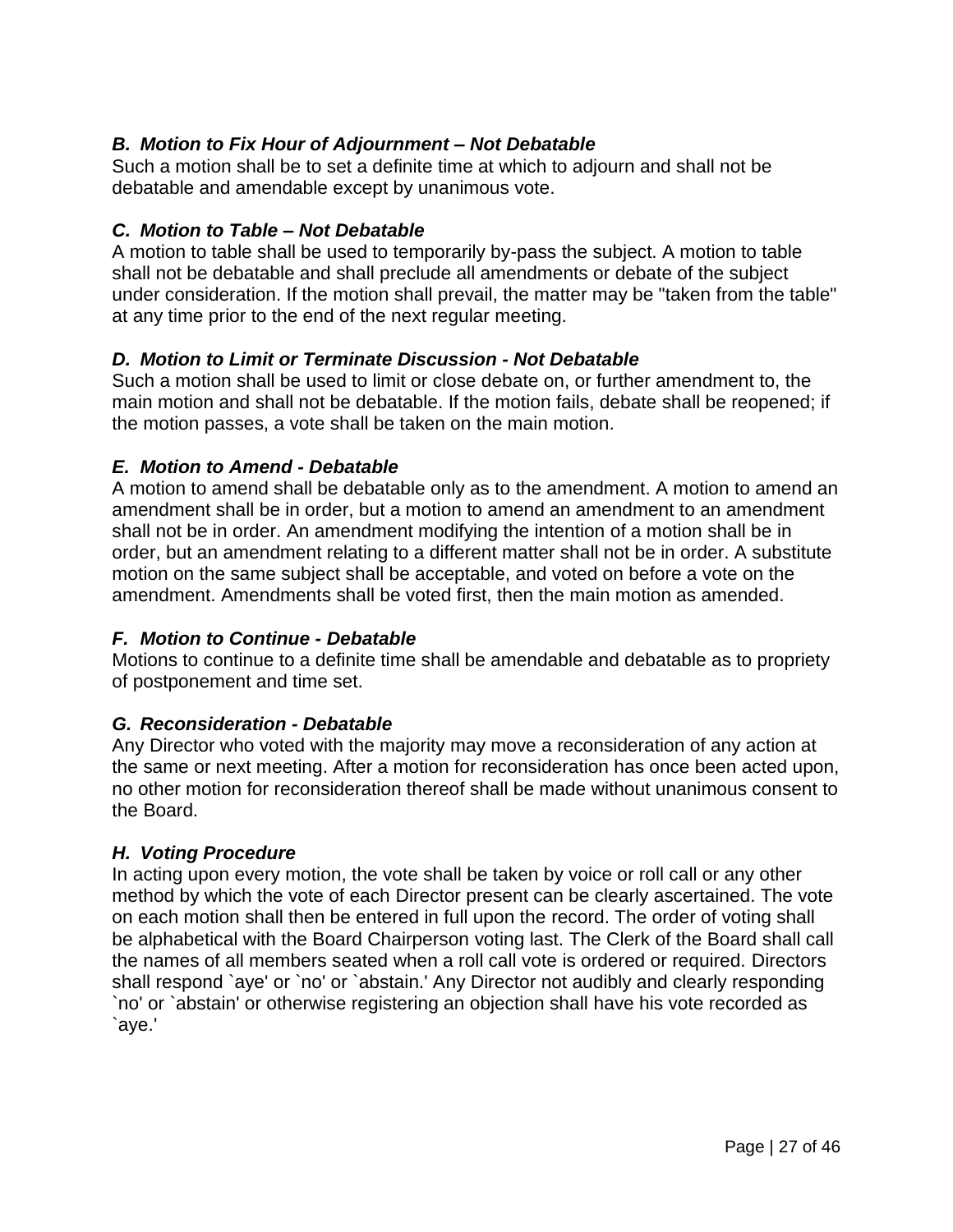***B. Motion to Fix Hour of Adjournment – Not Debatable***

Such a motion shall be to set a definite time at which to adjourn and shall not be debatable and amendable except by unanimous vote.

***C. Motion to Table – Not Debatable***

A motion to table shall be used to temporarily by-pass the subject. A motion to table shall not be debatable and shall preclude all amendments or debate of the subject under consideration. If the motion shall prevail, the matter may be "taken from the table" at any time prior to the end of the next regular meeting.

***D. Motion to Limit or Terminate Discussion - Not Debatable***

Such a motion shall be used to limit or close debate on, or further amendment to, the main motion and shall not be debatable. If the motion fails, debate shall be reopened; if the motion passes, a vote shall be taken on the main motion.

***E. Motion to Amend - Debatable***

A motion to amend shall be debatable only as to the amendment. A motion to amend an amendment shall be in order, but a motion to amend an amendment to an amendment shall not be in order. An amendment modifying the intention of a motion shall be in order, but an amendment relating to a different matter shall not be in order. A substitute motion on the same subject shall be acceptable, and voted on before a vote on the amendment. Amendments shall be voted first, then the main motion as amended.

***F. Motion to Continue - Debatable***

Motions to continue to a definite time shall be amendable and debatable as to propriety of postponement and time set.

***G. Reconsideration - Debatable***

Any Director who voted with the majority may move a reconsideration of any action at the same or next meeting. After a motion for reconsideration has once been acted upon, no other motion for reconsideration thereof shall be made without unanimous consent to the Board.

***H. Voting Procedure***

In acting upon every motion, the vote shall be taken by voice or roll call or any other method by which the vote of each Director present can be clearly ascertained. The vote on each motion shall then be entered in full upon the record. The order of voting shall be alphabetical with the Board Chairperson voting last. The Clerk of the Board shall call the names of all members seated when a roll call vote is ordered or required. Directors shall respond `aye' or `no' or `abstain.' Any Director not audibly and clearly responding `no' or `abstain' or otherwise registering an objection shall have his vote recorded as `aye.'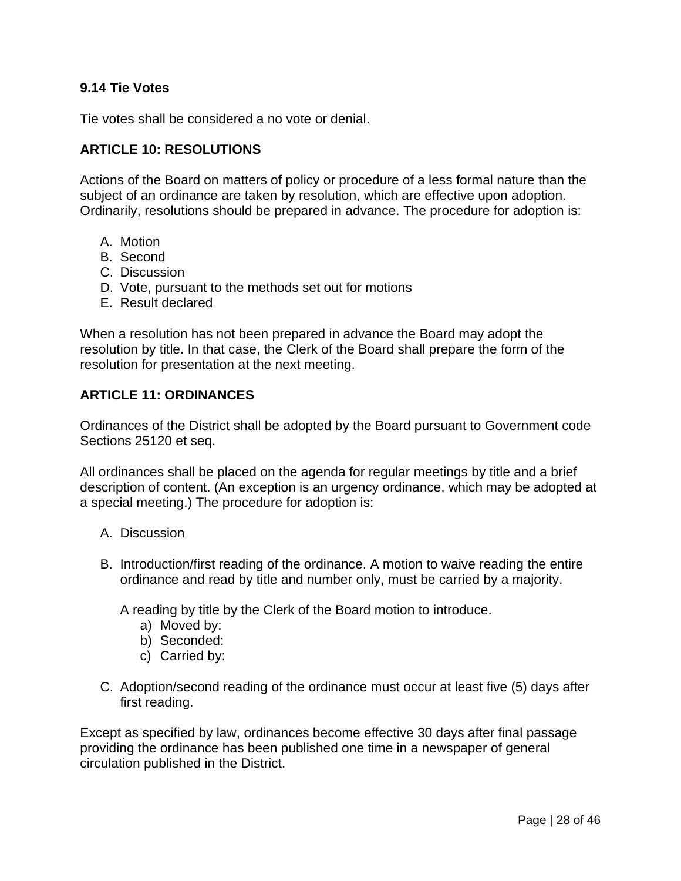### 9.14 Tie Votes

Tie votes shall be considered a no vote or denial.

## ARTICLE 10: RESOLUTIONS

Actions of the Board on matters of policy or procedure of a less formal nature than the subject of an ordinance are taken by resolution, which are effective upon adoption. Ordinarily, resolutions should be prepared in advance. The procedure for adoption is:

A. Motion
B. Second
C. Discussion
D. Vote, pursuant to the methods set out for motions
E. Result declared

When a resolution has not been prepared in advance the Board may adopt the resolution by title. In that case, the Clerk of the Board shall prepare the form of the resolution for presentation at the next meeting.

## ARTICLE 11: ORDINANCES

Ordinances of the District shall be adopted by the Board pursuant to Government code Sections 25120 et seq.

All ordinances shall be placed on the agenda for regular meetings by title and a brief description of content. (An exception is an urgency ordinance, which may be adopted at a special meeting.) The procedure for adoption is:

A. Discussion

B. Introduction/first reading of the ordinance. A motion to waive reading the entire ordinance and read by title and number only, must be carried by a majority.

   A reading by title by the Clerk of the Board motion to introduce.
   a) Moved by:
   b) Seconded:
   c) Carried by:

C. Adoption/second reading of the ordinance must occur at least five (5) days after first reading.

Except as specified by law, ordinances become effective 30 days after final passage providing the ordinance has been published one time in a newspaper of general circulation published in the District.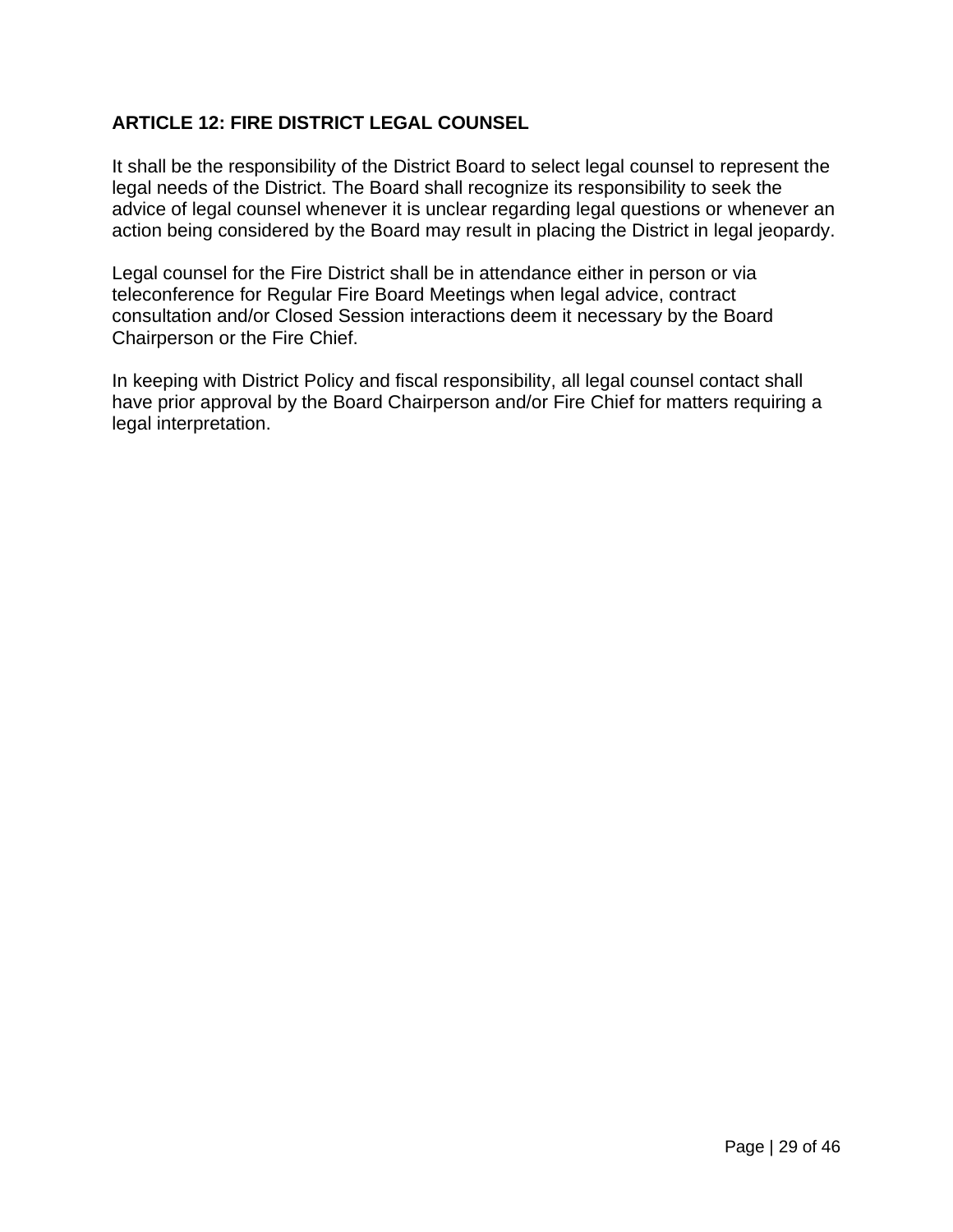## ARTICLE 12: FIRE DISTRICT LEGAL COUNSEL

It shall be the responsibility of the District Board to select legal counsel to represent the legal needs of the District. The Board shall recognize its responsibility to seek the advice of legal counsel whenever it is unclear regarding legal questions or whenever an action being considered by the Board may result in placing the District in legal jeopardy.

Legal counsel for the Fire District shall be in attendance either in person or via teleconference for Regular Fire Board Meetings when legal advice, contract consultation and/or Closed Session interactions deem it necessary by the Board Chairperson or the Fire Chief.

In keeping with District Policy and fiscal responsibility, all legal counsel contact shall have prior approval by the Board Chairperson and/or Fire Chief for matters requiring a legal interpretation.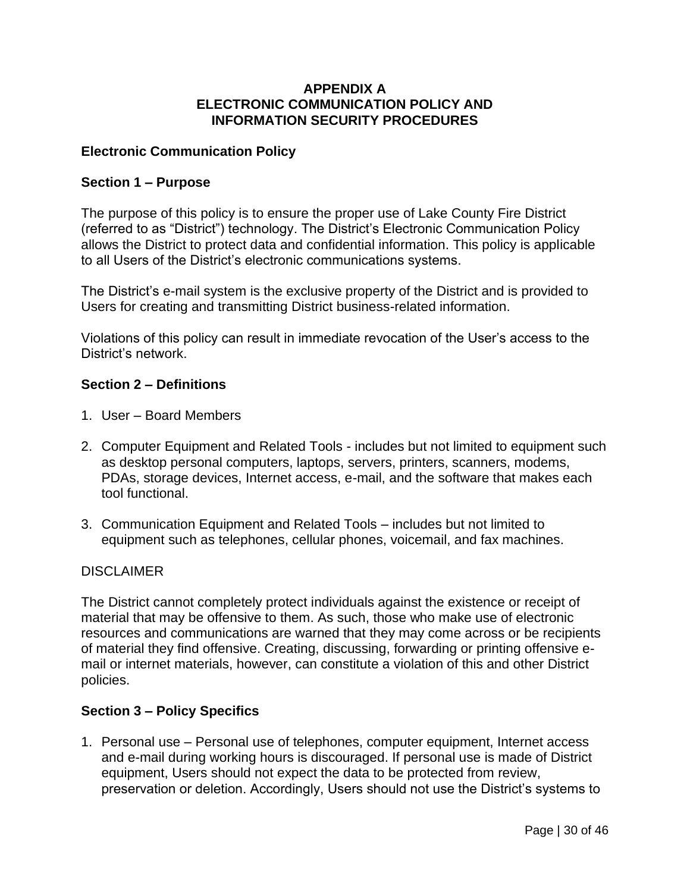**APPENDIX A**
**ELECTRONIC COMMUNICATION POLICY AND**
**INFORMATION SECURITY PROCEDURES**

## Electronic Communication Policy

### Section 1 – Purpose

The purpose of this policy is to ensure the proper use of Lake County Fire District (referred to as "District") technology. The District's Electronic Communication Policy allows the District to protect data and confidential information. This policy is applicable to all Users of the District's electronic communications systems.

The District's e-mail system is the exclusive property of the District and is provided to Users for creating and transmitting District business-related information.

Violations of this policy can result in immediate revocation of the User's access to the District's network.

### Section 2 – Definitions

1. User – Board Members

2. Computer Equipment and Related Tools - includes but not limited to equipment such as desktop personal computers, laptops, servers, printers, scanners, modems, PDAs, storage devices, Internet access, e-mail, and the software that makes each tool functional.

3. Communication Equipment and Related Tools – includes but not limited to equipment such as telephones, cellular phones, voicemail, and fax machines.

DISCLAIMER

The District cannot completely protect individuals against the existence or receipt of material that may be offensive to them. As such, those who make use of electronic resources and communications are warned that they may come across or be recipients of material they find offensive. Creating, discussing, forwarding or printing offensive e-mail or internet materials, however, can constitute a violation of this and other District policies.

### Section 3 – Policy Specifics

1. Personal use – Personal use of telephones, computer equipment, Internet access and e-mail during working hours is discouraged. If personal use is made of District equipment, Users should not expect the data to be protected from review, preservation or deletion. Accordingly, Users should not use the District's systems to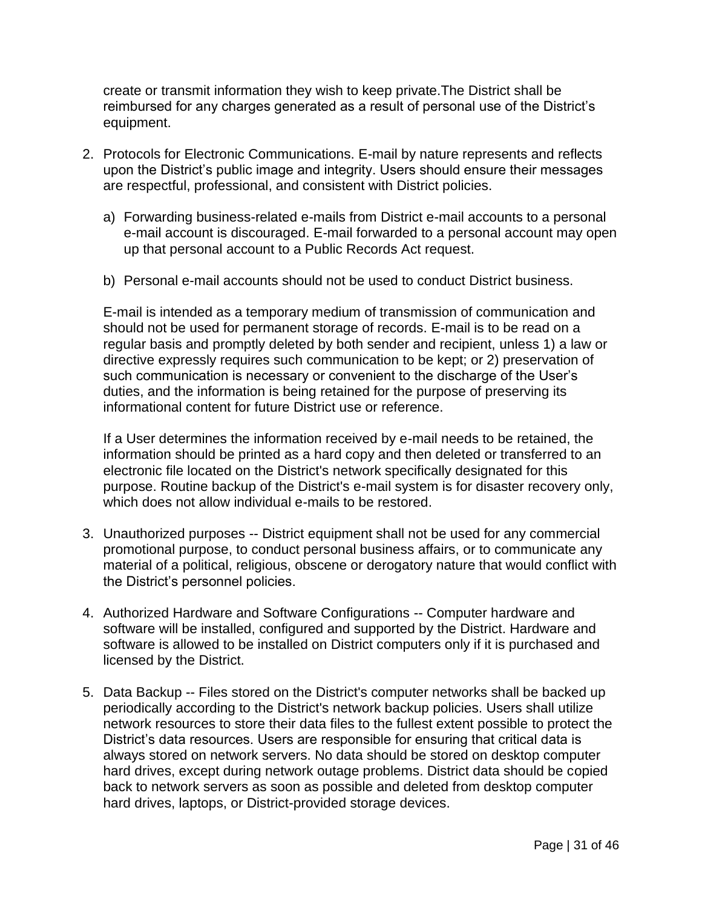create or transmit information they wish to keep private.The District shall be reimbursed for any charges generated as a result of personal use of the District's equipment.

2. Protocols for Electronic Communications. E-mail by nature represents and reflects upon the District's public image and integrity. Users should ensure their messages are respectful, professional, and consistent with District policies.

   a) Forwarding business-related e-mails from District e-mail accounts to a personal e-mail account is discouraged. E-mail forwarded to a personal account may open up that personal account to a Public Records Act request.

   b) Personal e-mail accounts should not be used to conduct District business.

   E-mail is intended as a temporary medium of transmission of communication and should not be used for permanent storage of records. E-mail is to be read on a regular basis and promptly deleted by both sender and recipient, unless 1) a law or directive expressly requires such communication to be kept; or 2) preservation of such communication is necessary or convenient to the discharge of the User's duties, and the information is being retained for the purpose of preserving its informational content for future District use or reference.

   If a User determines the information received by e-mail needs to be retained, the information should be printed as a hard copy and then deleted or transferred to an electronic file located on the District's network specifically designated for this purpose. Routine backup of the District's e-mail system is for disaster recovery only, which does not allow individual e-mails to be restored.

3. Unauthorized purposes -- District equipment shall not be used for any commercial promotional purpose, to conduct personal business affairs, or to communicate any material of a political, religious, obscene or derogatory nature that would conflict with the District's personnel policies.

4. Authorized Hardware and Software Configurations -- Computer hardware and software will be installed, configured and supported by the District. Hardware and software is allowed to be installed on District computers only if it is purchased and licensed by the District.

5. Data Backup -- Files stored on the District's computer networks shall be backed up periodically according to the District's network backup policies. Users shall utilize network resources to store their data files to the fullest extent possible to protect the District's data resources. Users are responsible for ensuring that critical data is always stored on network servers. No data should be stored on desktop computer hard drives, except during network outage problems. District data should be copied back to network servers as soon as possible and deleted from desktop computer hard drives, laptops, or District-provided storage devices.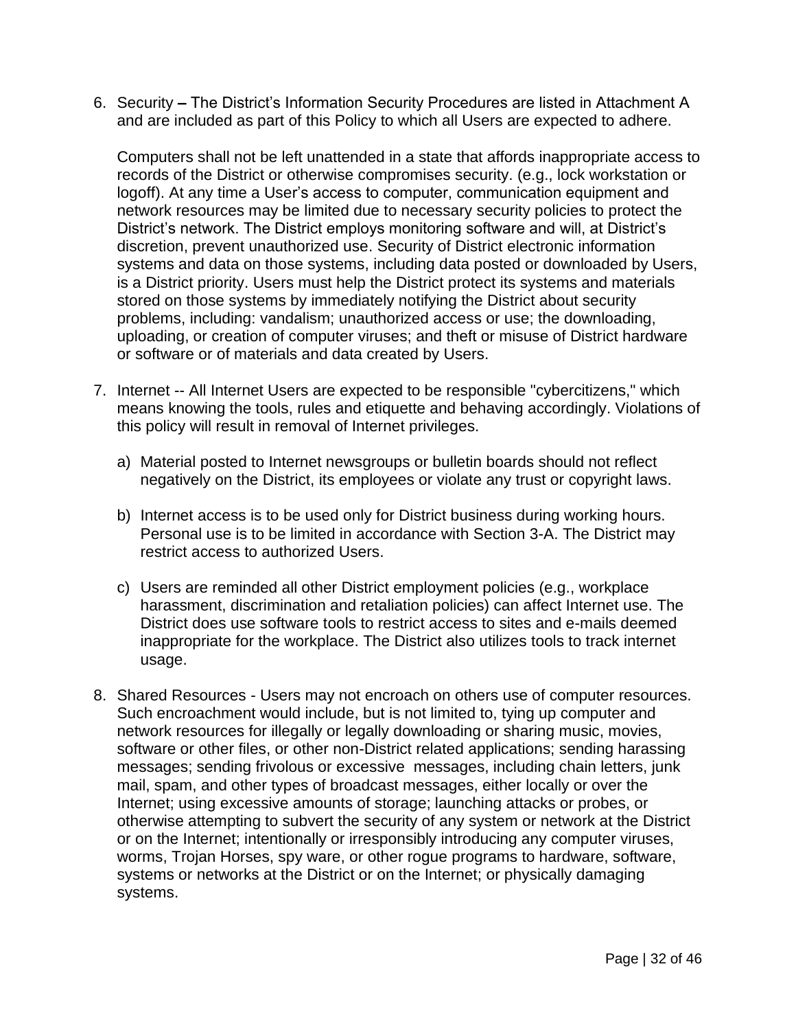6. Security **–** The District's Information Security Procedures are listed in Attachment A and are included as part of this Policy to which all Users are expected to adhere.

   Computers shall not be left unattended in a state that affords inappropriate access to records of the District or otherwise compromises security. (e.g., lock workstation or logoff). At any time a User's access to computer, communication equipment and network resources may be limited due to necessary security policies to protect the District's network. The District employs monitoring software and will, at District's discretion, prevent unauthorized use. Security of District electronic information systems and data on those systems, including data posted or downloaded by Users, is a District priority. Users must help the District protect its systems and materials stored on those systems by immediately notifying the District about security problems, including: vandalism; unauthorized access or use; the downloading, uploading, or creation of computer viruses; and theft or misuse of District hardware or software or of materials and data created by Users.

7. Internet -- All Internet Users are expected to be responsible "cybercitizens," which means knowing the tools, rules and etiquette and behaving accordingly. Violations of this policy will result in removal of Internet privileges.

   a) Material posted to Internet newsgroups or bulletin boards should not reflect negatively on the District, its employees or violate any trust or copyright laws.

   b) Internet access is to be used only for District business during working hours. Personal use is to be limited in accordance with Section 3-A. The District may restrict access to authorized Users.

   c) Users are reminded all other District employment policies (e.g., workplace harassment, discrimination and retaliation policies) can affect Internet use. The District does use software tools to restrict access to sites and e-mails deemed inappropriate for the workplace. The District also utilizes tools to track internet usage.

8. Shared Resources - Users may not encroach on others use of computer resources. Such encroachment would include, but is not limited to, tying up computer and network resources for illegally or legally downloading or sharing music, movies, software or other files, or other non-District related applications; sending harassing messages; sending frivolous or excessive messages, including chain letters, junk mail, spam, and other types of broadcast messages, either locally or over the Internet; using excessive amounts of storage; launching attacks or probes, or otherwise attempting to subvert the security of any system or network at the District or on the Internet; intentionally or irresponsibly introducing any computer viruses, worms, Trojan Horses, spy ware, or other rogue programs to hardware, software, systems or networks at the District or on the Internet; or physically damaging systems.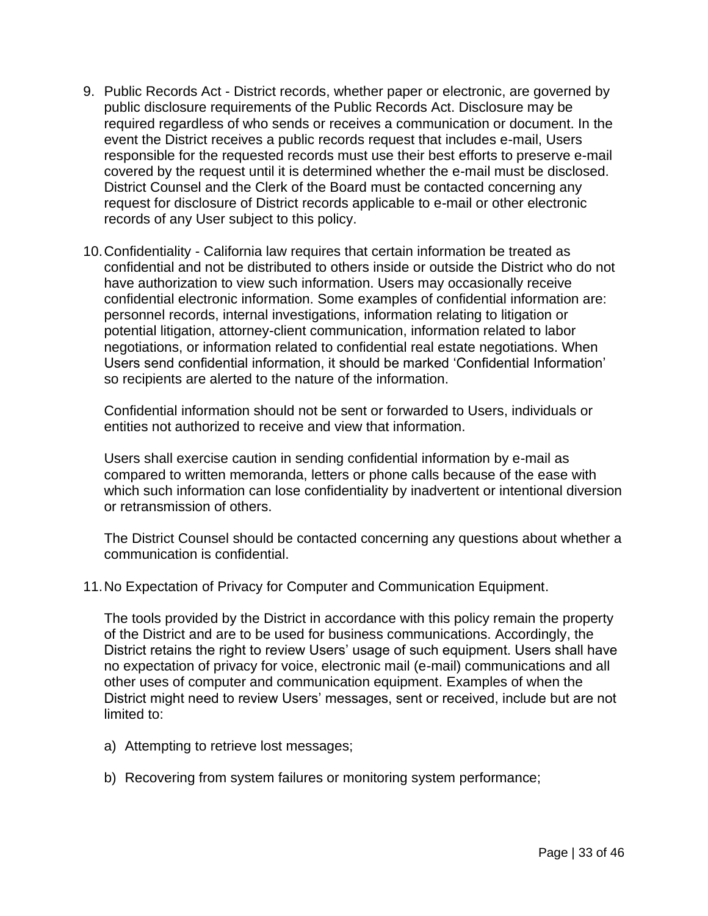9. Public Records Act - District records, whether paper or electronic, are governed by public disclosure requirements of the Public Records Act. Disclosure may be required regardless of who sends or receives a communication or document. In the event the District receives a public records request that includes e-mail, Users responsible for the requested records must use their best efforts to preserve e-mail covered by the request until it is determined whether the e-mail must be disclosed. District Counsel and the Clerk of the Board must be contacted concerning any request for disclosure of District records applicable to e-mail or other electronic records of any User subject to this policy.

10. Confidentiality - California law requires that certain information be treated as confidential and not be distributed to others inside or outside the District who do not have authorization to view such information. Users may occasionally receive confidential electronic information. Some examples of confidential information are: personnel records, internal investigations, information relating to litigation or potential litigation, attorney-client communication, information related to labor negotiations, or information related to confidential real estate negotiations. When Users send confidential information, it should be marked 'Confidential Information' so recipients are alerted to the nature of the information.

    Confidential information should not be sent or forwarded to Users, individuals or entities not authorized to receive and view that information.

    Users shall exercise caution in sending confidential information by e-mail as compared to written memoranda, letters or phone calls because of the ease with which such information can lose confidentiality by inadvertent or intentional diversion or retransmission of others.

    The District Counsel should be contacted concerning any questions about whether a communication is confidential.

11. No Expectation of Privacy for Computer and Communication Equipment.

    The tools provided by the District in accordance with this policy remain the property of the District and are to be used for business communications. Accordingly, the District retains the right to review Users' usage of such equipment. Users shall have no expectation of privacy for voice, electronic mail (e-mail) communications and all other uses of computer and communication equipment. Examples of when the District might need to review Users' messages, sent or received, include but are not limited to:

    a) Attempting to retrieve lost messages;

    b) Recovering from system failures or monitoring system performance;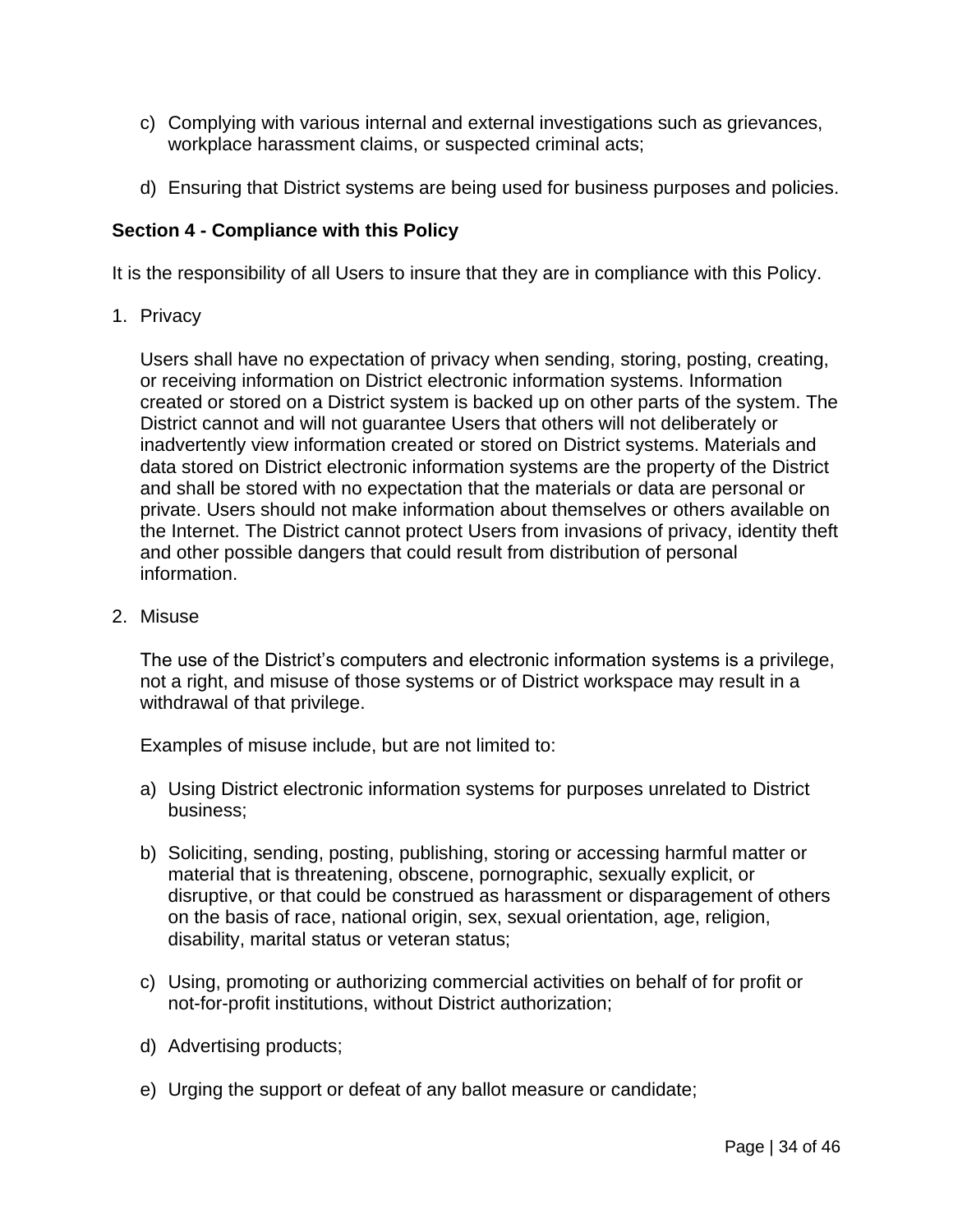c) Complying with various internal and external investigations such as grievances, workplace harassment claims, or suspected criminal acts;

d) Ensuring that District systems are being used for business purposes and policies.

**Section 4 - Compliance with this Policy**

It is the responsibility of all Users to insure that they are in compliance with this Policy.

1. Privacy

   Users shall have no expectation of privacy when sending, storing, posting, creating, or receiving information on District electronic information systems. Information created or stored on a District system is backed up on other parts of the system. The District cannot and will not guarantee Users that others will not deliberately or inadvertently view information created or stored on District systems. Materials and data stored on District electronic information systems are the property of the District and shall be stored with no expectation that the materials or data are personal or private. Users should not make information about themselves or others available on the Internet. The District cannot protect Users from invasions of privacy, identity theft and other possible dangers that could result from distribution of personal information.

2. Misuse

   The use of the District's computers and electronic information systems is a privilege, not a right, and misuse of those systems or of District workspace may result in a withdrawal of that privilege.

   Examples of misuse include, but are not limited to:

   a) Using District electronic information systems for purposes unrelated to District business;

   b) Soliciting, sending, posting, publishing, storing or accessing harmful matter or material that is threatening, obscene, pornographic, sexually explicit, or disruptive, or that could be construed as harassment or disparagement of others on the basis of race, national origin, sex, sexual orientation, age, religion, disability, marital status or veteran status;

   c) Using, promoting or authorizing commercial activities on behalf of for profit or not-for-profit institutions, without District authorization;

   d) Advertising products;

   e) Urging the support or defeat of any ballot measure or candidate;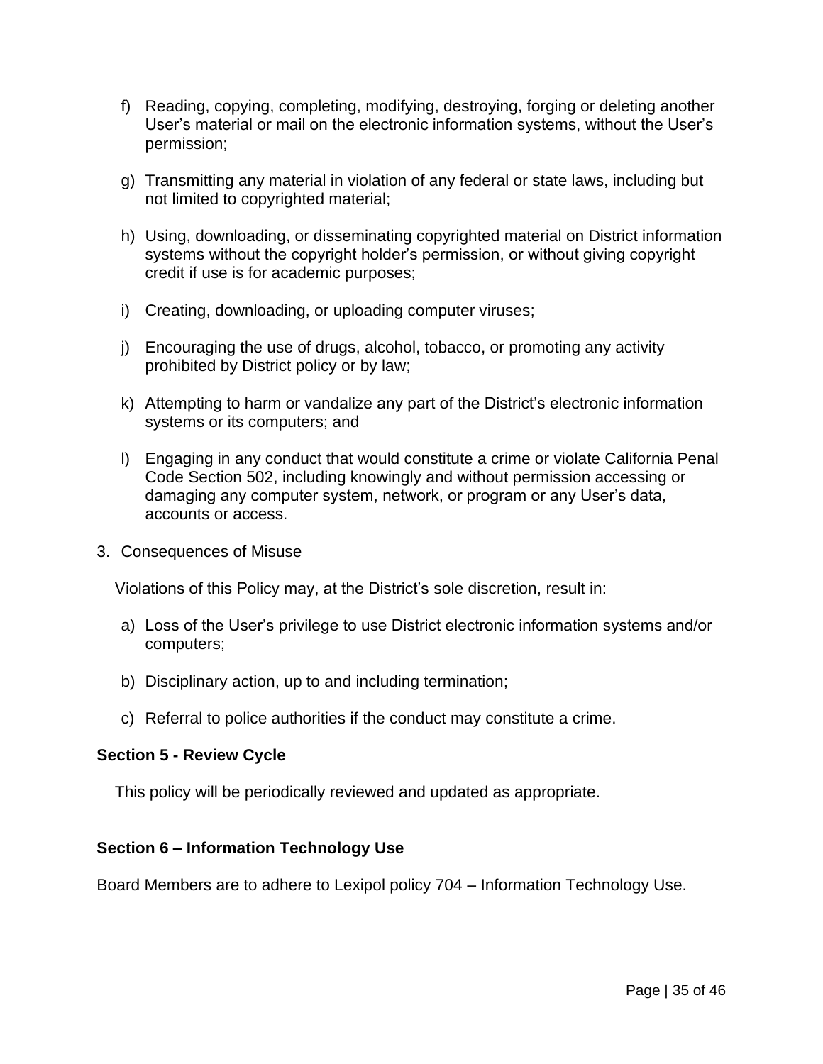f) Reading, copying, completing, modifying, destroying, forging or deleting another User’s material or mail on the electronic information systems, without the User’s permission;

g) Transmitting any material in violation of any federal or state laws, including but not limited to copyrighted material;

h) Using, downloading, or disseminating copyrighted material on District information systems without the copyright holder’s permission, or without giving copyright credit if use is for academic purposes;

i) Creating, downloading, or uploading computer viruses;

j) Encouraging the use of drugs, alcohol, tobacco, or promoting any activity prohibited by District policy or by law;

k) Attempting to harm or vandalize any part of the District’s electronic information systems or its computers; and

l) Engaging in any conduct that would constitute a crime or violate California Penal Code Section 502, including knowingly and without permission accessing or damaging any computer system, network, or program or any User’s data, accounts or access.

3. Consequences of Misuse

Violations of this Policy may, at the District’s sole discretion, result in:

a) Loss of the User’s privilege to use District electronic information systems and/or computers;

b) Disciplinary action, up to and including termination;

c) Referral to police authorities if the conduct may constitute a crime.

**Section 5 - Review Cycle**

This policy will be periodically reviewed and updated as appropriate.

**Section 6 – Information Technology Use**

Board Members are to adhere to Lexipol policy 704 – Information Technology Use.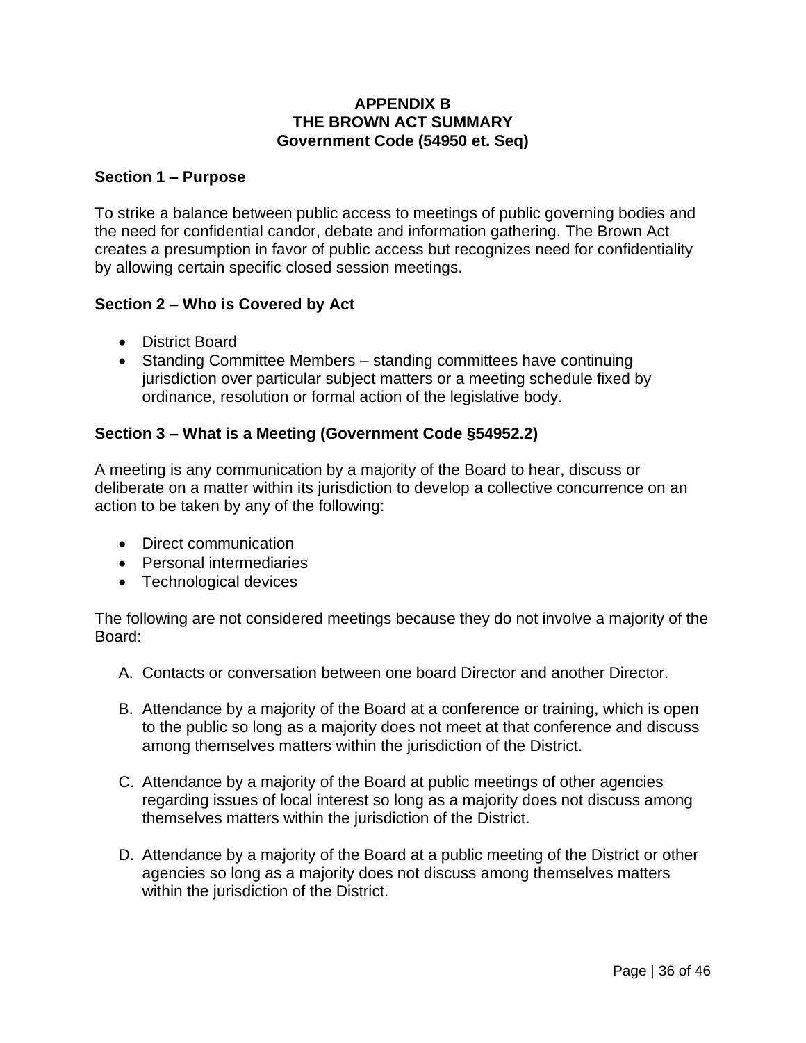# APPENDIX B
# THE BROWN ACT SUMMARY
# Government Code (54950 et. Seq)

### Section 1 – Purpose

To strike a balance between public access to meetings of public governing bodies and the need for confidential candor, debate and information gathering. The Brown Act creates a presumption in favor of public access but recognizes need for confidentiality by allowing certain specific closed session meetings.

### Section 2 – Who is Covered by Act

- District Board
- Standing Committee Members – standing committees have continuing jurisdiction over particular subject matters or a meeting schedule fixed by ordinance, resolution or formal action of the legislative body.

### Section 3 – What is a Meeting (Government Code §54952.2)

A meeting is any communication by a majority of the Board to hear, discuss or deliberate on a matter within its jurisdiction to develop a collective concurrence on an action to be taken by any of the following:

- Direct communication
- Personal intermediaries
- Technological devices

The following are not considered meetings because they do not involve a majority of the Board:

A. Contacts or conversation between one board Director and another Director.

B. Attendance by a majority of the Board at a conference or training, which is open to the public so long as a majority does not meet at that conference and discuss among themselves matters within the jurisdiction of the District.

C. Attendance by a majority of the Board at public meetings of other agencies regarding issues of local interest so long as a majority does not discuss among themselves matters within the jurisdiction of the District.

D. Attendance by a majority of the Board at a public meeting of the District or other agencies so long as a majority does not discuss among themselves matters within the jurisdiction of the District.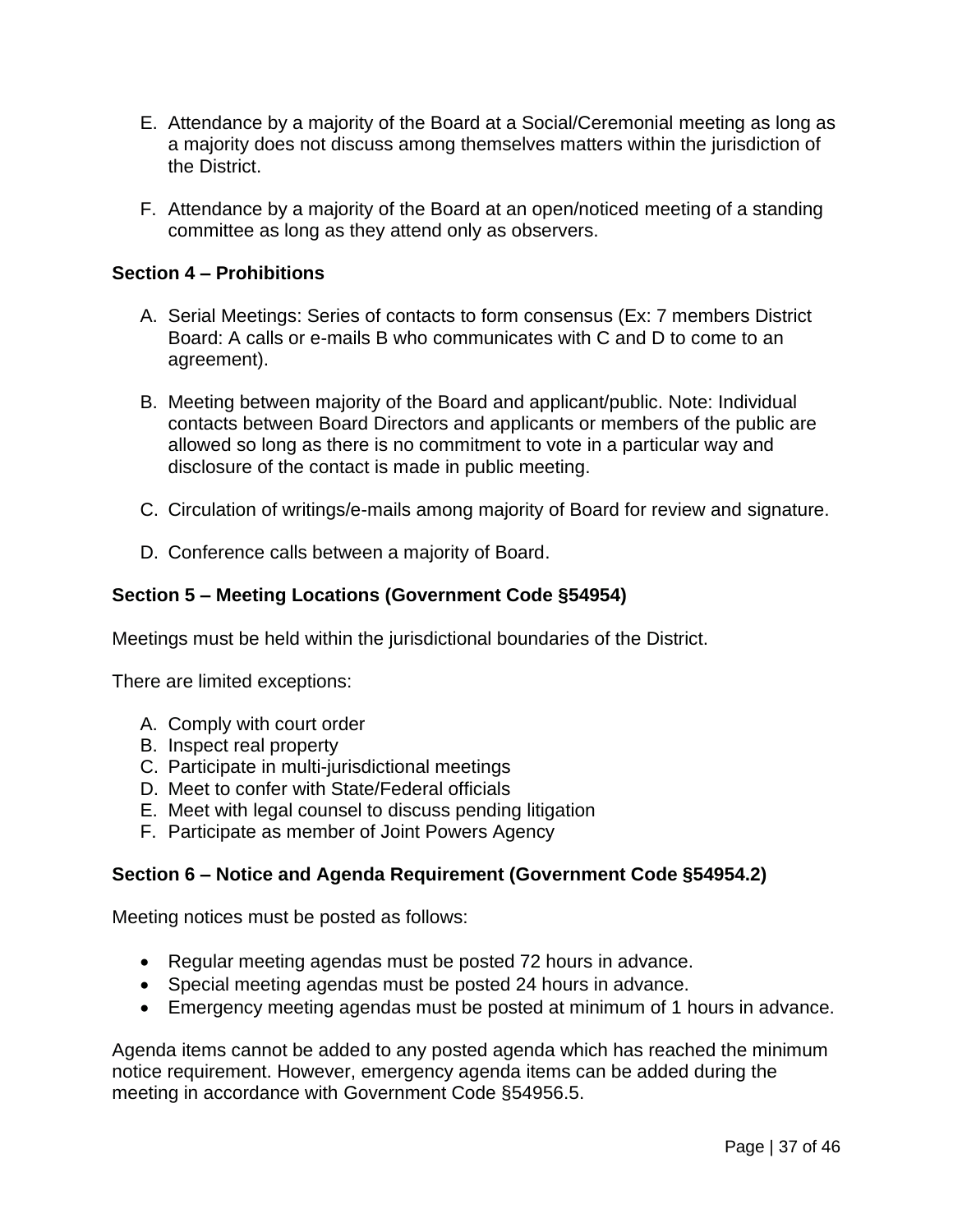E. Attendance by a majority of the Board at a Social/Ceremonial meeting as long as a majority does not discuss among themselves matters within the jurisdiction of the District.

F. Attendance by a majority of the Board at an open/noticed meeting of a standing committee as long as they attend only as observers.

**Section 4 – Prohibitions**

A. Serial Meetings: Series of contacts to form consensus (Ex: 7 members District Board: A calls or e-mails B who communicates with C and D to come to an agreement).

B. Meeting between majority of the Board and applicant/public. Note: Individual contacts between Board Directors and applicants or members of the public are allowed so long as there is no commitment to vote in a particular way and disclosure of the contact is made in public meeting.

C. Circulation of writings/e-mails among majority of Board for review and signature.

D. Conference calls between a majority of Board.

**Section 5 – Meeting Locations (Government Code §54954)**

Meetings must be held within the jurisdictional boundaries of the District.

There are limited exceptions:

A. Comply with court order
B. Inspect real property
C. Participate in multi-jurisdictional meetings
D. Meet to confer with State/Federal officials
E. Meet with legal counsel to discuss pending litigation
F. Participate as member of Joint Powers Agency

**Section 6 – Notice and Agenda Requirement (Government Code §54954.2)**

Meeting notices must be posted as follows:

- Regular meeting agendas must be posted 72 hours in advance.
- Special meeting agendas must be posted 24 hours in advance.
- Emergency meeting agendas must be posted at minimum of 1 hours in advance.

Agenda items cannot be added to any posted agenda which has reached the minimum notice requirement. However, emergency agenda items can be added during the meeting in accordance with Government Code §54956.5.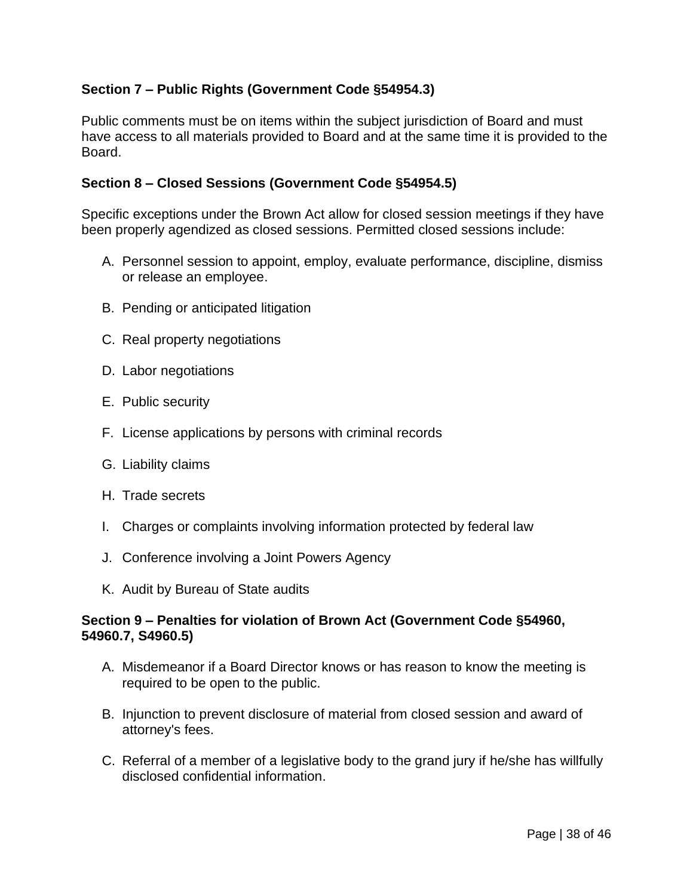### Section 7 – Public Rights (Government Code §54954.3)

Public comments must be on items within the subject jurisdiction of Board and must have access to all materials provided to Board and at the same time it is provided to the Board.

### Section 8 – Closed Sessions (Government Code §54954.5)

Specific exceptions under the Brown Act allow for closed session meetings if they have been properly agendized as closed sessions. Permitted closed sessions include:

A. Personnel session to appoint, employ, evaluate performance, discipline, dismiss or release an employee.

B. Pending or anticipated litigation

C. Real property negotiations

D. Labor negotiations

E. Public security

F. License applications by persons with criminal records

G. Liability claims

H. Trade secrets

I. Charges or complaints involving information protected by federal law

J. Conference involving a Joint Powers Agency

K. Audit by Bureau of State audits

### Section 9 – Penalties for violation of Brown Act (Government Code §54960, 54960.7, S4960.5)

A. Misdemeanor if a Board Director knows or has reason to know the meeting is required to be open to the public.

B. Injunction to prevent disclosure of material from closed session and award of attorney's fees.

C. Referral of a member of a legislative body to the grand jury if he/she has willfully disclosed confidential information.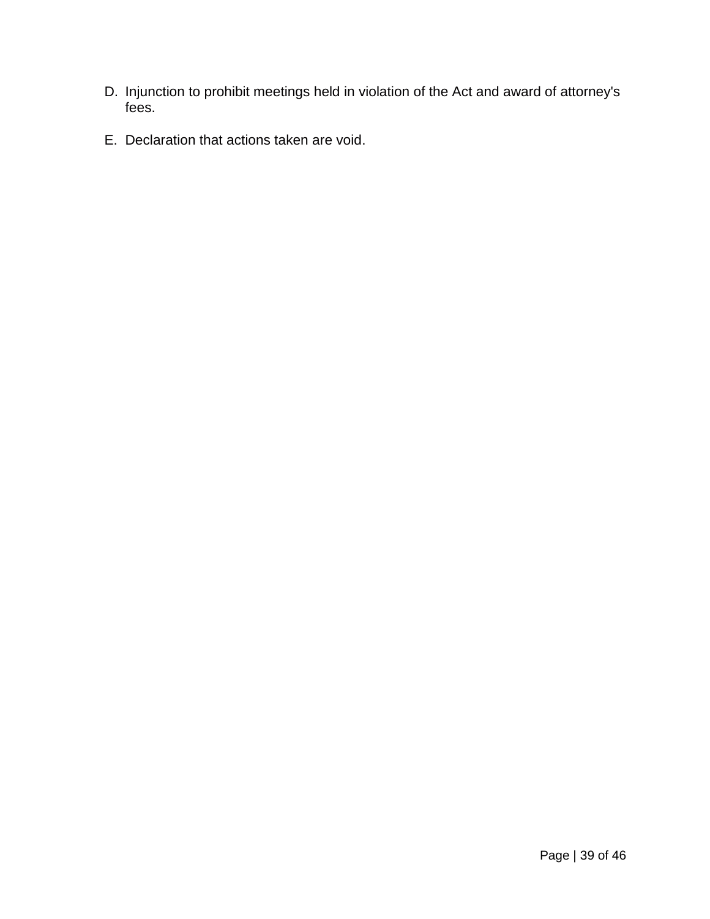D. Injunction to prohibit meetings held in violation of the Act and award of attorney's fees.

E. Declaration that actions taken are void.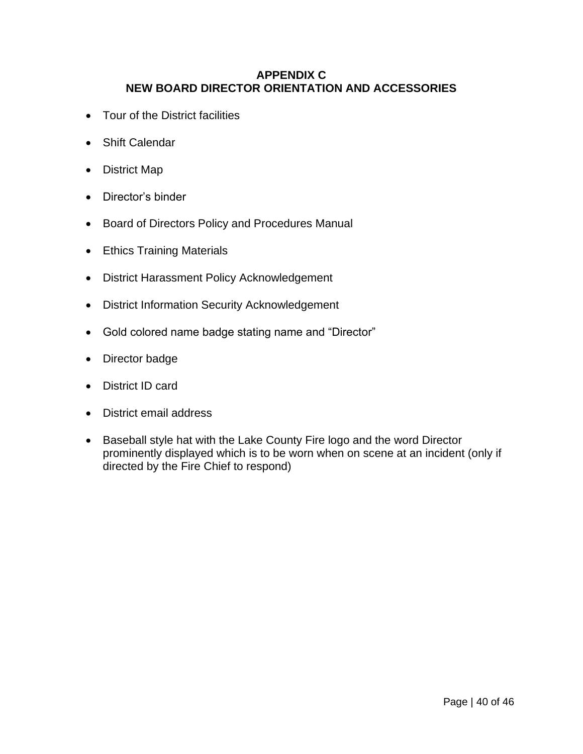# APPENDIX C
# NEW BOARD DIRECTOR ORIENTATION AND ACCESSORIES

- Tour of the District facilities
- Shift Calendar
- District Map
- Director's binder
- Board of Directors Policy and Procedures Manual
- Ethics Training Materials
- District Harassment Policy Acknowledgement
- District Information Security Acknowledgement
- Gold colored name badge stating name and "Director"
- Director badge
- District ID card
- District email address
- Baseball style hat with the Lake County Fire logo and the word Director prominently displayed which is to be worn when on scene at an incident (only if directed by the Fire Chief to respond)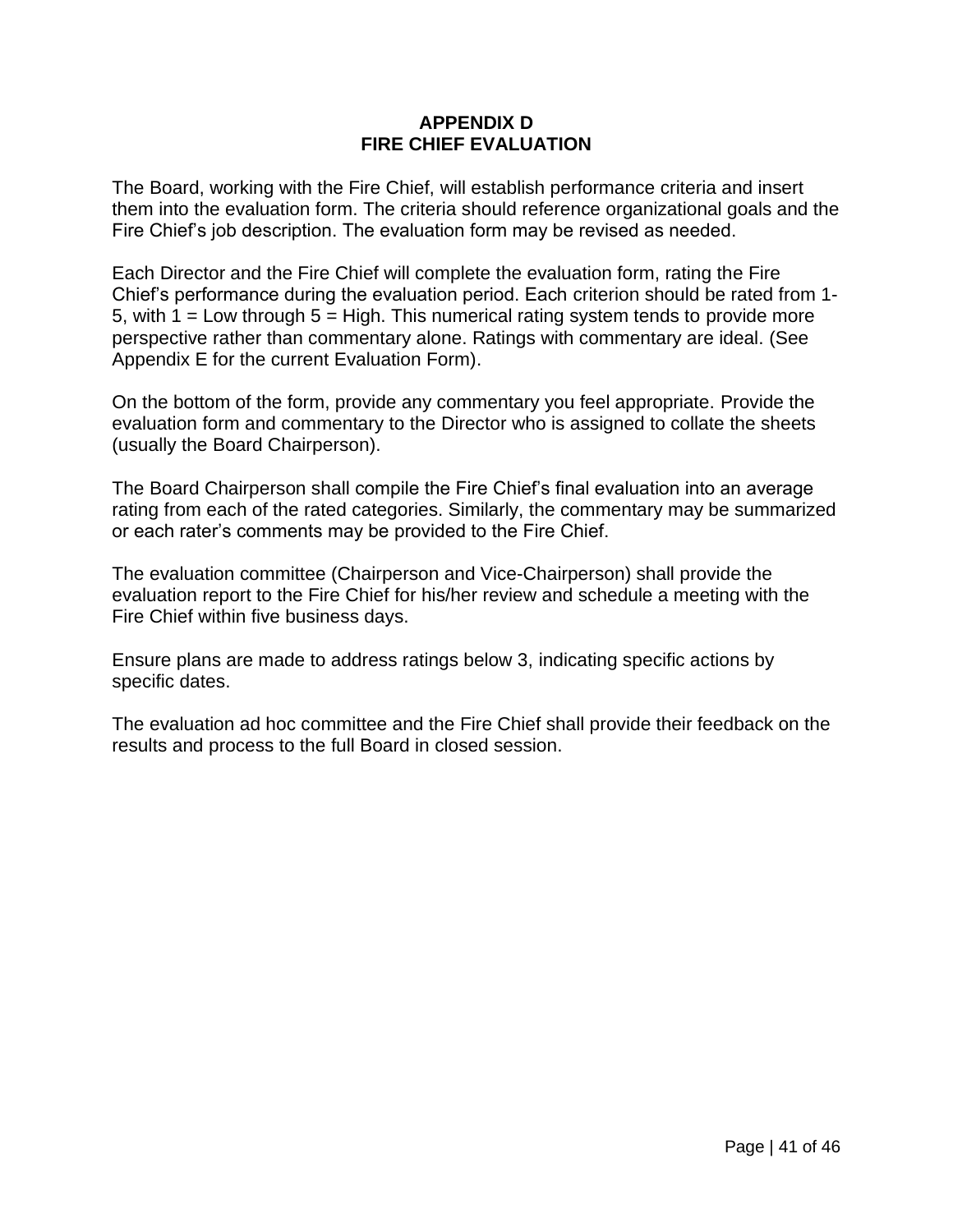# APPENDIX D
# FIRE CHIEF EVALUATION

The Board, working with the Fire Chief, will establish performance criteria and insert them into the evaluation form. The criteria should reference organizational goals and the Fire Chief's job description. The evaluation form may be revised as needed.

Each Director and the Fire Chief will complete the evaluation form, rating the Fire Chief's performance during the evaluation period. Each criterion should be rated from 1-5, with 1 = Low through 5 = High. This numerical rating system tends to provide more perspective rather than commentary alone. Ratings with commentary are ideal. (See Appendix E for the current Evaluation Form).

On the bottom of the form, provide any commentary you feel appropriate. Provide the evaluation form and commentary to the Director who is assigned to collate the sheets (usually the Board Chairperson).

The Board Chairperson shall compile the Fire Chief's final evaluation into an average rating from each of the rated categories. Similarly, the commentary may be summarized or each rater's comments may be provided to the Fire Chief.

The evaluation committee (Chairperson and Vice-Chairperson) shall provide the evaluation report to the Fire Chief for his/her review and schedule a meeting with the Fire Chief within five business days.

Ensure plans are made to address ratings below 3, indicating specific actions by specific dates.

The evaluation ad hoc committee and the Fire Chief shall provide their feedback on the results and process to the full Board in closed session.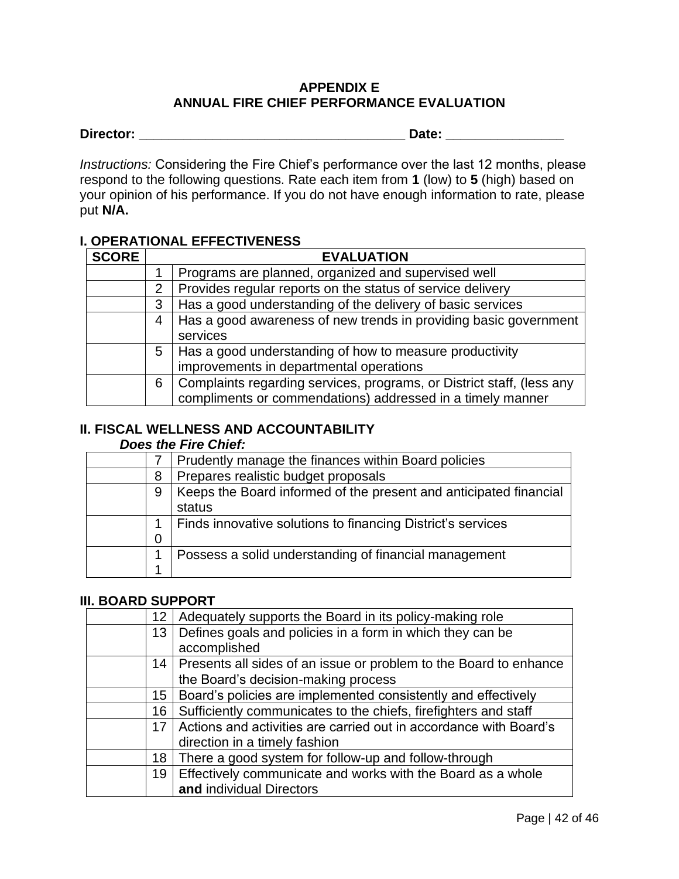**APPENDIX E**
**ANNUAL FIRE CHIEF PERFORMANCE EVALUATION**

**Director: ____________________________________ Date: ________________**

*Instructions:* Considering the Fire Chief's performance over the last 12 months, please respond to the following questions. Rate each item from **1** (low) to **5** (high) based on your opinion of his performance. If you do not have enough information to rate, please put **N/A.**

**I. OPERATIONAL EFFECTIVENESS**

| SCORE | EVALUATION | |
|---|---|---|
| | 1 | Programs are planned, organized and supervised well |
| | 2 | Provides regular reports on the status of service delivery |
| | 3 | Has a good understanding of the delivery of basic services |
| | 4 | Has a good awareness of new trends in providing basic government services |
| | 5 | Has a good understanding of how to measure productivity improvements in departmental operations |
| | 6 | Complaints regarding services, programs, or District staff, (less any compliments or commendations) addressed in a timely manner |

**II. FISCAL WELLNESS AND ACCOUNTABILITY**

***Does the Fire Chief:***

| | | |
|---|---|---|
| | 7 | Prudently manage the finances within Board policies |
| | 8 | Prepares realistic budget proposals |
| | 9 | Keeps the Board informed of the present and anticipated financial status |
| | 10 | Finds innovative solutions to financing District's services |
| | 11 | Possess a solid understanding of financial management |

**III. BOARD SUPPORT**

| | | |
|---|---|---|
| | 12 | Adequately supports the Board in its policy-making role |
| | 13 | Defines goals and policies in a form in which they can be accomplished |
| | 14 | Presents all sides of an issue or problem to the Board to enhance the Board's decision-making process |
| | 15 | Board's policies are implemented consistently and effectively |
| | 16 | Sufficiently communicates to the chiefs, firefighters and staff |
| | 17 | Actions and activities are carried out in accordance with Board's direction in a timely fashion |
| | 18 | There a good system for follow-up and follow-through |
| | 19 | Effectively communicate and works with the Board as a whole **and** individual Directors |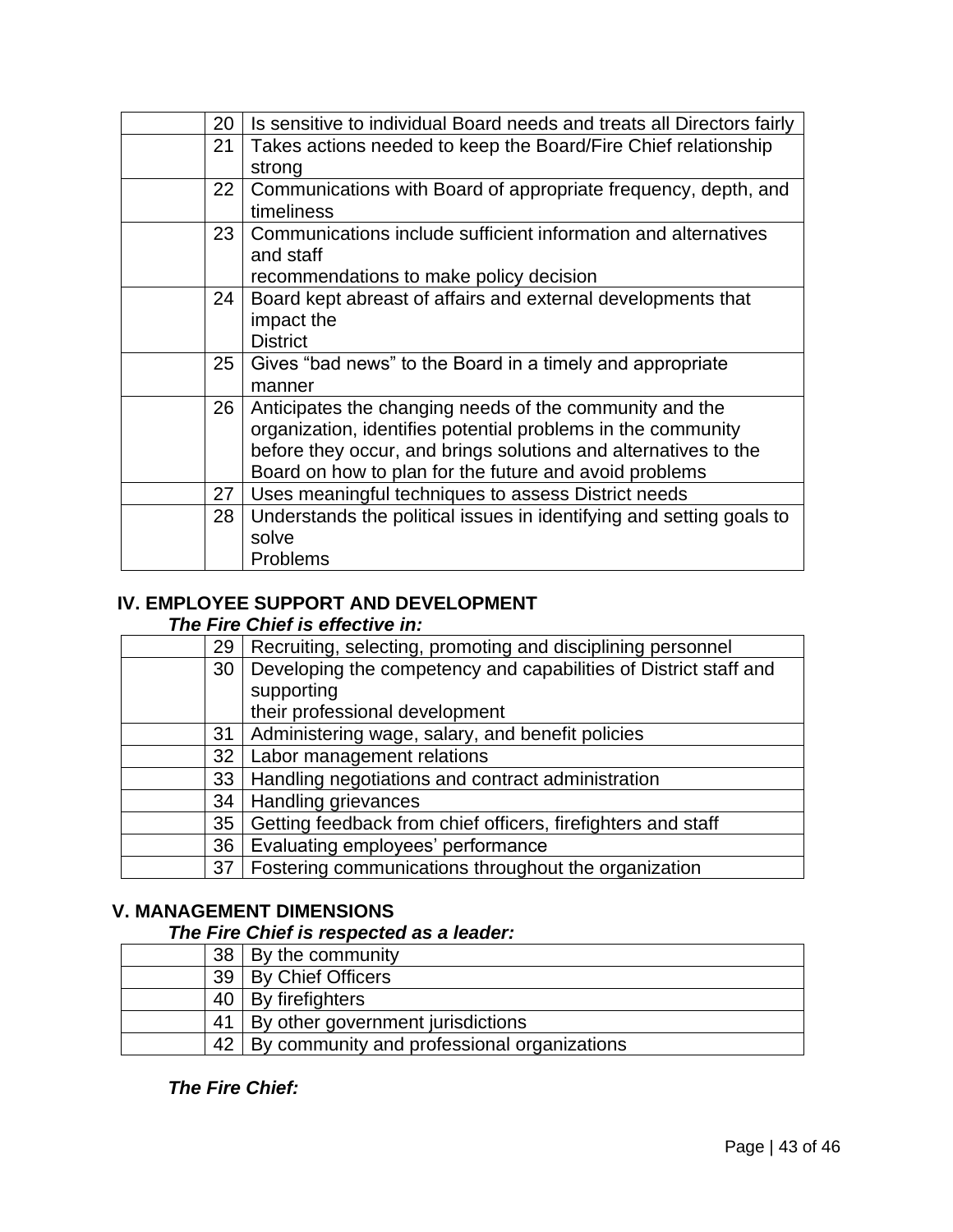| | | |
|---|---|---|
| | 20 | Is sensitive to individual Board needs and treats all Directors fairly |
| | 21 | Takes actions needed to keep the Board/Fire Chief relationship strong |
| | 22 | Communications with Board of appropriate frequency, depth, and timeliness |
| | 23 | Communications include sufficient information and alternatives and staff recommendations to make policy decision |
| | 24 | Board kept abreast of affairs and external developments that impact the District |
| | 25 | Gives "bad news" to the Board in a timely and appropriate manner |
| | 26 | Anticipates the changing needs of the community and the organization, identifies potential problems in the community before they occur, and brings solutions and alternatives to the Board on how to plan for the future and avoid problems |
| | 27 | Uses meaningful techniques to assess District needs |
| | 28 | Understands the political issues in identifying and setting goals to solve Problems |

## IV. EMPLOYEE SUPPORT AND DEVELOPMENT

***The Fire Chief is effective in:***

| | | |
|---|---|---|
| | 29 | Recruiting, selecting, promoting and disciplining personnel |
| | 30 | Developing the competency and capabilities of District staff and supporting their professional development |
| | 31 | Administering wage, salary, and benefit policies |
| | 32 | Labor management relations |
| | 33 | Handling negotiations and contract administration |
| | 34 | Handling grievances |
| | 35 | Getting feedback from chief officers, firefighters and staff |
| | 36 | Evaluating employees' performance |
| | 37 | Fostering communications throughout the organization |

## V. MANAGEMENT DIMENSIONS

***The Fire Chief is respected as a leader:***

| | | |
|---|---|---|
| | 38 | By the community |
| | 39 | By Chief Officers |
| | 40 | By firefighters |
| | 41 | By other government jurisdictions |
| | 42 | By community and professional organizations |

***The Fire Chief:***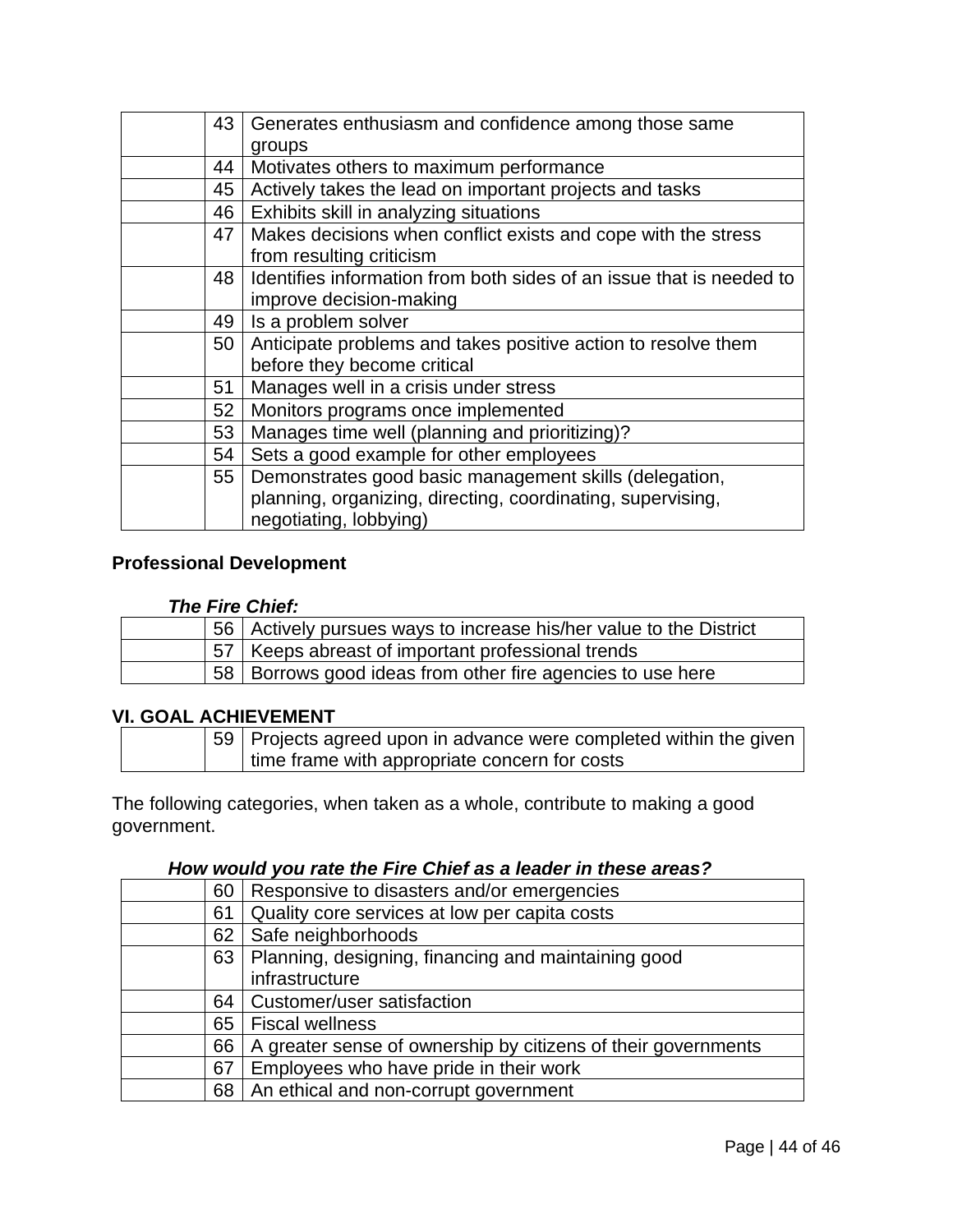| | | |
|---|---|---|
| | 43 | Generates enthusiasm and confidence among those same groups |
| | 44 | Motivates others to maximum performance |
| | 45 | Actively takes the lead on important projects and tasks |
| | 46 | Exhibits skill in analyzing situations |
| | 47 | Makes decisions when conflict exists and cope with the stress from resulting criticism |
| | 48 | Identifies information from both sides of an issue that is needed to improve decision-making |
| | 49 | Is a problem solver |
| | 50 | Anticipate problems and takes positive action to resolve them before they become critical |
| | 51 | Manages well in a crisis under stress |
| | 52 | Monitors programs once implemented |
| | 53 | Manages time well (planning and prioritizing)? |
| | 54 | Sets a good example for other employees |
| | 55 | Demonstrates good basic management skills (delegation, planning, organizing, directing, coordinating, supervising, negotiating, lobbying) |

**Professional Development**

***The Fire Chief:***

| | | |
|---|---|---|
| | 56 | Actively pursues ways to increase his/her value to the District |
| | 57 | Keeps abreast of important professional trends |
| | 58 | Borrows good ideas from other fire agencies to use here |

**VI. GOAL ACHIEVEMENT**

| | | |
|---|---|---|
| | 59 | Projects agreed upon in advance were completed within the given time frame with appropriate concern for costs |

The following categories, when taken as a whole, contribute to making a good government.

***How would you rate the Fire Chief as a leader in these areas?***

| | | |
|---|---|---|
| | 60 | Responsive to disasters and/or emergencies |
| | 61 | Quality core services at low per capita costs |
| | 62 | Safe neighborhoods |
| | 63 | Planning, designing, financing and maintaining good infrastructure |
| | 64 | Customer/user satisfaction |
| | 65 | Fiscal wellness |
| | 66 | A greater sense of ownership by citizens of their governments |
| | 67 | Employees who have pride in their work |
| | 68 | An ethical and non-corrupt government |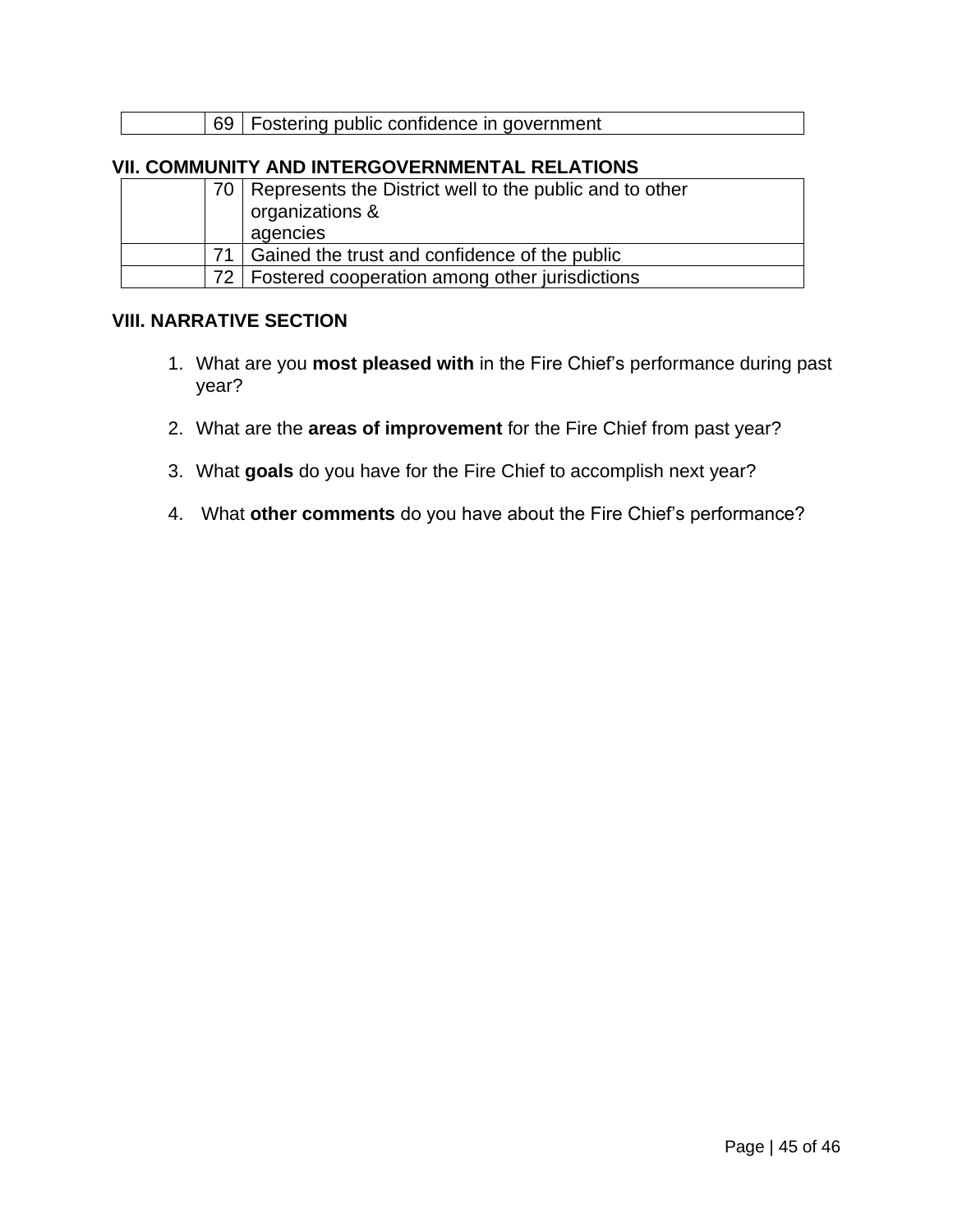| | | |
|---|---|---|
| | 69 | Fostering public confidence in government |

### VII. COMMUNITY AND INTERGOVERNMENTAL RELATIONS

| | | |
|---|---|---|
| | 70 | Represents the District well to the public and to other organizations & agencies |
| | 71 | Gained the trust and confidence of the public |
| | 72 | Fostered cooperation among other jurisdictions |

### VIII. NARRATIVE SECTION

1. What are you **most pleased with** in the Fire Chief's performance during past year?

2. What are the **areas of improvement** for the Fire Chief from past year?

3. What **goals** do you have for the Fire Chief to accomplish next year?

4. What **other comments** do you have about the Fire Chief's performance?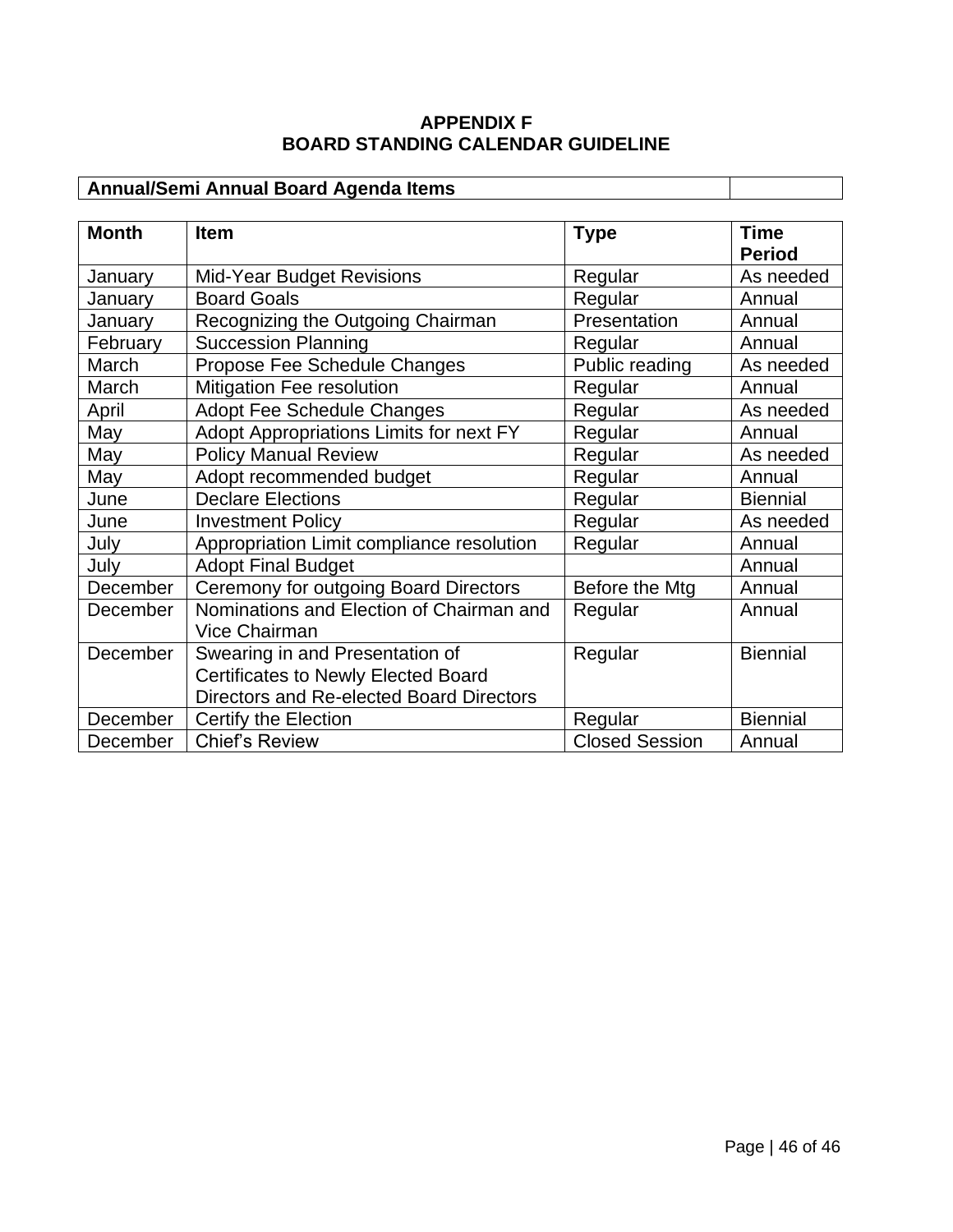# APPENDIX F
# BOARD STANDING CALENDAR GUIDELINE

| Annual/Semi Annual Board Agenda Items | |
|---|---|

| Month | Item | Type | Time Period |
|---|---|---|---|
| January | Mid-Year Budget Revisions | Regular | As needed |
| January | Board Goals | Regular | Annual |
| January | Recognizing the Outgoing Chairman | Presentation | Annual |
| February | Succession Planning | Regular | Annual |
| March | Propose Fee Schedule Changes | Public reading | As needed |
| March | Mitigation Fee resolution | Regular | Annual |
| April | Adopt Fee Schedule Changes | Regular | As needed |
| May | Adopt Appropriations Limits for next FY | Regular | Annual |
| May | Policy Manual Review | Regular | As needed |
| May | Adopt recommended budget | Regular | Annual |
| June | Declare Elections | Regular | Biennial |
| June | Investment Policy | Regular | As needed |
| July | Appropriation Limit compliance resolution | Regular | Annual |
| July | Adopt Final Budget | | Annual |
| December | Ceremony for outgoing Board Directors | Before the Mtg | Annual |
| December | Nominations and Election of Chairman and Vice Chairman | Regular | Annual |
| December | Swearing in and Presentation of Certificates to Newly Elected Board Directors and Re-elected Board Directors | Regular | Biennial |
| December | Certify the Election | Regular | Biennial |
| December | Chief's Review | Closed Session | Annual |